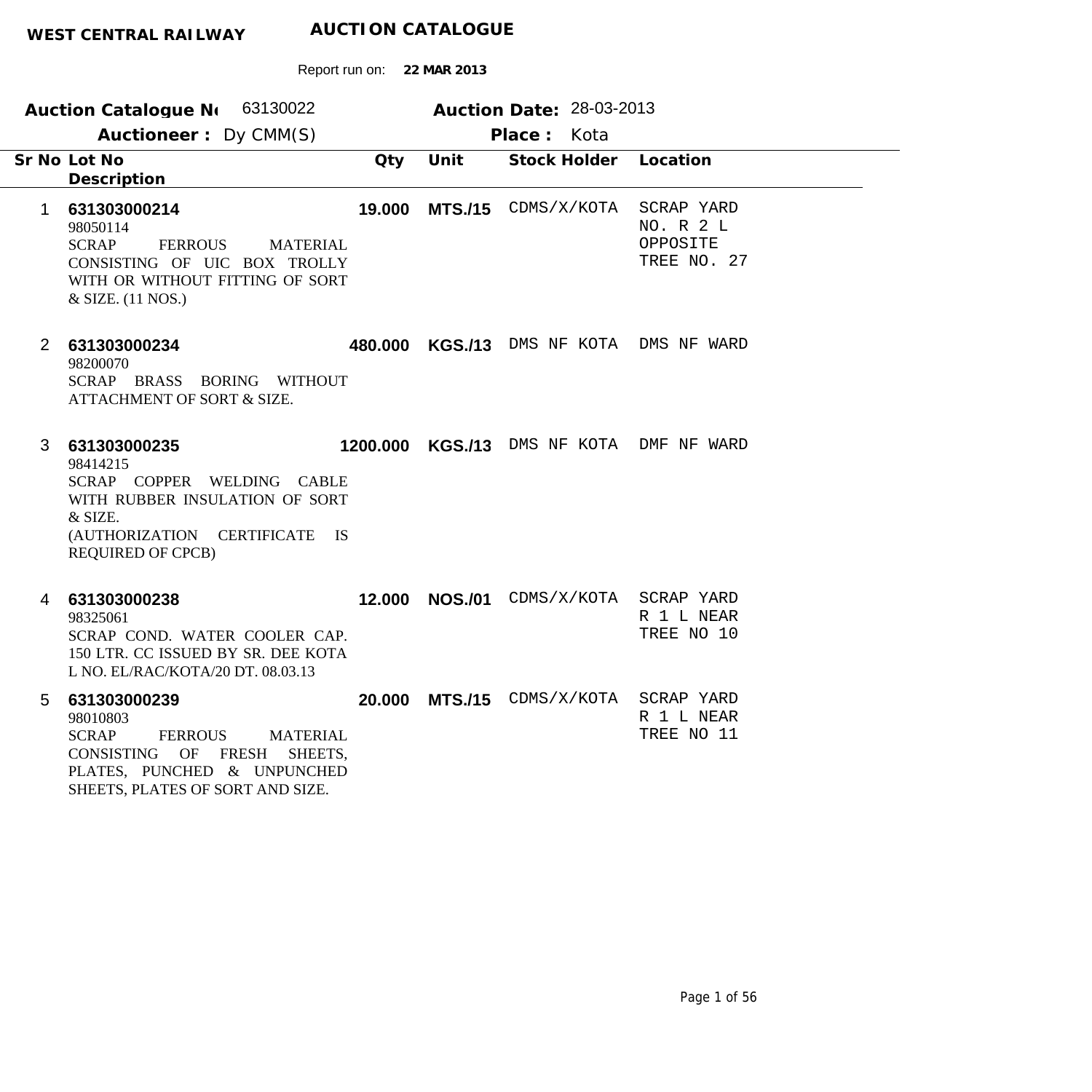**WEST CENTRAL RAILWAY** **AUCTION CATALOGUE**

Report run on: **22 MAR 2013**

**Auction Catalogue No** 63130022 **Auction Date:** 28-03-2013

**Auctioneer :** Dy CMM(S) **Place :** Kota

| Sr No | Lot No / Description | Qty | Unit | Stock Holder | Location |
|---|---|---|---|---|---|
| 1 | **631303000214**<br>98050114<br>SCRAP FERROUS MATERIAL CONSISTING OF UIC BOX TROLLY WITH OR WITHOUT FITTING OF SORT & SIZE. (11 NOS.) | **19.000** | **MTS./15** | CDMS/X/KOTA | SCRAP YARD NO. R 2 L OPPOSITE TREE NO. 27 |
| 2 | **631303000234**<br>98200070<br>SCRAP BRASS BORING WITHOUT ATTACHMENT OF SORT & SIZE. | **480.000** | **KGS./13** | DMS NF KOTA | DMS NF WARD |
| 3 | **631303000235**<br>98414215<br>SCRAP COPPER WELDING CABLE WITH RUBBER INSULATION OF SORT & SIZE.<br>(AUTHORIZATION CERTIFICATE IS REQUIRED OF CPCB) | **1200.000** | **KGS./13** | DMS NF KOTA | DMF NF WARD |
| 4 | **631303000238**<br>98325061<br>SCRAP COND. WATER COOLER CAP. 150 LTR. CC ISSUED BY SR. DEE KOTA L NO. EL/RAC/KOTA/20 DT. 08.03.13 | **12.000** | **NOS./01** | CDMS/X/KOTA | SCRAP YARD R 1 L NEAR TREE NO 10 |
| 5 | **631303000239**<br>98010803<br>SCRAP FERROUS MATERIAL CONSISTING OF FRESH SHEETS, PLATES, PUNCHED & UNPUNCHED SHEETS, PLATES OF SORT AND SIZE. | **20.000** | **MTS./15** | CDMS/X/KOTA | SCRAP YARD R 1 L NEAR TREE NO 11 |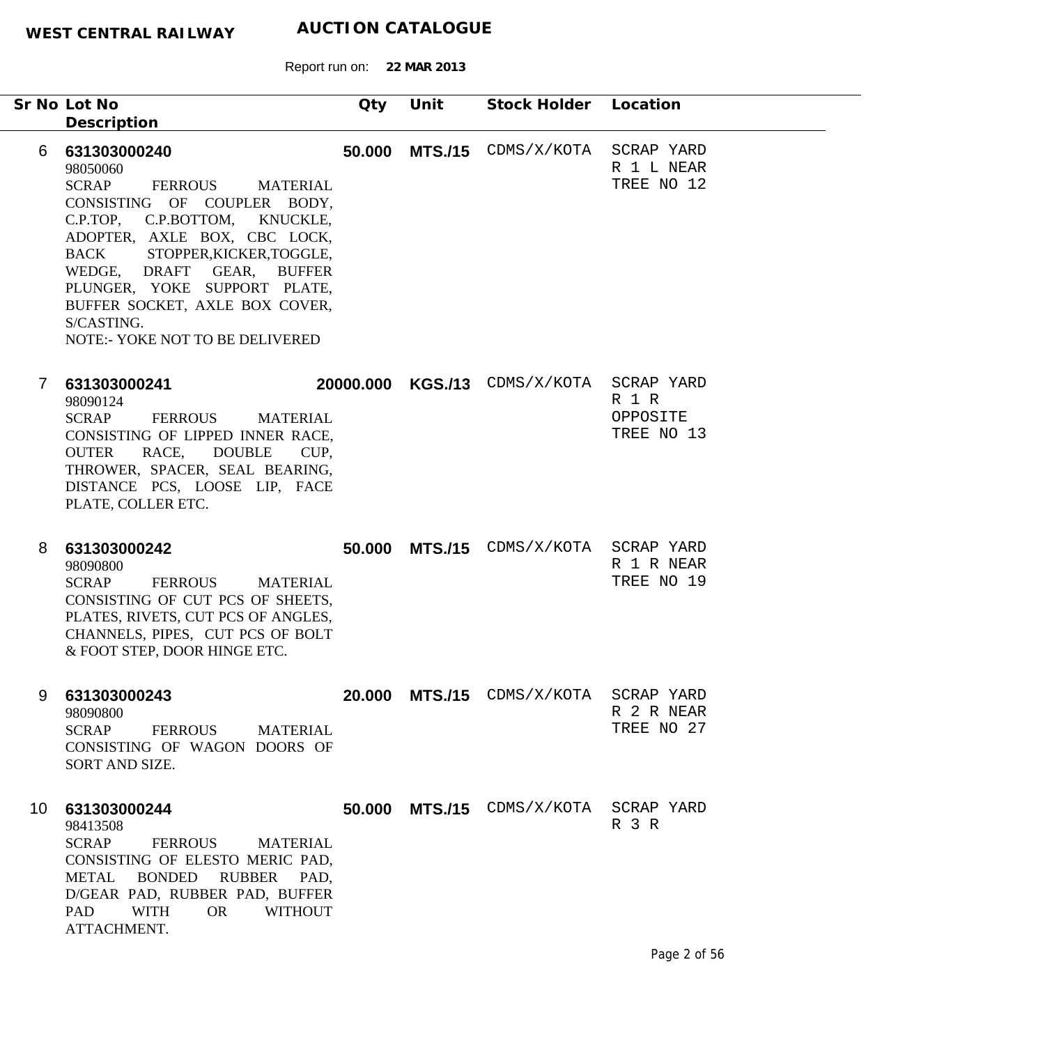**WEST CENTRAL RAILWAY** **AUCTION CATALOGUE**

Report run on: **22 MAR 2013**

| Sr No | Lot No<br>Description | Qty | Unit | Stock Holder | Location |
|---|---|---|---|---|---|
| 6 | **631303000240**<br>98050060<br>SCRAP FERROUS MATERIAL CONSISTING OF COUPLER BODY, C.P.TOP, C.P.BOTTOM, KNUCKLE, ADOPTER, AXLE BOX, CBC LOCK, BACK STOPPER,KICKER,TOGGLE, WEDGE, DRAFT GEAR, BUFFER PLUNGER, YOKE SUPPORT PLATE, BUFFER SOCKET, AXLE BOX COVER, S/CASTING.<br>NOTE:- YOKE NOT TO BE DELIVERED | **50.000** | **MTS./15** | CDMS/X/KOTA | SCRAP YARD R 1 L NEAR TREE NO 12 |
| 7 | **631303000241**<br>98090124<br>SCRAP FERROUS MATERIAL CONSISTING OF LIPPED INNER RACE, OUTER RACE, DOUBLE CUP, THROWER, SPACER, SEAL BEARING, DISTANCE PCS, LOOSE LIP, FACE PLATE, COLLER ETC. | **20000.000** | **KGS./13** | CDMS/X/KOTA | SCRAP YARD R 1 R OPPOSITE TREE NO 13 |
| 8 | **631303000242**<br>98090800<br>SCRAP FERROUS MATERIAL CONSISTING OF CUT PCS OF SHEETS, PLATES, RIVETS, CUT PCS OF ANGLES, CHANNELS, PIPES, CUT PCS OF BOLT & FOOT STEP, DOOR HINGE ETC. | **50.000** | **MTS./15** | CDMS/X/KOTA | SCRAP YARD R 1 R NEAR TREE NO 19 |
| 9 | **631303000243**<br>98090800<br>SCRAP FERROUS MATERIAL CONSISTING OF WAGON DOORS OF SORT AND SIZE. | **20.000** | **MTS./15** | CDMS/X/KOTA | SCRAP YARD R 2 R NEAR TREE NO 27 |
| 10 | **631303000244**<br>98413508<br>SCRAP FERROUS MATERIAL CONSISTING OF ELESTO MERIC PAD, METAL BONDED RUBBER PAD, D/GEAR PAD, RUBBER PAD, BUFFER PAD WITH OR WITHOUT ATTACHMENT. | **50.000** | **MTS./15** | CDMS/X/KOTA | SCRAP YARD R 3 R |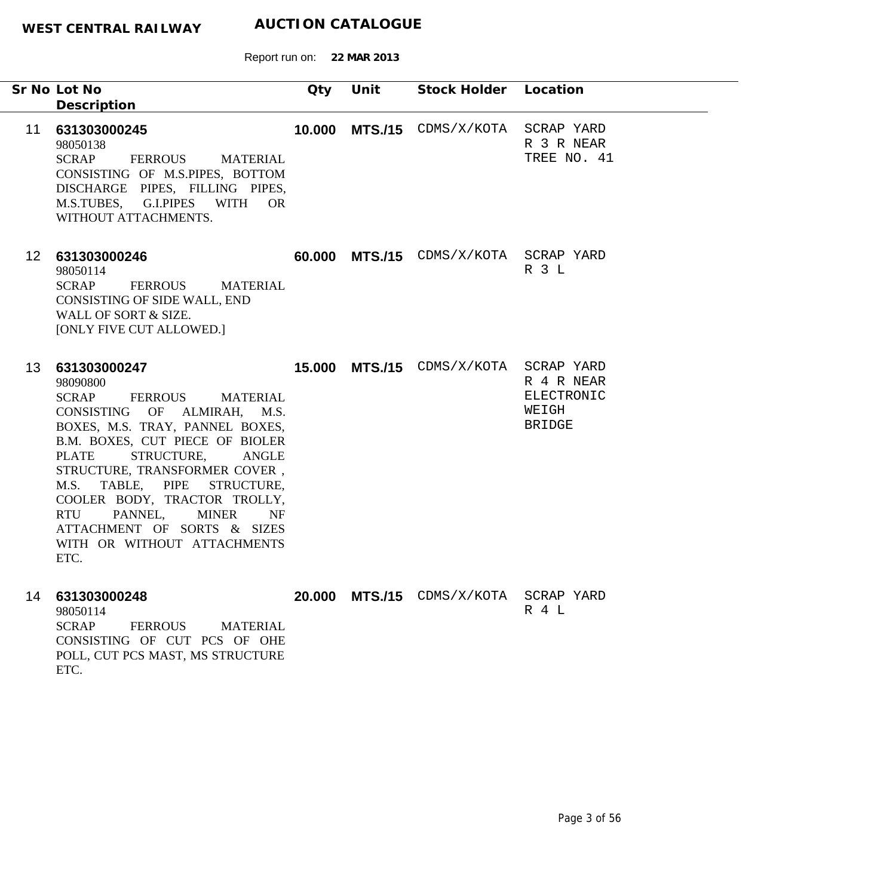**WEST CENTRAL RAILWAY** **AUCTION CATALOGUE**

Report run on: **22 MAR 2013**

| Sr No | Lot No<br>Description | Qty | Unit | Stock Holder | Location |
|---|---|---|---|---|---|
| 11 | **631303000245**<br>98050138<br>SCRAP FERROUS MATERIAL CONSISTING OF M.S.PIPES, BOTTOM DISCHARGE PIPES, FILLING PIPES, M.S.TUBES, G.I.PIPES WITH OR WITHOUT ATTACHMENTS. | **10.000** | **MTS./15** | CDMS/X/KOTA | SCRAP YARD R 3 R NEAR TREE NO. 41 |
| 12 | **631303000246**<br>98050114<br>SCRAP FERROUS MATERIAL CONSISTING OF SIDE WALL, END WALL OF SORT & SIZE.<br>[ONLY FIVE CUT ALLOWED.] | **60.000** | **MTS./15** | CDMS/X/KOTA | SCRAP YARD R 3 L |
| 13 | **631303000247**<br>98090800<br>SCRAP FERROUS MATERIAL CONSISTING OF ALMIRAH, M.S. BOXES, M.S. TRAY, PANNEL BOXES, B.M. BOXES, CUT PIECE OF BIOLER PLATE STRUCTURE, ANGLE STRUCTURE, TRANSFORMER COVER , M.S. TABLE, PIPE STRUCTURE, COOLER BODY, TRACTOR TROLLY, RTU PANNEL, MINER NF ATTACHMENT OF SORTS & SIZES WITH OR WITHOUT ATTACHMENTS ETC. | **15.000** | **MTS./15** | CDMS/X/KOTA | SCRAP YARD R 4 R NEAR ELECTRONIC WEIGH BRIDGE |
| 14 | **631303000248**<br>98050114<br>SCRAP FERROUS MATERIAL CONSISTING OF CUT PCS OF OHE POLL, CUT PCS MAST, MS STRUCTURE ETC. | **20.000** | **MTS./15** | CDMS/X/KOTA | SCRAP YARD R 4 L |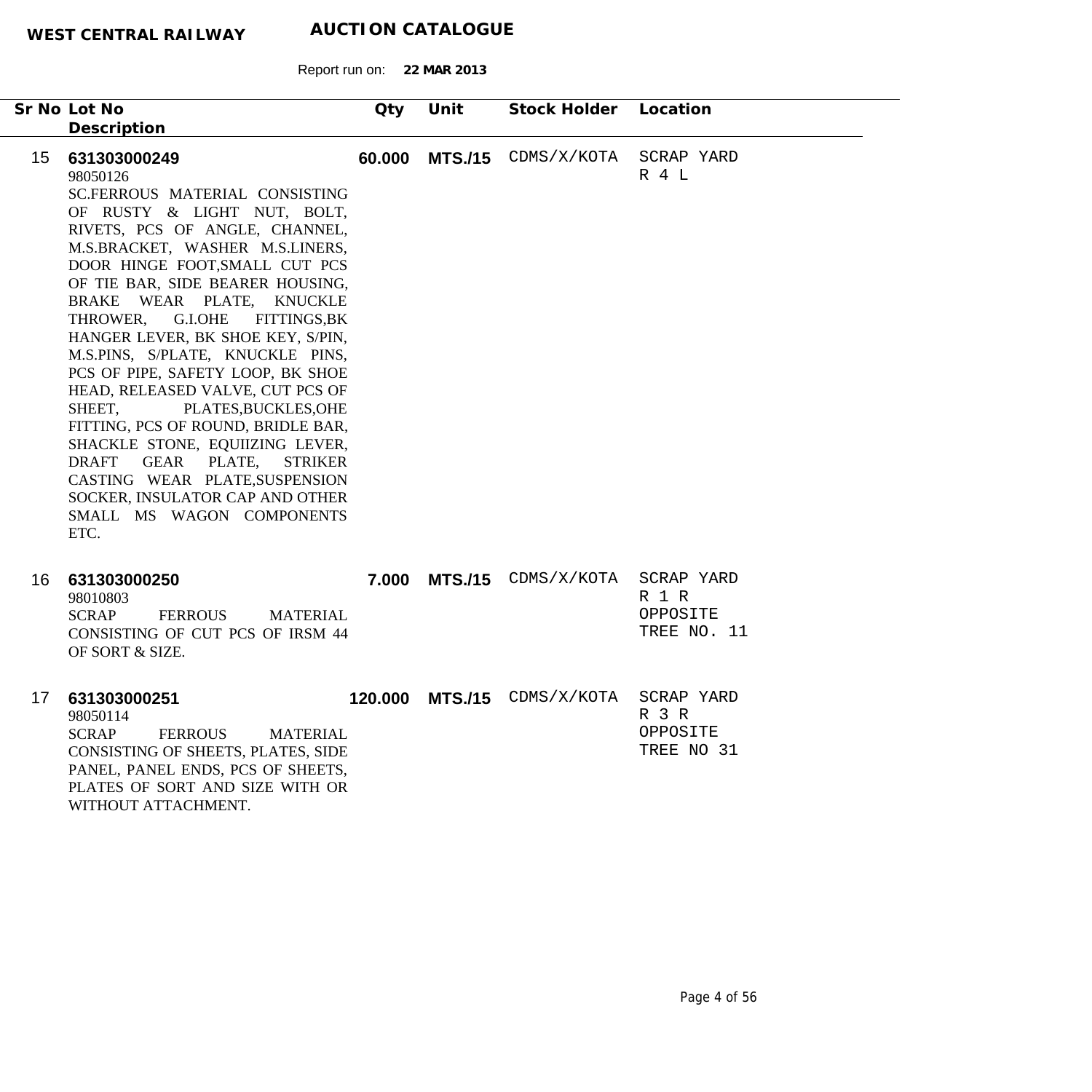**WEST CENTRAL RAILWAY** **AUCTION CATALOGUE**

Report run on: **22 MAR 2013**

| Sr No | Lot No / Description | Qty | Unit | Stock Holder | Location |
|---|---|---|---|---|---|
| 15 | **631303000249**<br>98050126<br>SC.FERROUS MATERIAL CONSISTING OF RUSTY & LIGHT NUT, BOLT, RIVETS, PCS OF ANGLE, CHANNEL, M.S.BRACKET, WASHER M.S.LINERS, DOOR HINGE FOOT,SMALL CUT PCS OF TIE BAR, SIDE BEARER HOUSING, BRAKE WEAR PLATE, KNUCKLE THROWER, G.I.OHE FITTINGS,BK HANGER LEVER, BK SHOE KEY, S/PIN, M.S.PINS, S/PLATE, KNUCKLE PINS, PCS OF PIPE, SAFETY LOOP, BK SHOE HEAD, RELEASED VALVE, CUT PCS OF SHEET, PLATES,BUCKLES,OHE FITTING, PCS OF ROUND, BRIDLE BAR, SHACKLE STONE, EQUIIZING LEVER, DRAFT GEAR PLATE, STRIKER CASTING WEAR PLATE,SUSPENSION SOCKER, INSULATOR CAP AND OTHER SMALL MS WAGON COMPONENTS ETC. | **60.000** | **MTS./15** | CDMS/X/KOTA | SCRAP YARD<br>R 4 L |
| 16 | **631303000250**<br>98010803<br>SCRAP FERROUS MATERIAL CONSISTING OF CUT PCS OF IRSM 44 OF SORT & SIZE. | **7.000** | **MTS./15** | CDMS/X/KOTA | SCRAP YARD<br>R 1 R<br>OPPOSITE<br>TREE NO. 11 |
| 17 | **631303000251**<br>98050114<br>SCRAP FERROUS MATERIAL CONSISTING OF SHEETS, PLATES, SIDE PANEL, PANEL ENDS, PCS OF SHEETS, PLATES OF SORT AND SIZE WITH OR WITHOUT ATTACHMENT. | **120.000** | **MTS./15** | CDMS/X/KOTA | SCRAP YARD<br>R 3 R<br>OPPOSITE<br>TREE NO 31 |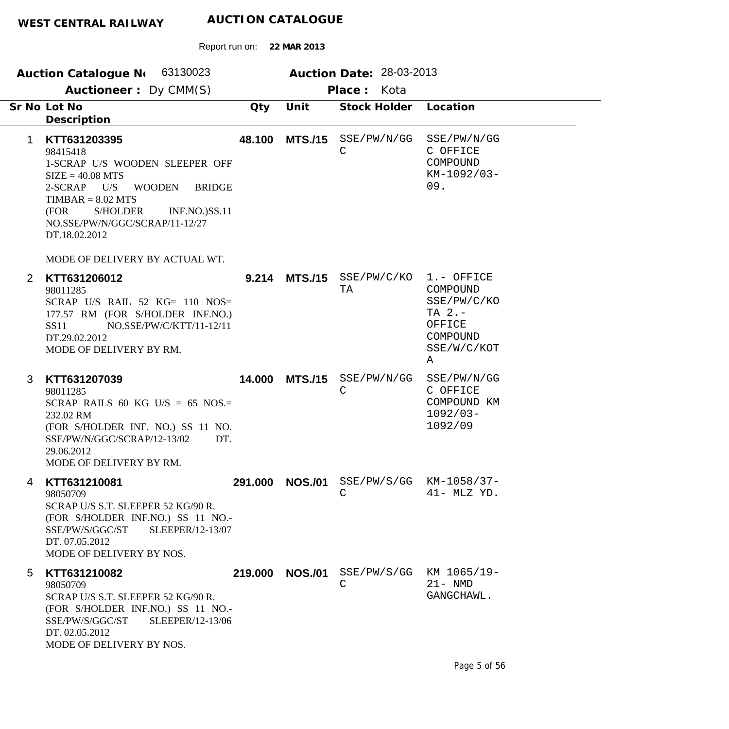**WEST CENTRAL RAILWAY** **AUCTION CATALOGUE**

Report run on: **22 MAR 2013**

**Auction Catalogue No** 63130023 **Auction Date:** 28-03-2013

**Auctioneer :** Dy CMM(S) **Place :** Kota

| Sr No | Lot No / Description | Qty | Unit | Stock Holder | Location |
|---|---|---|---|---|---|
| 1 | **KTT631203395**<br>98415418<br>1-SCRAP U/S WOODEN SLEEPER OFF SIZE = 40.08 MTS<br>2-SCRAP U/S WOODEN BRIDGE TIMBAR = 8.02 MTS<br>(FOR S/HOLDER INF.NO.)SS.11 NO.SSE/PW/N/GGC/SCRAP/11-12/27 DT.18.02.2012<br><br>MODE OF DELIVERY BY ACTUAL WT. | **48.100** | **MTS./15** | SSE/PW/N/GGC | SSE/PW/N/GGC OFFICE COMPOUND KM-1092/03-09. |
| 2 | **KTT631206012**<br>98011285<br>SCRAP U/S RAIL 52 KG= 110 NOS= 177.57 RM (FOR S/HOLDER INF.NO.) SS11 NO.SSE/PW/C/KTT/11-12/11 DT.29.02.2012<br>MODE OF DELIVERY BY RM. | **9.214** | **MTS./15** | SSE/PW/C/KOTA | 1.- OFFICE COMPOUND SSE/PW/C/KOTA 2.- OFFICE COMPOUND SSE/W/C/KOTA |
| 3 | **KTT631207039**<br>98011285<br>SCRAP RAILS 60 KG U/S = 65 NOS.= 232.02 RM<br>(FOR S/HOLDER INF. NO.) SS 11 NO. SSE/PW/N/GGC/SCRAP/12-13/02 DT. 29.06.2012<br>MODE OF DELIVERY BY RM. | **14.000** | **MTS./15** | SSE/PW/N/GGC | SSE/PW/N/GGC OFFICE COMPOUND KM 1092/03-1092/09 |
| 4 | **KTT631210081**<br>98050709<br>SCRAP U/S S.T. SLEEPER 52 KG/90 R.<br>(FOR S/HOLDER INF.NO.) SS 11 NO.-SSE/PW/S/GGC/ST SLEEPER/12-13/07 DT. 07.05.2012<br>MODE OF DELIVERY BY NOS. | **291.000** | **NOS./01** | SSE/PW/S/GGC | KM-1058/37-41- MLZ YD. |
| 5 | **KTT631210082**<br>98050709<br>SCRAP U/S S.T. SLEEPER 52 KG/90 R.<br>(FOR S/HOLDER INF.NO.) SS 11 NO.-SSE/PW/S/GGC/ST SLEEPER/12-13/06 DT. 02.05.2012<br>MODE OF DELIVERY BY NOS. | **219.000** | **NOS./01** | SSE/PW/S/GGC | KM 1065/19-21- NMD GANGCHAWL. |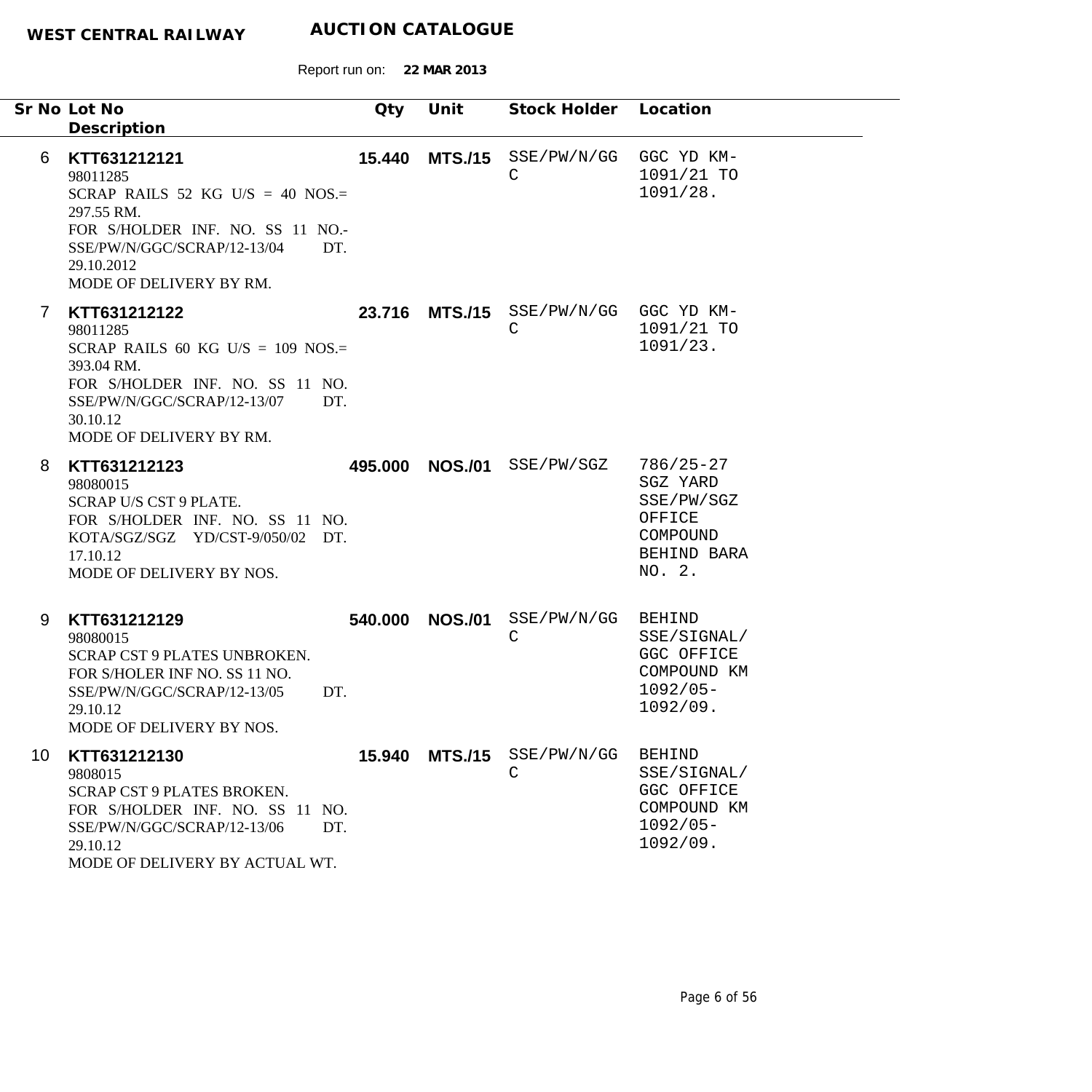**WEST CENTRAL RAILWAY** **AUCTION CATALOGUE**

Report run on: **22 MAR 2013**

| Sr No | Lot No / Description | Qty | Unit | Stock Holder | Location |
|---|---|---|---|---|---|
| 6 | **KTT631212121**<br>98011285<br>SCRAP RAILS 52 KG U/S = 40 NOS.= 297.55 RM.<br>FOR S/HOLDER INF. NO. SS 11 NO.- SSE/PW/N/GGC/SCRAP/12-13/04 DT. 29.10.2012<br>MODE OF DELIVERY BY RM. | **15.440** | **MTS./15** | SSE/PW/N/GGC | GGC YD KM-1091/21 TO 1091/28. |
| 7 | **KTT631212122**<br>98011285<br>SCRAP RAILS 60 KG U/S = 109 NOS.= 393.04 RM.<br>FOR S/HOLDER INF. NO. SS 11 NO. SSE/PW/N/GGC/SCRAP/12-13/07 DT. 30.10.12<br>MODE OF DELIVERY BY RM. | **23.716** | **MTS./15** | SSE/PW/N/GGC | GGC YD KM-1091/21 TO 1091/23. |
| 8 | **KTT631212123**<br>98080015<br>SCRAP U/S CST 9 PLATE.<br>FOR S/HOLDER INF. NO. SS 11 NO. KOTA/SGZ/SGZ YD/CST-9/050/02 DT. 17.10.12<br>MODE OF DELIVERY BY NOS. | **495.000** | **NOS./01** | SSE/PW/SGZ | 786/25-27 SGZ YARD SSE/PW/SGZ OFFICE COMPOUND BEHIND BARA NO. 2. |
| 9 | **KTT631212129**<br>98080015<br>SCRAP CST 9 PLATES UNBROKEN.<br>FOR S/HOLER INF NO. SS 11 NO. SSE/PW/N/GGC/SCRAP/12-13/05 DT. 29.10.12<br>MODE OF DELIVERY BY NOS. | **540.000** | **NOS./01** | SSE/PW/N/GGC | BEHIND SSE/SIGNAL/ GGC OFFICE COMPOUND KM 1092/05-1092/09. |
| 10 | **KTT631212130**<br>9808015<br>SCRAP CST 9 PLATES BROKEN.<br>FOR S/HOLDER INF. NO. SS 11 NO. SSE/PW/N/GGC/SCRAP/12-13/06 DT. 29.10.12<br>MODE OF DELIVERY BY ACTUAL WT. | **15.940** | **MTS./15** | SSE/PW/N/GGC | BEHIND SSE/SIGNAL/ GGC OFFICE COMPOUND KM 1092/05-1092/09. |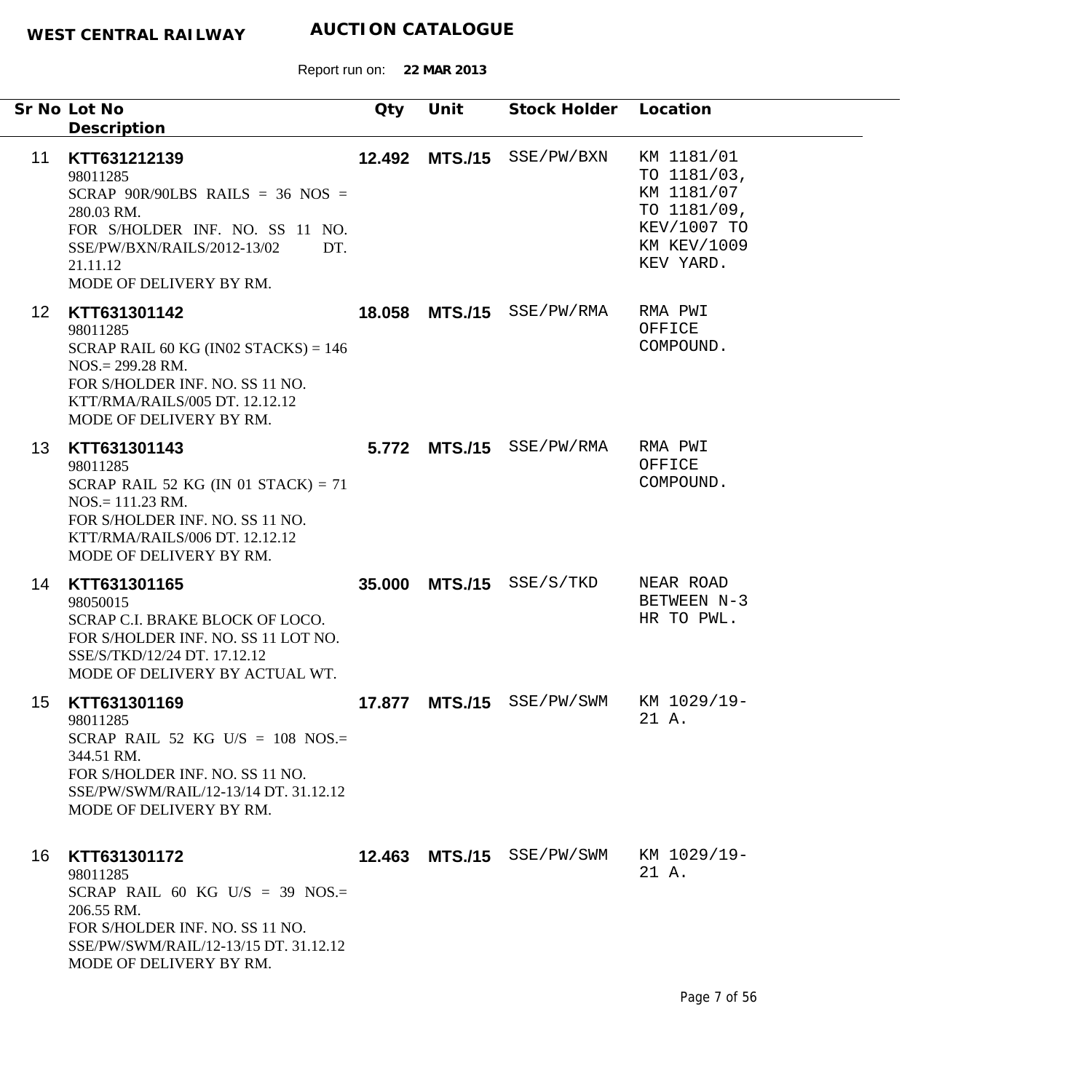**WEST CENTRAL RAILWAY** **AUCTION CATALOGUE**

Report run on: **22 MAR 2013**

| Sr No | Lot No / Description | Qty | Unit | Stock Holder | Location |
|---|---|---|---|---|---|
| 11 | **KTT631212139**<br>98011285<br>SCRAP 90R/90LBS RAILS = 36 NOS = 280.03 RM.<br>FOR S/HOLDER INF. NO. SS 11 NO. SSE/PW/BXN/RAILS/2012-13/02 DT. 21.11.12<br>MODE OF DELIVERY BY RM. | **12.492** | **MTS./15** | SSE/PW/BXN | KM 1181/01 TO 1181/03, KM 1181/07 TO 1181/09, KEV/1007 TO KM KEV/1009 KEV YARD. |
| 12 | **KTT631301142**<br>98011285<br>SCRAP RAIL 60 KG (IN02 STACKS) = 146 NOS.= 299.28 RM.<br>FOR S/HOLDER INF. NO. SS 11 NO. KTT/RMA/RAILS/005 DT. 12.12.12<br>MODE OF DELIVERY BY RM. | **18.058** | **MTS./15** | SSE/PW/RMA | RMA PWI OFFICE COMPOUND. |
| 13 | **KTT631301143**<br>98011285<br>SCRAP RAIL 52 KG (IN 01 STACK) = 71 NOS.= 111.23 RM.<br>FOR S/HOLDER INF. NO. SS 11 NO. KTT/RMA/RAILS/006 DT. 12.12.12<br>MODE OF DELIVERY BY RM. | **5.772** | **MTS./15** | SSE/PW/RMA | RMA PWI OFFICE COMPOUND. |
| 14 | **KTT631301165**<br>98050015<br>SCRAP C.I. BRAKE BLOCK OF LOCO.<br>FOR S/HOLDER INF. NO. SS 11 LOT NO. SSE/S/TKD/12/24 DT. 17.12.12<br>MODE OF DELIVERY BY ACTUAL WT. | **35.000** | **MTS./15** | SSE/S/TKD | NEAR ROAD BETWEEN N-3 HR TO PWL. |
| 15 | **KTT631301169**<br>98011285<br>SCRAP RAIL 52 KG U/S = 108 NOS.= 344.51 RM.<br>FOR S/HOLDER INF. NO. SS 11 NO. SSE/PW/SWM/RAIL/12-13/14 DT. 31.12.12<br>MODE OF DELIVERY BY RM. | **17.877** | **MTS./15** | SSE/PW/SWM | KM 1029/19-21 A. |
| 16 | **KTT631301172**<br>98011285<br>SCRAP RAIL 60 KG U/S = 39 NOS.= 206.55 RM.<br>FOR S/HOLDER INF. NO. SS 11 NO. SSE/PW/SWM/RAIL/12-13/15 DT. 31.12.12<br>MODE OF DELIVERY BY RM. | **12.463** | **MTS./15** | SSE/PW/SWM | KM 1029/19-21 A. |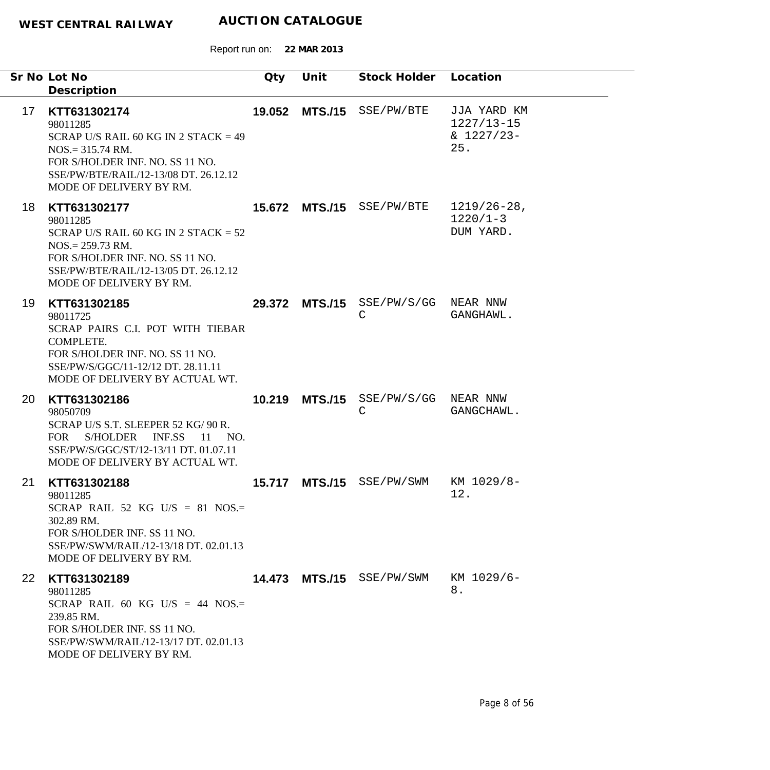**WEST CENTRAL RAILWAY** **AUCTION CATALOGUE**

Report run on: **22 MAR 2013**

| Sr No | Lot No / Description | Qty | Unit | Stock Holder | Location |
|---|---|---|---|---|---|
| 17 | **KTT631302174**<br>98011285<br>SCRAP U/S RAIL 60 KG IN 2 STACK = 49 NOS.= 315.74 RM.<br>FOR S/HOLDER INF. NO. SS 11 NO. SSE/PW/BTE/RAIL/12-13/08 DT. 26.12.12<br>MODE OF DELIVERY BY RM. | **19.052** | **MTS./15** | SSE/PW/BTE | JJA YARD KM 1227/13-15 & 1227/23-25. |
| 18 | **KTT631302177**<br>98011285<br>SCRAP U/S RAIL 60 KG IN 2 STACK = 52 NOS.= 259.73 RM.<br>FOR S/HOLDER INF. NO. SS 11 NO. SSE/PW/BTE/RAIL/12-13/05 DT. 26.12.12<br>MODE OF DELIVERY BY RM. | **15.672** | **MTS./15** | SSE/PW/BTE | 1219/26-28, 1220/1-3 DUM YARD. |
| 19 | **KTT631302185**<br>98011725<br>SCRAP PAIRS C.I. POT WITH TIEBAR COMPLETE.<br>FOR S/HOLDER INF. NO. SS 11 NO. SSE/PW/S/GGC/11-12/12 DT. 28.11.11<br>MODE OF DELIVERY BY ACTUAL WT. | **29.372** | **MTS./15** | SSE/PW/S/GGC | NEAR NNW GANGHAWL. |
| 20 | **KTT631302186**<br>98050709<br>SCRAP U/S S.T. SLEEPER 52 KG/ 90 R.<br>FOR S/HOLDER INF.SS 11 NO. SSE/PW/S/GGC/ST/12-13/11 DT. 01.07.11<br>MODE OF DELIVERY BY ACTUAL WT. | **10.219** | **MTS./15** | SSE/PW/S/GGC | NEAR NNW GANGCHAWL. |
| 21 | **KTT631302188**<br>98011285<br>SCRAP RAIL 52 KG U/S = 81 NOS.= 302.89 RM.<br>FOR S/HOLDER INF. SS 11 NO. SSE/PW/SWM/RAIL/12-13/18 DT. 02.01.13<br>MODE OF DELIVERY BY RM. | **15.717** | **MTS./15** | SSE/PW/SWM | KM 1029/8-12. |
| 22 | **KTT631302189**<br>98011285<br>SCRAP RAIL 60 KG U/S = 44 NOS.= 239.85 RM.<br>FOR S/HOLDER INF. SS 11 NO. SSE/PW/SWM/RAIL/12-13/17 DT. 02.01.13<br>MODE OF DELIVERY BY RM. | **14.473** | **MTS./15** | SSE/PW/SWM | KM 1029/6-8. |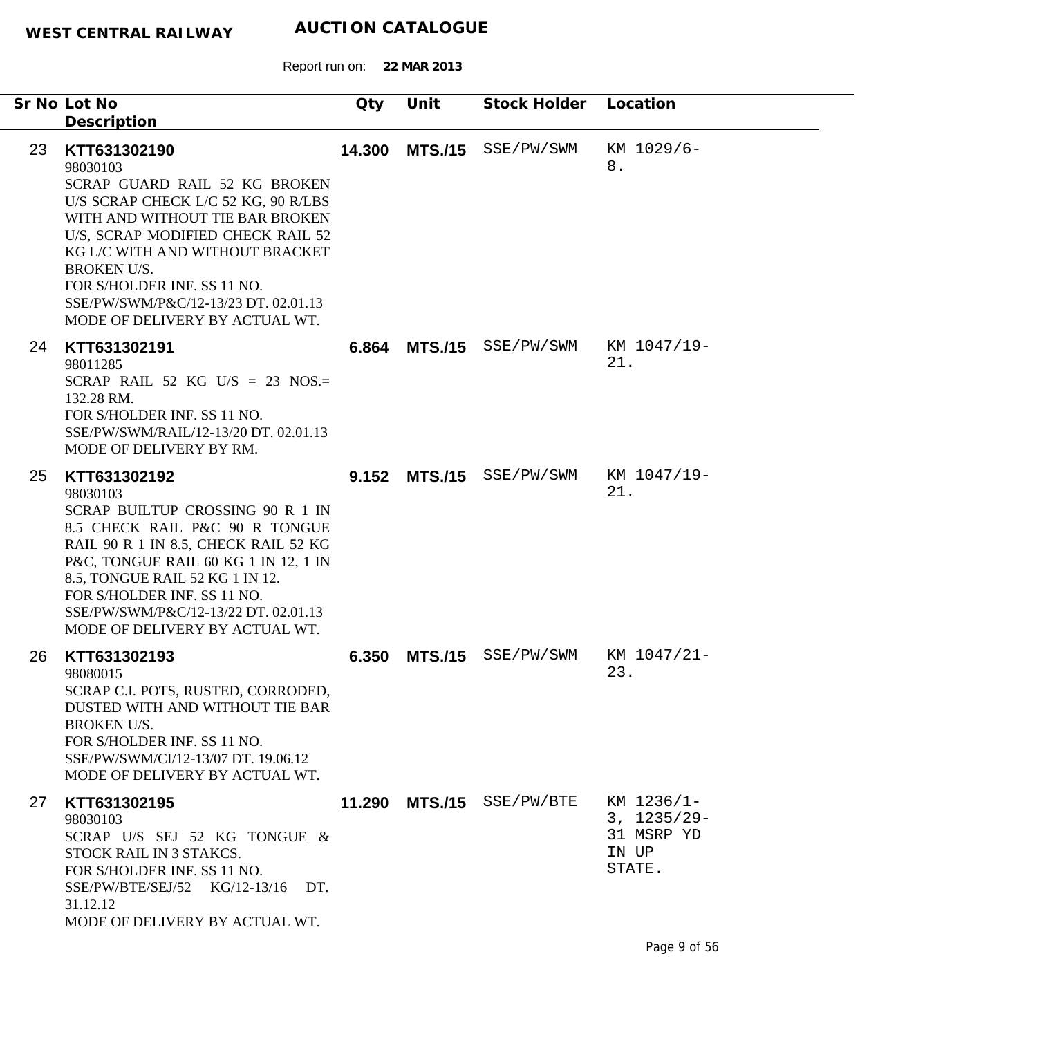**WEST CENTRAL RAILWAY** **AUCTION CATALOGUE**

Report run on: **22 MAR 2013**

| Sr No | Lot No / Description | Qty | Unit | Stock Holder | Location |
|---|---|---|---|---|---|
| 23 | **KTT631302190**<br>98030103<br>SCRAP GUARD RAIL 52 KG BROKEN U/S SCRAP CHECK L/C 52 KG, 90 R/LBS WITH AND WITHOUT TIE BAR BROKEN U/S, SCRAP MODIFIED CHECK RAIL 52 KG L/C WITH AND WITHOUT BRACKET BROKEN U/S.<br>FOR S/HOLDER INF. SS 11 NO. SSE/PW/SWM/P&C/12-13/23 DT. 02.01.13<br>MODE OF DELIVERY BY ACTUAL WT. | **14.300** | **MTS./15** | SSE/PW/SWM | KM 1029/6-8. |
| 24 | **KTT631302191**<br>98011285<br>SCRAP RAIL 52 KG U/S = 23 NOS.= 132.28 RM.<br>FOR S/HOLDER INF. SS 11 NO. SSE/PW/SWM/RAIL/12-13/20 DT. 02.01.13<br>MODE OF DELIVERY BY RM. | **6.864** | **MTS./15** | SSE/PW/SWM | KM 1047/19-21. |
| 25 | **KTT631302192**<br>98030103<br>SCRAP BUILTUP CROSSING 90 R 1 IN 8.5 CHECK RAIL P&C 90 R TONGUE RAIL 90 R 1 IN 8.5, CHECK RAIL 52 KG P&C, TONGUE RAIL 60 KG 1 IN 12, 1 IN 8.5, TONGUE RAIL 52 KG 1 IN 12.<br>FOR S/HOLDER INF. SS 11 NO. SSE/PW/SWM/P&C/12-13/22 DT. 02.01.13<br>MODE OF DELIVERY BY ACTUAL WT. | **9.152** | **MTS./15** | SSE/PW/SWM | KM 1047/19-21. |
| 26 | **KTT631302193**<br>98080015<br>SCRAP C.I. POTS, RUSTED, CORRODED, DUSTED WITH AND WITHOUT TIE BAR BROKEN U/S.<br>FOR S/HOLDER INF. SS 11 NO. SSE/PW/SWM/CI/12-13/07 DT. 19.06.12<br>MODE OF DELIVERY BY ACTUAL WT. | **6.350** | **MTS./15** | SSE/PW/SWM | KM 1047/21-23. |
| 27 | **KTT631302195**<br>98030103<br>SCRAP U/S SEJ 52 KG TONGUE & STOCK RAIL IN 3 STAKCS.<br>FOR S/HOLDER INF. SS 11 NO. SSE/PW/BTE/SEJ/52 KG/12-13/16 DT. 31.12.12<br>MODE OF DELIVERY BY ACTUAL WT. | **11.290** | **MTS./15** | SSE/PW/BTE | KM 1236/1-3, 1235/29-31 MSRP YD IN UP STATE. |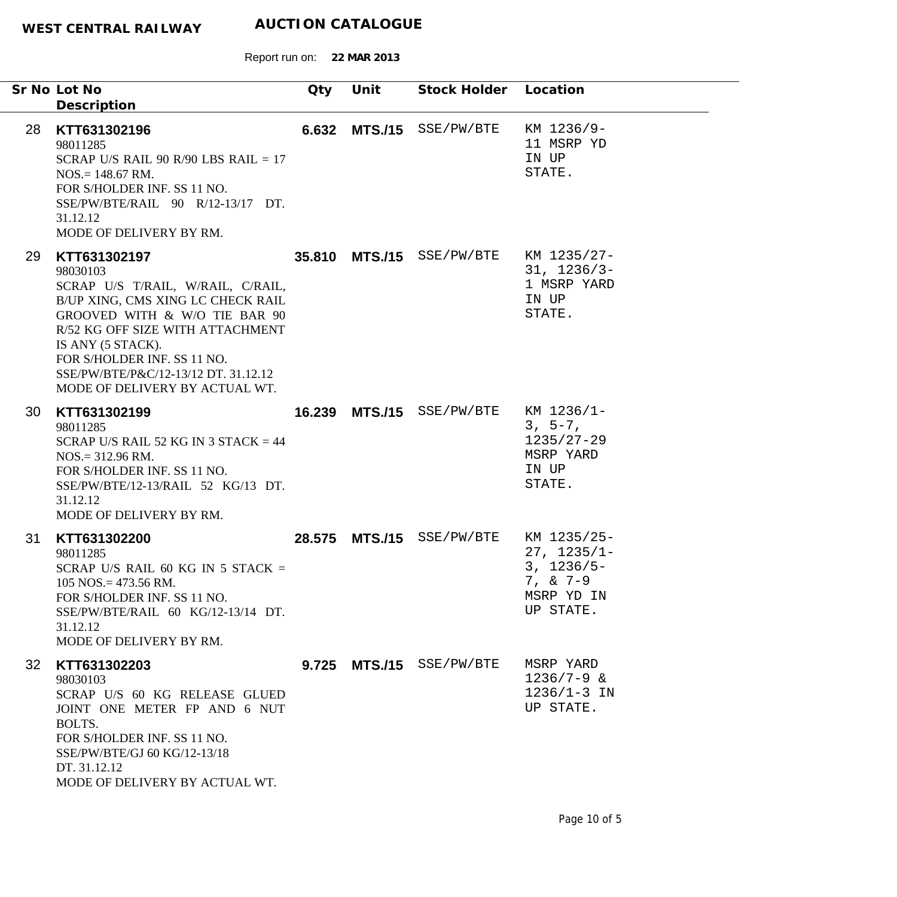**WEST CENTRAL RAILWAY** **AUCTION CATALOGUE**

Report run on: **22 MAR 2013**

| Sr No | Lot No<br>Description | Qty | Unit | Stock Holder | Location |
|---|---|---|---|---|---|
| 28 | **KTT631302196**<br>98011285<br>SCRAP U/S RAIL 90 R/90 LBS RAIL = 17 NOS.= 148.67 RM.<br>FOR S/HOLDER INF. SS 11 NO. SSE/PW/BTE/RAIL 90 R/12-13/17 DT. 31.12.12<br>MODE OF DELIVERY BY RM. | **6.632** | **MTS./15** | SSE/PW/BTE | KM 1236/9-11 MSRP YD IN UP STATE. |
| 29 | **KTT631302197**<br>98030103<br>SCRAP U/S T/RAIL, W/RAIL, C/RAIL, B/UP XING, CMS XING LC CHECK RAIL GROOVED WITH & W/O TIE BAR 90 R/52 KG OFF SIZE WITH ATTACHMENT IS ANY (5 STACK).<br>FOR S/HOLDER INF. SS 11 NO. SSE/PW/BTE/P&C/12-13/12 DT. 31.12.12<br>MODE OF DELIVERY BY ACTUAL WT. | **35.810** | **MTS./15** | SSE/PW/BTE | KM 1235/27-31, 1236/3-1 MSRP YARD IN UP STATE. |
| 30 | **KTT631302199**<br>98011285<br>SCRAP U/S RAIL 52 KG IN 3 STACK = 44 NOS.= 312.96 RM.<br>FOR S/HOLDER INF. SS 11 NO. SSE/PW/BTE/12-13/RAIL 52 KG/13 DT. 31.12.12<br>MODE OF DELIVERY BY RM. | **16.239** | **MTS./15** | SSE/PW/BTE | KM 1236/1-3, 5-7, 1235/27-29 MSRP YARD IN UP STATE. |
| 31 | **KTT631302200**<br>98011285<br>SCRAP U/S RAIL 60 KG IN 5 STACK = 105 NOS.= 473.56 RM.<br>FOR S/HOLDER INF. SS 11 NO. SSE/PW/BTE/RAIL 60 KG/12-13/14 DT. 31.12.12<br>MODE OF DELIVERY BY RM. | **28.575** | **MTS./15** | SSE/PW/BTE | KM 1235/25-27, 1235/1-3, 1236/5-7, & 7-9 MSRP YD IN UP STATE. |
| 32 | **KTT631302203**<br>98030103<br>SCRAP U/S 60 KG RELEASE GLUED JOINT ONE METER FP AND 6 NUT BOLTS.<br>FOR S/HOLDER INF. SS 11 NO. SSE/PW/BTE/GJ 60 KG/12-13/18 DT. 31.12.12<br>MODE OF DELIVERY BY ACTUAL WT. | **9.725** | **MTS./15** | SSE/PW/BTE | MSRP YARD 1236/7-9 & 1236/1-3 IN UP STATE. |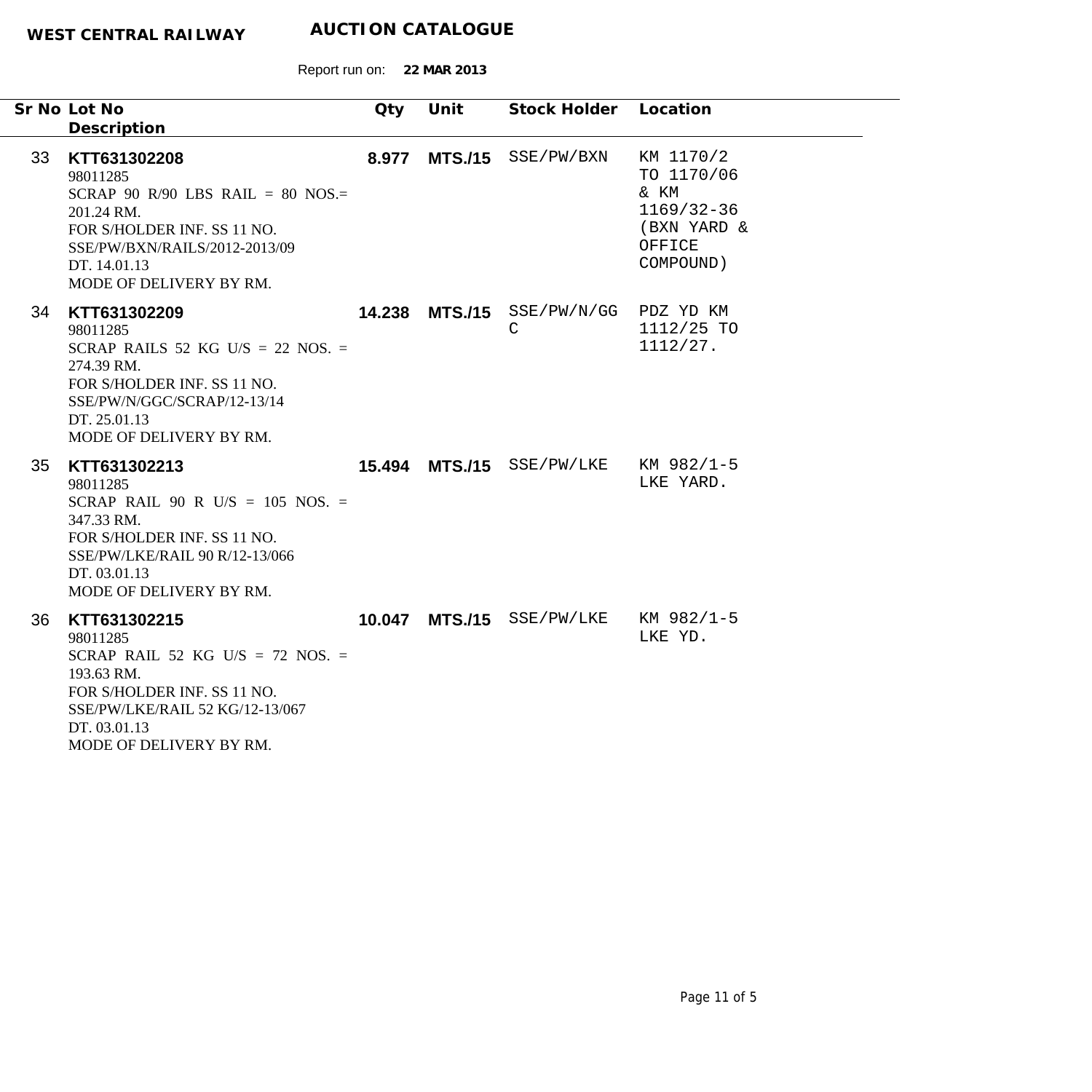**WEST CENTRAL RAILWAY** **AUCTION CATALOGUE**

Report run on: **22 MAR 2013**

| Sr No | Lot No / Description | Qty | Unit | Stock Holder | Location |
|---|---|---|---|---|---|
| 33 | **KTT631302208**<br>98011285<br>SCRAP 90 R/90 LBS RAIL = 80 NOS.= 201.24 RM.<br>FOR S/HOLDER INF. SS 11 NO. SSE/PW/BXN/RAILS/2012-2013/09 DT. 14.01.13<br>MODE OF DELIVERY BY RM. | **8.977** | **MTS./15** | SSE/PW/BXN | KM 1170/2 TO 1170/06 & KM 1169/32-36 (BXN YARD & OFFICE COMPOUND) |
| 34 | **KTT631302209**<br>98011285<br>SCRAP RAILS 52 KG U/S = 22 NOS. = 274.39 RM.<br>FOR S/HOLDER INF. SS 11 NO. SSE/PW/N/GGC/SCRAP/12-13/14 DT. 25.01.13<br>MODE OF DELIVERY BY RM. | **14.238** | **MTS./15** | SSE/PW/N/GGC | PDZ YD KM 1112/25 TO 1112/27. |
| 35 | **KTT631302213**<br>98011285<br>SCRAP RAIL 90 R U/S = 105 NOS. = 347.33 RM.<br>FOR S/HOLDER INF. SS 11 NO. SSE/PW/LKE/RAIL 90 R/12-13/066 DT. 03.01.13<br>MODE OF DELIVERY BY RM. | **15.494** | **MTS./15** | SSE/PW/LKE | KM 982/1-5 LKE YARD. |
| 36 | **KTT631302215**<br>98011285<br>SCRAP RAIL 52 KG U/S = 72 NOS. = 193.63 RM.<br>FOR S/HOLDER INF. SS 11 NO. SSE/PW/LKE/RAIL 52 KG/12-13/067 DT. 03.01.13<br>MODE OF DELIVERY BY RM. | **10.047** | **MTS./15** | SSE/PW/LKE | KM 982/1-5 LKE YD. |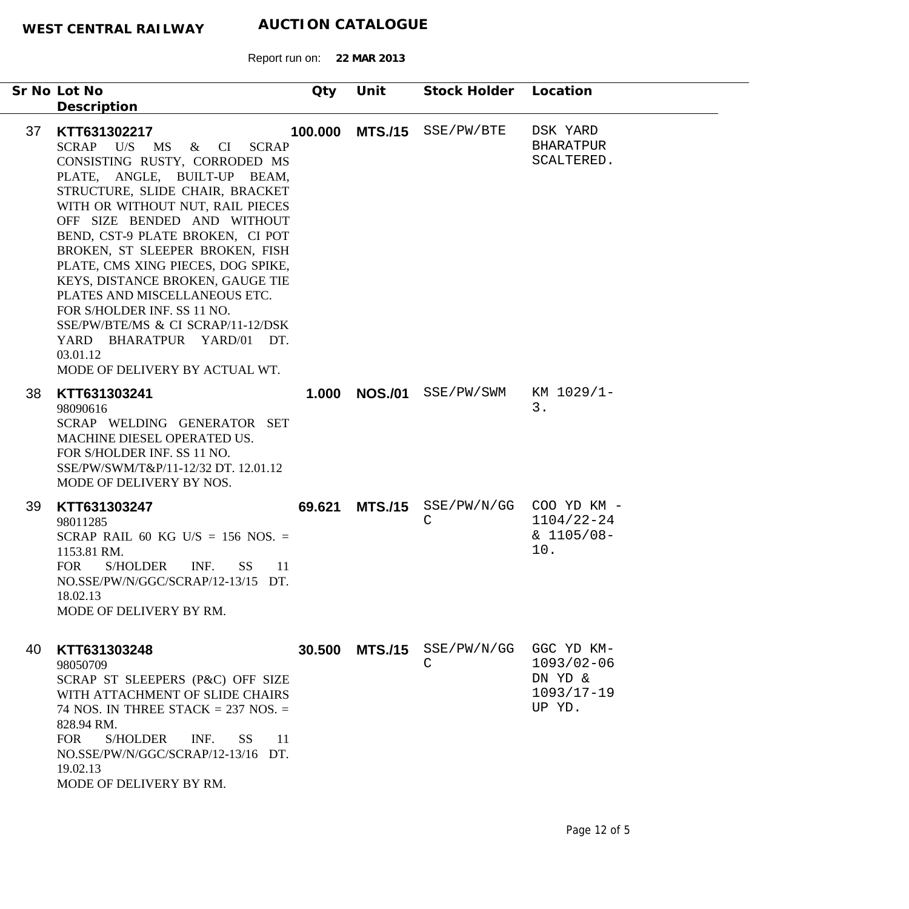**WEST CENTRAL RAILWAY** **AUCTION CATALOGUE**

Report run on: **22 MAR 2013**

| Sr No | Lot No / Description | Qty | Unit | Stock Holder | Location |
|---|---|---|---|---|---|
| 37 | **KTT631302217**<br>SCRAP U/S MS & CI SCRAP CONSISTING RUSTY, CORRODED MS PLATE, ANGLE, BUILT-UP BEAM, STRUCTURE, SLIDE CHAIR, BRACKET WITH OR WITHOUT NUT, RAIL PIECES OFF SIZE BENDED AND WITHOUT BEND, CST-9 PLATE BROKEN, CI POT BROKEN, ST SLEEPER BROKEN, FISH PLATE, CMS XING PIECES, DOG SPIKE, KEYS, DISTANCE BROKEN, GAUGE TIE PLATES AND MISCELLANEOUS ETC.<br>FOR S/HOLDER INF. SS 11 NO. SSE/PW/BTE/MS & CI SCRAP/11-12/DSK YARD BHARATPUR YARD/01 DT. 03.01.12<br>MODE OF DELIVERY BY ACTUAL WT. | **100.000** | **MTS./15** | SSE/PW/BTE | DSK YARD BHARATPUR SCALTERED. |
| 38 | **KTT631303241**<br>98090616<br>SCRAP WELDING GENERATOR SET MACHINE DIESEL OPERATED US.<br>FOR S/HOLDER INF. SS 11 NO. SSE/PW/SWM/T&P/11-12/32 DT. 12.01.12<br>MODE OF DELIVERY BY NOS. | **1.000** | **NOS./01** | SSE/PW/SWM | KM 1029/1-3. |
| 39 | **KTT631303247**<br>98011285<br>SCRAP RAIL 60 KG U/S = 156 NOS. = 1153.81 RM.<br>FOR S/HOLDER INF. SS 11 NO.SSE/PW/N/GGC/SCRAP/12-13/15 DT. 18.02.13<br>MODE OF DELIVERY BY RM. | **69.621** | **MTS./15** | SSE/PW/N/GGC | COO YD KM - 1104/22-24 & 1105/08-10. |
| 40 | **KTT631303248**<br>98050709<br>SCRAP ST SLEEPERS (P&C) OFF SIZE WITH ATTACHMENT OF SLIDE CHAIRS 74 NOS. IN THREE STACK = 237 NOS. = 828.94 RM.<br>FOR S/HOLDER INF. SS 11 NO.SSE/PW/N/GGC/SCRAP/12-13/16 DT. 19.02.13<br>MODE OF DELIVERY BY RM. | **30.500** | **MTS./15** | SSE/PW/N/GGC | GGC YD KM-1093/02-06 DN YD & 1093/17-19 UP YD. |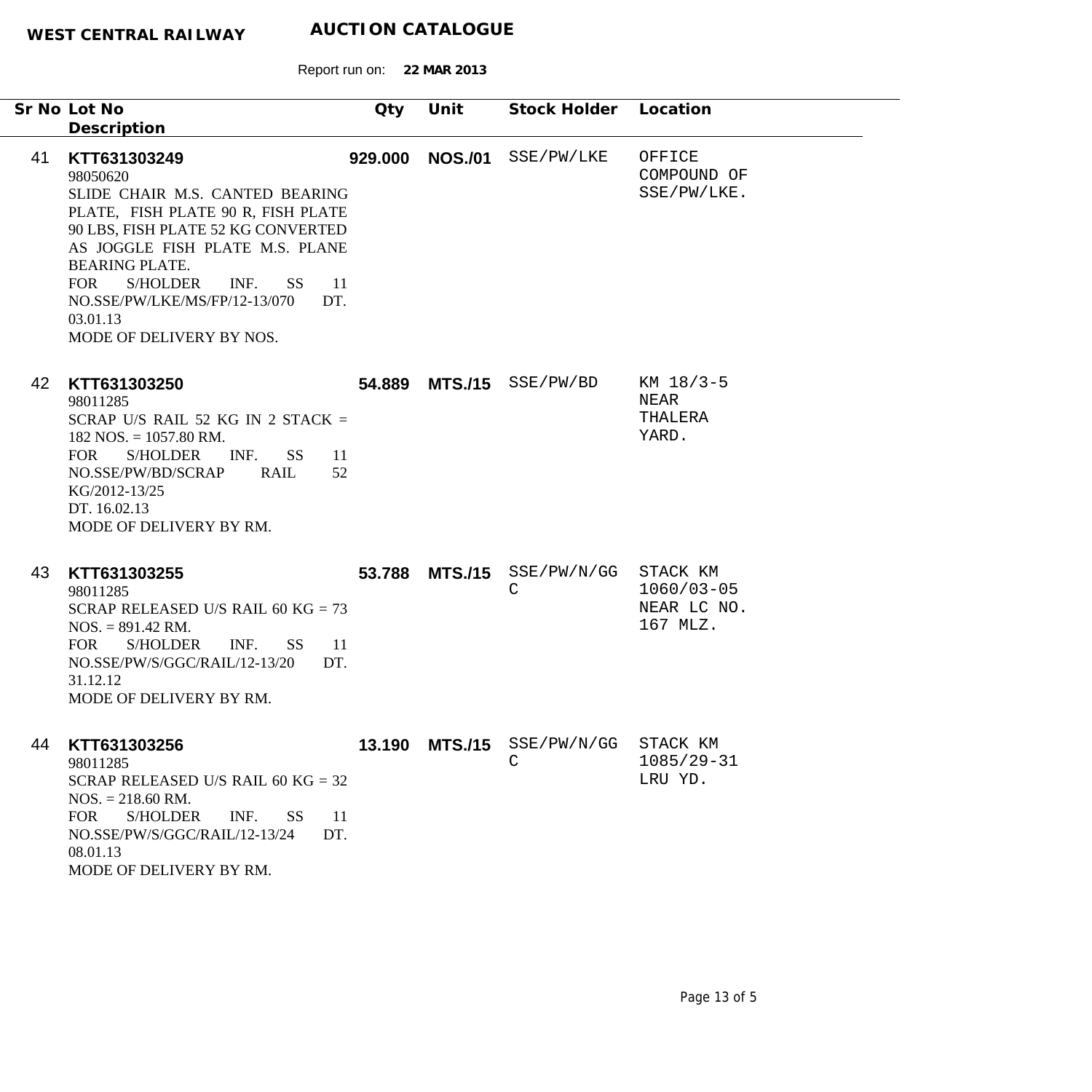**WEST CENTRAL RAILWAY** **AUCTION CATALOGUE**

Report run on: **22 MAR 2013**

| Sr No | Lot No / Description | Qty | Unit | Stock Holder | Location |
|---|---|---|---|---|---|
| 41 | **KTT631303249**<br>98050620<br>SLIDE CHAIR M.S. CANTED BEARING PLATE, FISH PLATE 90 R, FISH PLATE 90 LBS, FISH PLATE 52 KG CONVERTED AS JOGGLE FISH PLATE M.S. PLANE BEARING PLATE.<br>FOR S/HOLDER INF. SS 11 NO.SSE/PW/LKE/MS/FP/12-13/070 DT. 03.01.13<br>MODE OF DELIVERY BY NOS. | **929.000** | **NOS./01** | SSE/PW/LKE | OFFICE COMPOUND OF SSE/PW/LKE. |
| 42 | **KTT631303250**<br>98011285<br>SCRAP U/S RAIL 52 KG IN 2 STACK = 182 NOS. = 1057.80 RM.<br>FOR S/HOLDER INF. SS 11 NO.SSE/PW/BD/SCRAP RAIL 52 KG/2012-13/25<br>DT. 16.02.13<br>MODE OF DELIVERY BY RM. | **54.889** | **MTS./15** | SSE/PW/BD | KM 18/3-5 NEAR THALERA YARD. |
| 43 | **KTT631303255**<br>98011285<br>SCRAP RELEASED U/S RAIL 60 KG = 73 NOS. = 891.42 RM.<br>FOR S/HOLDER INF. SS 11 NO.SSE/PW/S/GGC/RAIL/12-13/20 DT. 31.12.12<br>MODE OF DELIVERY BY RM. | **53.788** | **MTS./15** | SSE/PW/N/GGC | STACK KM 1060/03-05 NEAR LC NO. 167 MLZ. |
| 44 | **KTT631303256**<br>98011285<br>SCRAP RELEASED U/S RAIL 60 KG = 32 NOS. = 218.60 RM.<br>FOR S/HOLDER INF. SS 11 NO.SSE/PW/S/GGC/RAIL/12-13/24 DT. 08.01.13<br>MODE OF DELIVERY BY RM. | **13.190** | **MTS./15** | SSE/PW/N/GGC | STACK KM 1085/29-31 LRU YD. |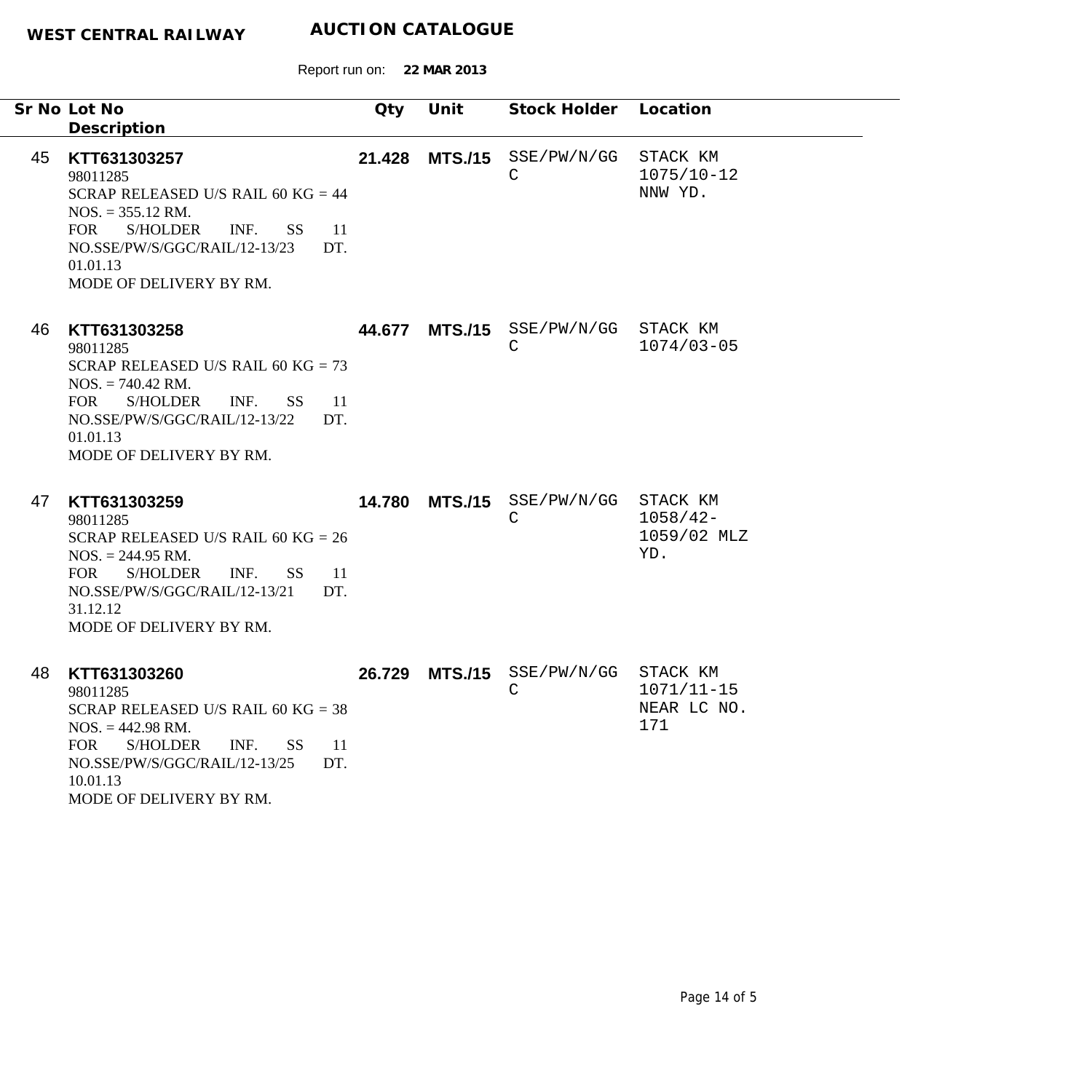**WEST CENTRAL RAILWAY** **AUCTION CATALOGUE**

Report run on: **22 MAR 2013**

| Sr No | Lot No / Description | Qty | Unit | Stock Holder | Location |
|---|---|---|---|---|---|
| 45 | **KTT631303257**<br>98011285<br>SCRAP RELEASED U/S RAIL 60 KG = 44 NOS. = 355.12 RM.<br>FOR S/HOLDER INF. SS 11 NO.SSE/PW/S/GGC/RAIL/12-13/23 DT. 01.01.13<br>MODE OF DELIVERY BY RM. | **21.428** | **MTS./15** | SSE/PW/N/GGC | STACK KM 1075/10-12 NNW YD. |
| 46 | **KTT631303258**<br>98011285<br>SCRAP RELEASED U/S RAIL 60 KG = 73 NOS. = 740.42 RM.<br>FOR S/HOLDER INF. SS 11 NO.SSE/PW/S/GGC/RAIL/12-13/22 DT. 01.01.13<br>MODE OF DELIVERY BY RM. | **44.677** | **MTS./15** | SSE/PW/N/GGC | STACK KM 1074/03-05 |
| 47 | **KTT631303259**<br>98011285<br>SCRAP RELEASED U/S RAIL 60 KG = 26 NOS. = 244.95 RM.<br>FOR S/HOLDER INF. SS 11 NO.SSE/PW/S/GGC/RAIL/12-13/21 DT. 31.12.12<br>MODE OF DELIVERY BY RM. | **14.780** | **MTS./15** | SSE/PW/N/GGC | STACK KM 1058/42-1059/02 MLZ YD. |
| 48 | **KTT631303260**<br>98011285<br>SCRAP RELEASED U/S RAIL 60 KG = 38 NOS. = 442.98 RM.<br>FOR S/HOLDER INF. SS 11 NO.SSE/PW/S/GGC/RAIL/12-13/25 DT. 10.01.13<br>MODE OF DELIVERY BY RM. | **26.729** | **MTS./15** | SSE/PW/N/GGC | STACK KM 1071/11-15 NEAR LC NO. 171 |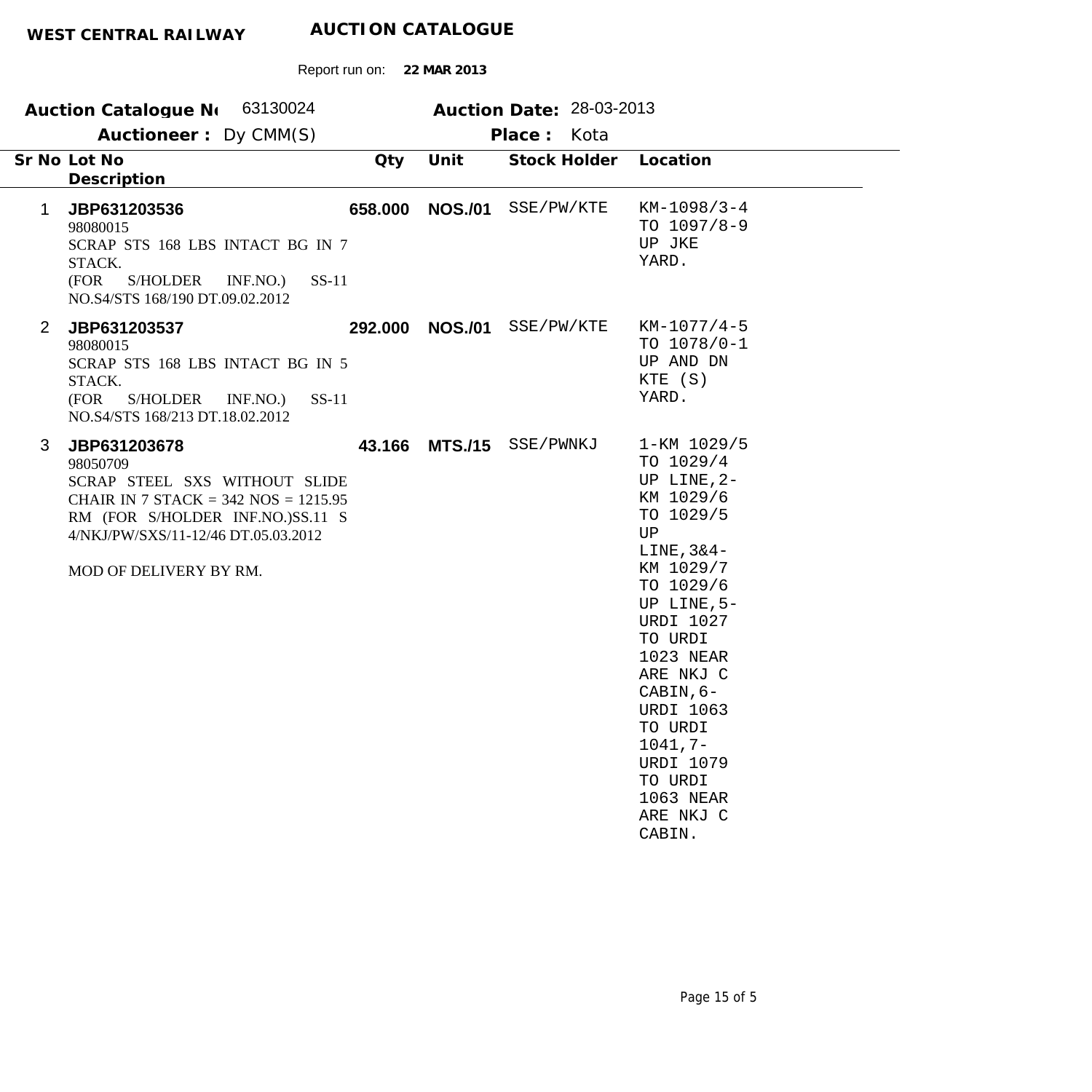**WEST CENTRAL RAILWAY** **AUCTION CATALOGUE**

Report run on: **22 MAR 2013**

**Auction Catalogue No** 63130024 **Auction Date:** 28-03-2013

**Auctioneer :** Dy CMM(S) **Place :** Kota

| Sr No | Lot No / Description | Qty | Unit | Stock Holder | Location |
|---|---|---|---|---|---|
| 1 | **JBP631203536**<br>98080015<br>SCRAP STS 168 LBS INTACT BG IN 7 STACK.<br>(FOR S/HOLDER INF.NO.) SS-11 NO.S4/STS 168/190 DT.09.02.2012 | **658.000** | **NOS./01** | SSE/PW/KTE | KM-1098/3-4 TO 1097/8-9 UP JKE YARD. |
| 2 | **JBP631203537**<br>98080015<br>SCRAP STS 168 LBS INTACT BG IN 5 STACK.<br>(FOR S/HOLDER INF.NO.) SS-11 NO.S4/STS 168/213 DT.18.02.2012 | **292.000** | **NOS./01** | SSE/PW/KTE | KM-1077/4-5 TO 1078/0-1 UP AND DN KTE (S) YARD. |
| 3 | **JBP631203678**<br>98050709<br>SCRAP STEEL SXS WITHOUT SLIDE CHAIR IN 7 STACK = 342 NOS = 1215.95 RM (FOR S/HOLDER INF.NO.)SS.11 S 4/NKJ/PW/SXS/11-12/46 DT.05.03.2012<br><br>MOD OF DELIVERY BY RM. | **43.166** | **MTS./15** | SSE/PWNKJ | 1-KM 1029/5 TO 1029/4 UP LINE,2-KM 1029/6 TO 1029/5 UP LINE,3&4-KM 1029/7 TO 1029/6 UP LINE,5-URDI 1027 TO URDI 1023 NEAR ARE NKJ C CABIN,6-URDI 1063 TO URDI 1041,7-URDI 1079 TO URDI 1063 NEAR ARE NKJ C CABIN. |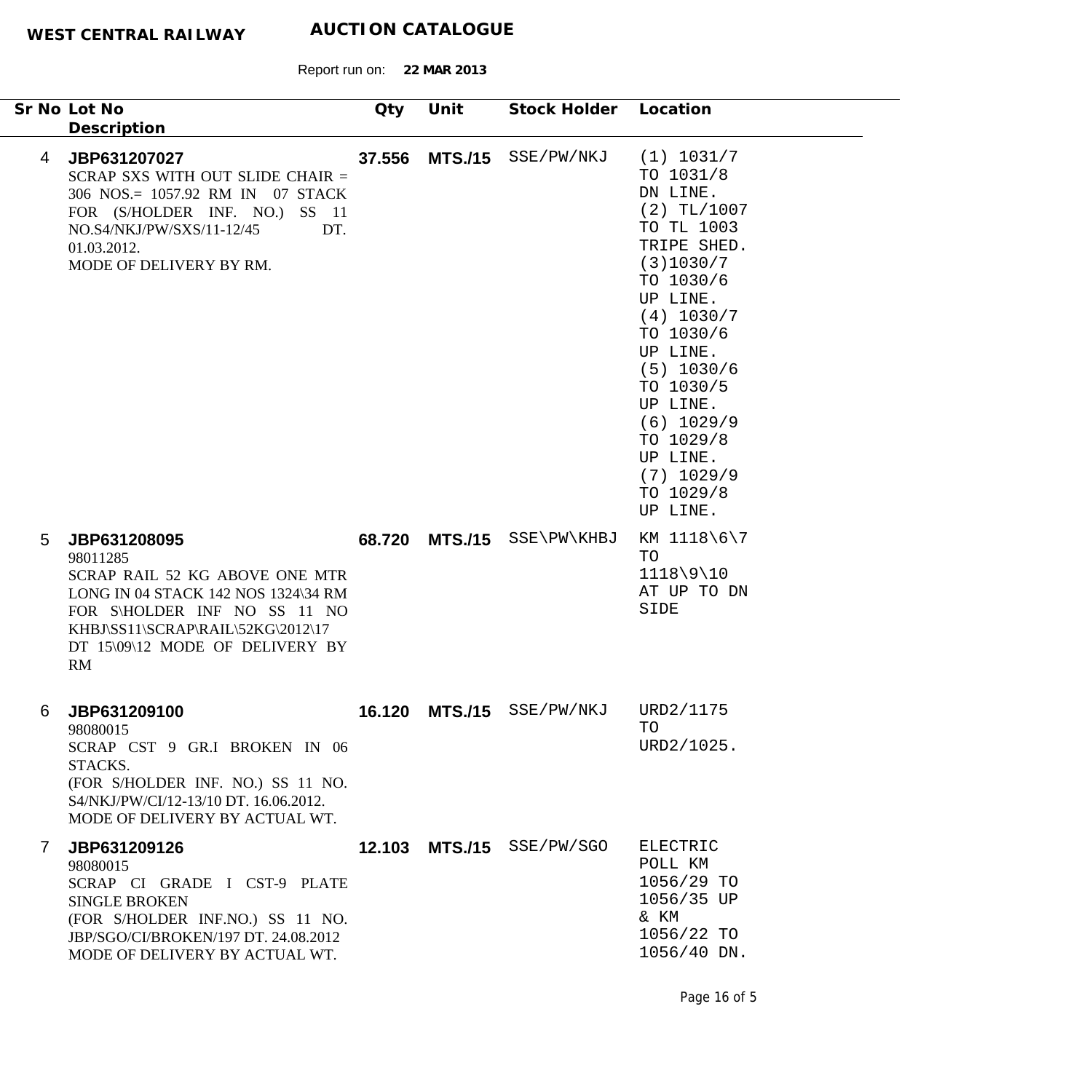**WEST CENTRAL RAILWAY** **AUCTION CATALOGUE**

Report run on: **22 MAR 2013**

| Sr No | Lot No / Description | Qty | Unit | Stock Holder | Location |
|---|---|---|---|---|---|
| 4 | **JBP631207027**<br>SCRAP SXS WITH OUT SLIDE CHAIR = 306 NOS.= 1057.92 RM IN 07 STACK FOR (S/HOLDER INF. NO.) SS 11 NO.S4/NKJ/PW/SXS/11-12/45 DT. 01.03.2012.<br>MODE OF DELIVERY BY RM. | **37.556** | **MTS./15** | SSE/PW/NKJ | (1) 1031/7 TO 1031/8 DN LINE. (2) TL/1007 TO TL 1003 TRIPE SHED. (3)1030/7 TO 1030/6 UP LINE. (4) 1030/7 TO 1030/6 UP LINE. (5) 1030/6 TO 1030/5 UP LINE. (6) 1029/9 TO 1029/8 UP LINE. (7) 1029/9 TO 1029/8 UP LINE. |
| 5 | **JBP631208095**<br>98011285<br>SCRAP RAIL 52 KG ABOVE ONE MTR LONG IN 04 STACK 142 NOS 1324\34 RM FOR S\HOLDER INF NO SS 11 NO KHBJ\SS11\SCRAP\RAIL\52KG\2012\17 DT 15\09\12 MODE OF DELIVERY BY RM | **68.720** | **MTS./15** | SSE\PW\KHBJ | KM 1118\6\7 TO 1118\9\10 AT UP TO DN SIDE |
| 6 | **JBP631209100**<br>98080015<br>SCRAP CST 9 GR.I BROKEN IN 06 STACKS.<br>(FOR S/HOLDER INF. NO.) SS 11 NO. S4/NKJ/PW/CI/12-13/10 DT. 16.06.2012.<br>MODE OF DELIVERY BY ACTUAL WT. | **16.120** | **MTS./15** | SSE/PW/NKJ | URD2/1175 TO URD2/1025. |
| 7 | **JBP631209126**<br>98080015<br>SCRAP CI GRADE I CST-9 PLATE SINGLE BROKEN<br>(FOR S/HOLDER INF.NO.) SS 11 NO. JBP/SGO/CI/BROKEN/197 DT. 24.08.2012<br>MODE OF DELIVERY BY ACTUAL WT. | **12.103** | **MTS./15** | SSE/PW/SGO | ELECTRIC POLL KM 1056/29 TO 1056/35 UP & KM 1056/22 TO 1056/40 DN. |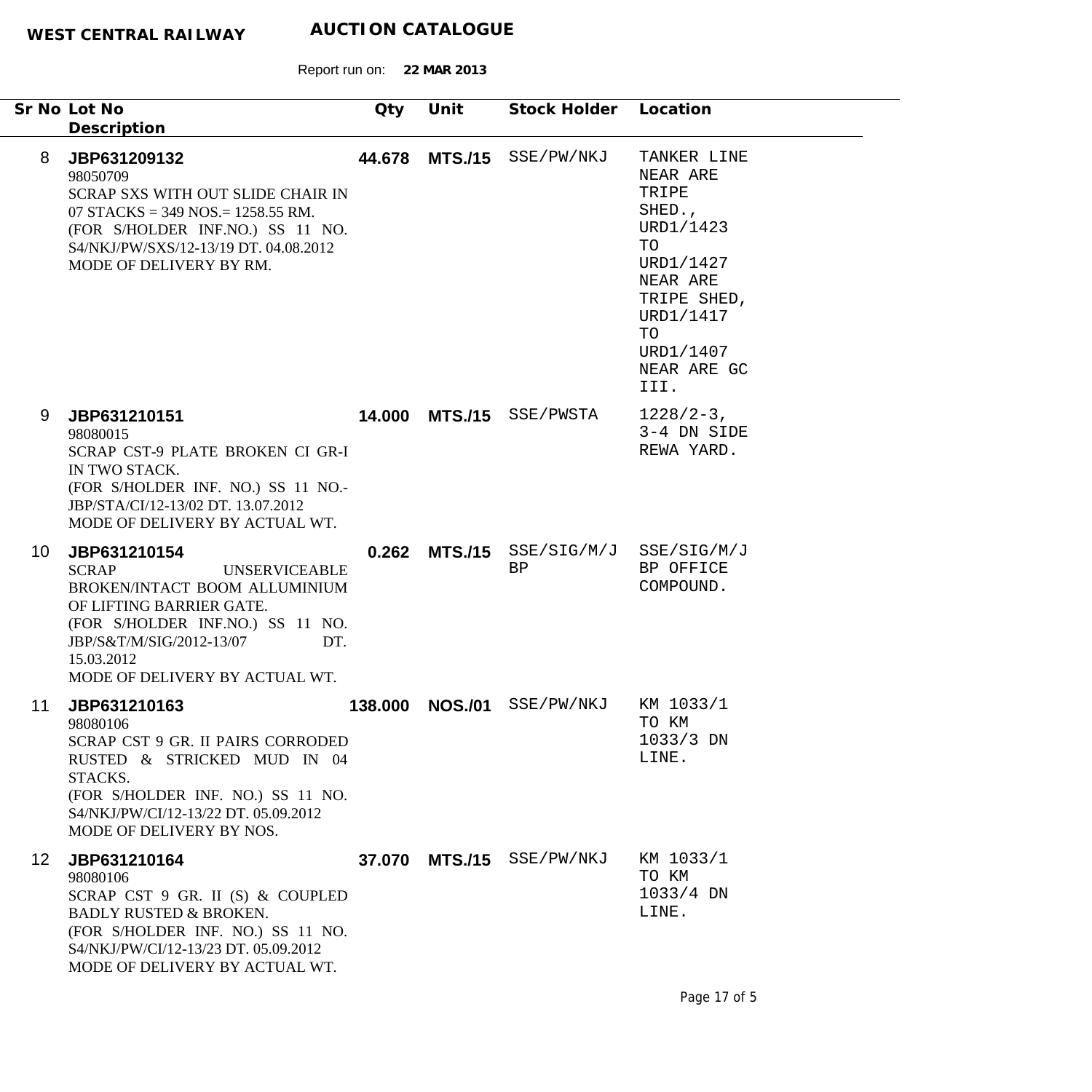**WEST CENTRAL RAILWAY** **AUCTION CATALOGUE**

Report run on: **22 MAR 2013**

| Sr No | Lot No / Description | Qty | Unit | Stock Holder | Location |
|---|---|---|---|---|---|
| 8 | **JBP631209132**<br>98050709<br>SCRAP SXS WITH OUT SLIDE CHAIR IN 07 STACKS = 349 NOS.= 1258.55 RM.<br>(FOR S/HOLDER INF.NO.) SS 11 NO. S4/NKJ/PW/SXS/12-13/19 DT. 04.08.2012<br>MODE OF DELIVERY BY RM. | **44.678** | **MTS./15** | SSE/PW/NKJ | TANKER LINE NEAR ARE TRIPE SHED., URD1/1423 TO URD1/1427 NEAR ARE TRIPE SHED, URD1/1417 TO URD1/1407 NEAR ARE GC III. |
| 9 | **JBP631210151**<br>98080015<br>SCRAP CST-9 PLATE BROKEN CI GR-I IN TWO STACK.<br>(FOR S/HOLDER INF. NO.) SS 11 NO.- JBP/STA/CI/12-13/02 DT. 13.07.2012<br>MODE OF DELIVERY BY ACTUAL WT. | **14.000** | **MTS./15** | SSE/PWSTA | 1228/2-3, 3-4 DN SIDE REWA YARD. |
| 10 | **JBP631210154**<br>SCRAP UNSERVICEABLE BROKEN/INTACT BOOM ALLUMINIUM OF LIFTING BARRIER GATE.<br>(FOR S/HOLDER INF.NO.) SS 11 NO. JBP/S&T/M/SIG/2012-13/07 DT. 15.03.2012<br>MODE OF DELIVERY BY ACTUAL WT. | **0.262** | **MTS./15** | SSE/SIG/M/JBP | SSE/SIG/M/JBP OFFICE COMPOUND. |
| 11 | **JBP631210163**<br>98080106<br>SCRAP CST 9 GR. II PAIRS CORRODED RUSTED & STRICKED MUD IN 04 STACKS.<br>(FOR S/HOLDER INF. NO.) SS 11 NO. S4/NKJ/PW/CI/12-13/22 DT. 05.09.2012<br>MODE OF DELIVERY BY NOS. | **138.000** | **NOS./01** | SSE/PW/NKJ | KM 1033/1 TO KM 1033/3 DN LINE. |
| 12 | **JBP631210164**<br>98080106<br>SCRAP CST 9 GR. II (S) & COUPLED BADLY RUSTED & BROKEN.<br>(FOR S/HOLDER INF. NO.) SS 11 NO. S4/NKJ/PW/CI/12-13/23 DT. 05.09.2012<br>MODE OF DELIVERY BY ACTUAL WT. | **37.070** | **MTS./15** | SSE/PW/NKJ | KM 1033/1 TO KM 1033/4 DN LINE. |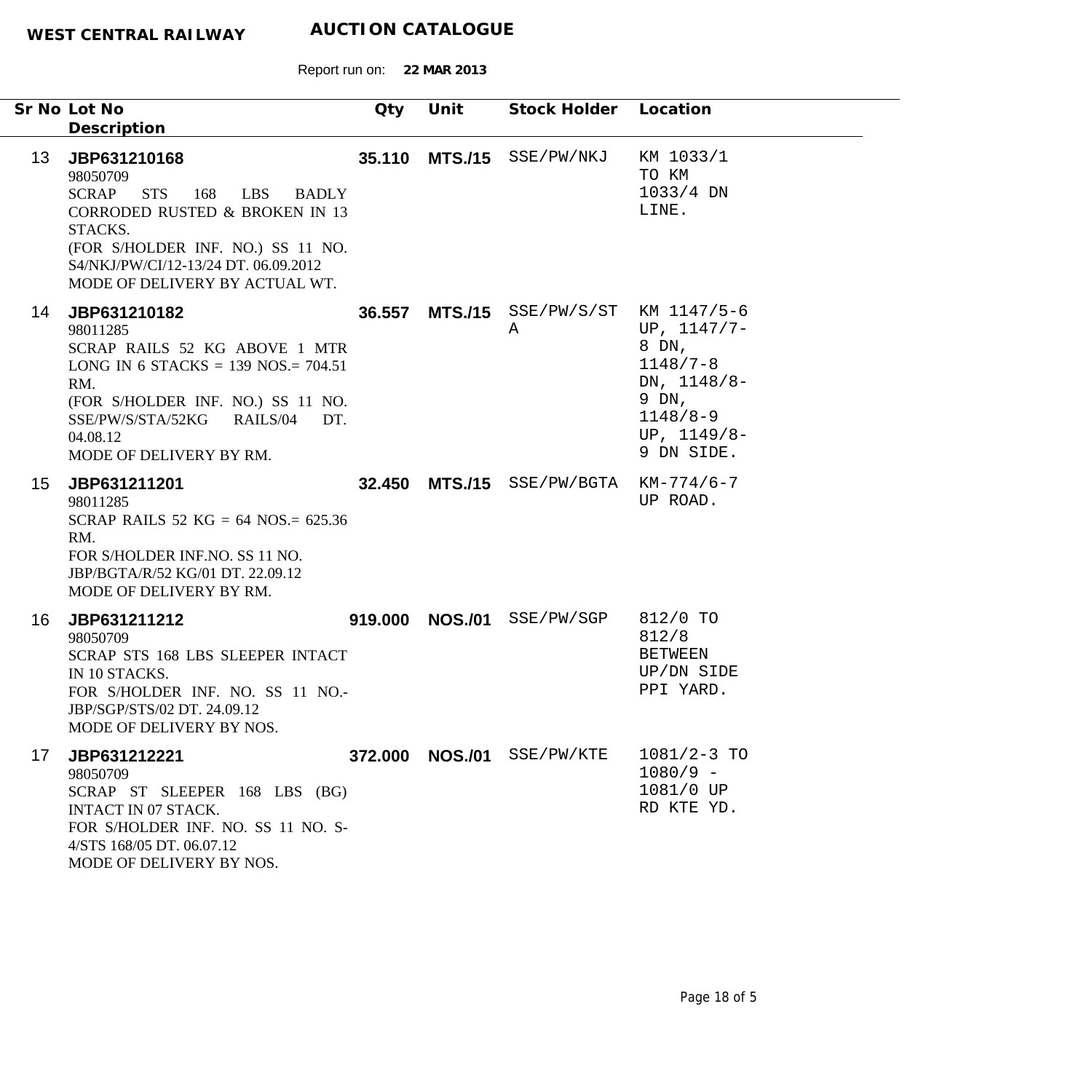**WEST CENTRAL RAILWAY** **AUCTION CATALOGUE**

Report run on: **22 MAR 2013**

| Sr No | Lot No / Description | Qty | Unit | Stock Holder | Location |
|---|---|---|---|---|---|
| 13 | **JBP631210168**<br>98050709<br>SCRAP STS 168 LBS BADLY CORRODED RUSTED & BROKEN IN 13 STACKS.<br>(FOR S/HOLDER INF. NO.) SS 11 NO. S4/NKJ/PW/CI/12-13/24 DT. 06.09.2012<br>MODE OF DELIVERY BY ACTUAL WT. | **35.110** | **MTS./15** | SSE/PW/NKJ | KM 1033/1 TO KM 1033/4 DN LINE. |
| 14 | **JBP631210182**<br>98011285<br>SCRAP RAILS 52 KG ABOVE 1 MTR LONG IN 6 STACKS = 139 NOS.= 704.51 RM.<br>(FOR S/HOLDER INF. NO.) SS 11 NO. SSE/PW/S/STA/52KG RAILS/04 DT. 04.08.12<br>MODE OF DELIVERY BY RM. | **36.557** | **MTS./15** | SSE/PW/S/STA | KM 1147/5-6 UP, 1147/7-8 DN, 1148/7-8 DN, 1148/8-9 DN, 1148/8-9 UP, 1149/8-9 DN SIDE. |
| 15 | **JBP631211201**<br>98011285<br>SCRAP RAILS 52 KG = 64 NOS.= 625.36 RM.<br>FOR S/HOLDER INF.NO. SS 11 NO. JBP/BGTA/R/52 KG/01 DT. 22.09.12<br>MODE OF DELIVERY BY RM. | **32.450** | **MTS./15** | SSE/PW/BGTA | KM-774/6-7 UP ROAD. |
| 16 | **JBP631211212**<br>98050709<br>SCRAP STS 168 LBS SLEEPER INTACT IN 10 STACKS.<br>FOR S/HOLDER INF. NO. SS 11 NO.-JBP/SGP/STS/02 DT. 24.09.12<br>MODE OF DELIVERY BY NOS. | **919.000** | **NOS./01** | SSE/PW/SGP | 812/0 TO 812/8 BETWEEN UP/DN SIDE PPI YARD. |
| 17 | **JBP631212221**<br>98050709<br>SCRAP ST SLEEPER 168 LBS (BG) INTACT IN 07 STACK.<br>FOR S/HOLDER INF. NO. SS 11 NO. S-4/STS 168/05 DT. 06.07.12<br>MODE OF DELIVERY BY NOS. | **372.000** | **NOS./01** | SSE/PW/KTE | 1081/2-3 TO 1080/9 - 1081/0 UP RD KTE YD. |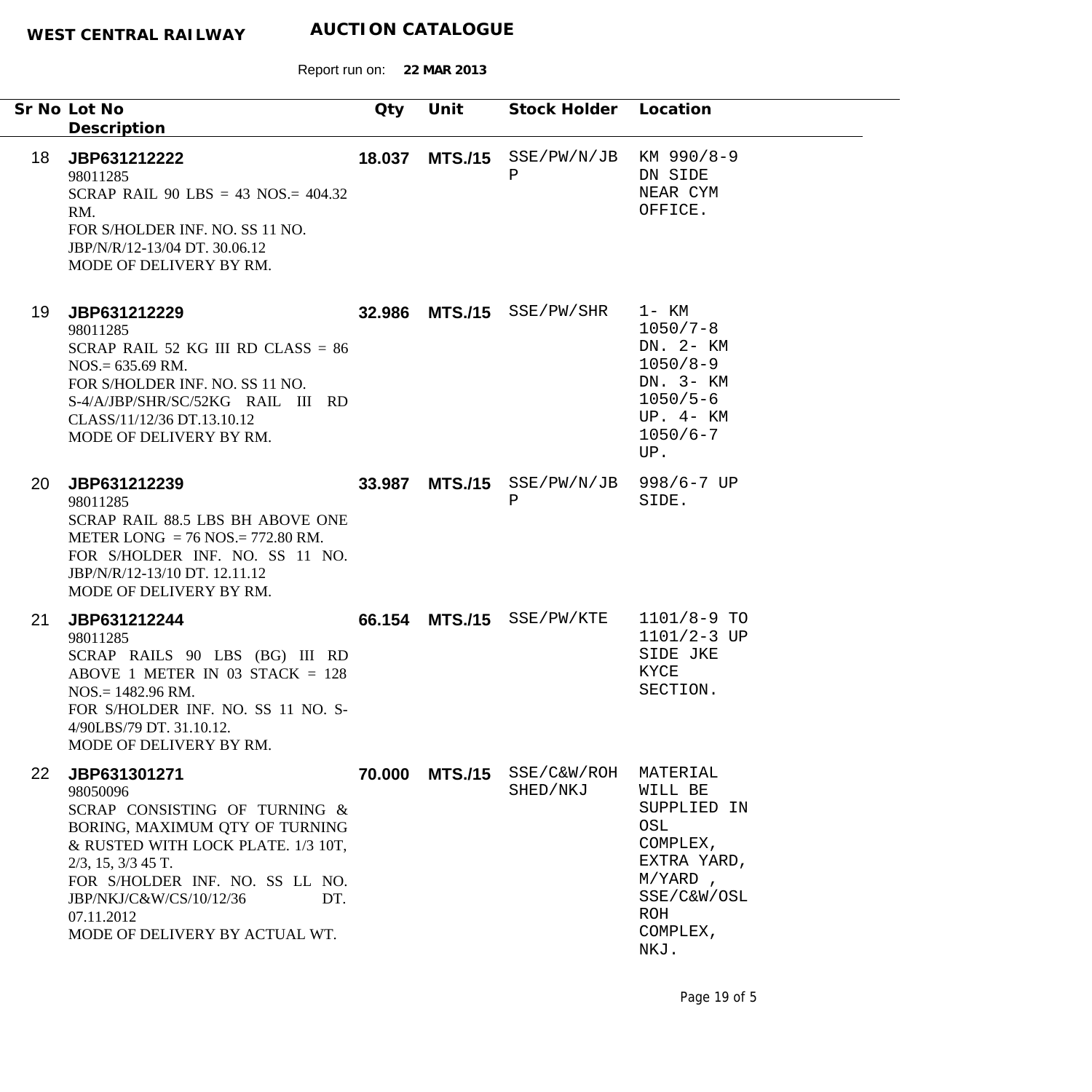**WEST CENTRAL RAILWAY** **AUCTION CATALOGUE**

Report run on: **22 MAR 2013**

| Sr No | Lot No / Description | Qty | Unit | Stock Holder | Location |
|---|---|---|---|---|---|
| 18 | **JBP631212222**<br>98011285<br>SCRAP RAIL 90 LBS = 43 NOS.= 404.32 RM.<br>FOR S/HOLDER INF. NO. SS 11 NO. JBP/N/R/12-13/04 DT. 30.06.12<br>MODE OF DELIVERY BY RM. | **18.037** | **MTS./15** | SSE/PW/N/JBP | KM 990/8-9 DN SIDE NEAR CYM OFFICE. |
| 19 | **JBP631212229**<br>98011285<br>SCRAP RAIL 52 KG III RD CLASS = 86 NOS.= 635.69 RM.<br>FOR S/HOLDER INF. NO. SS 11 NO. S-4/A/JBP/SHR/SC/52KG RAIL III RD CLASS/11/12/36 DT.13.10.12<br>MODE OF DELIVERY BY RM. | **32.986** | **MTS./15** | SSE/PW/SHR | 1- KM 1050/7-8 DN. 2- KM 1050/8-9 DN. 3- KM 1050/5-6 UP. 4- KM 1050/6-7 UP. |
| 20 | **JBP631212239**<br>98011285<br>SCRAP RAIL 88.5 LBS BH ABOVE ONE METER LONG = 76 NOS.= 772.80 RM.<br>FOR S/HOLDER INF. NO. SS 11 NO. JBP/N/R/12-13/10 DT. 12.11.12<br>MODE OF DELIVERY BY RM. | **33.987** | **MTS./15** | SSE/PW/N/JBP | 998/6-7 UP SIDE. |
| 21 | **JBP631212244**<br>98011285<br>SCRAP RAILS 90 LBS (BG) III RD ABOVE 1 METER IN 03 STACK = 128 NOS.= 1482.96 RM.<br>FOR S/HOLDER INF. NO. SS 11 NO. S-4/90LBS/79 DT. 31.10.12.<br>MODE OF DELIVERY BY RM. | **66.154** | **MTS./15** | SSE/PW/KTE | 1101/8-9 TO 1101/2-3 UP SIDE JKE KYCE SECTION. |
| 22 | **JBP631301271**<br>98050096<br>SCRAP CONSISTING OF TURNING & BORING, MAXIMUM QTY OF TURNING & RUSTED WITH LOCK PLATE. 1/3 10T, 2/3, 15, 3/3 45 T.<br>FOR S/HOLDER INF. NO. SS LL NO. JBP/NKJ/C&W/CS/10/12/36 DT. 07.11.2012<br>MODE OF DELIVERY BY ACTUAL WT. | **70.000** | **MTS./15** | SSE/C&W/ROH SHED/NKJ | MATERIAL WILL BE SUPPLIED IN OSL COMPLEX, EXTRA YARD, M/YARD , SSE/C&W/OSL ROH COMPLEX, NKJ. |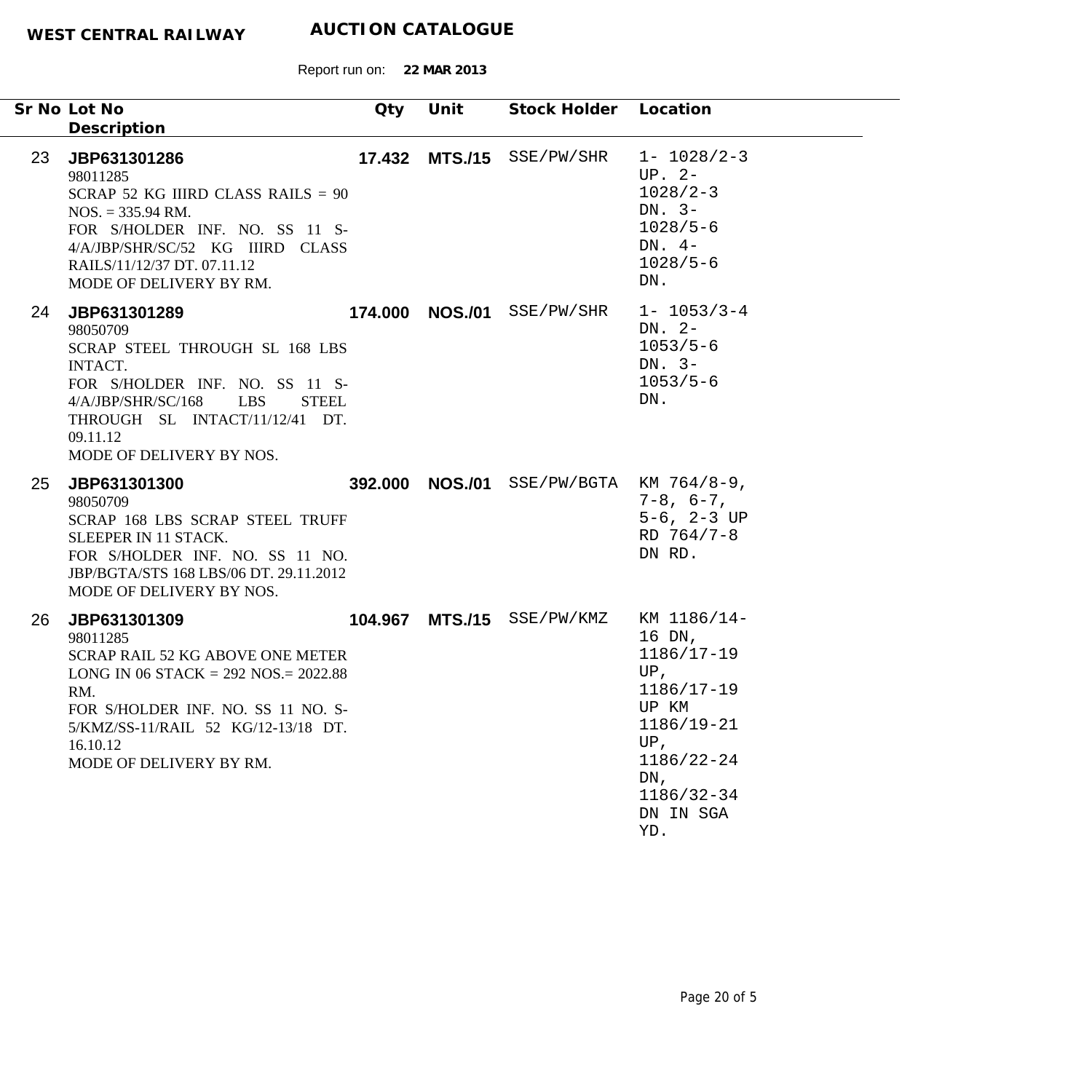**WEST CENTRAL RAILWAY** **AUCTION CATALOGUE**

Report run on: **22 MAR 2013**

| Sr No | Lot No / Description | Qty | Unit | Stock Holder | Location |
|---|---|---|---|---|---|
| 23 | **JBP631301286**<br>98011285<br>SCRAP 52 KG IIIRD CLASS RAILS = 90 NOS. = 335.94 RM.<br>FOR S/HOLDER INF. NO. SS 11 S-4/A/JBP/SHR/SC/52 KG IIIRD CLASS RAILS/11/12/37 DT. 07.11.12<br>MODE OF DELIVERY BY RM. | **17.432** | **MTS./15** | SSE/PW/SHR | 1- 1028/2-3 UP. 2- 1028/2-3 DN. 3- 1028/5-6 DN. 4- 1028/5-6 DN. |
| 24 | **JBP631301289**<br>98050709<br>SCRAP STEEL THROUGH SL 168 LBS INTACT.<br>FOR S/HOLDER INF. NO. SS 11 S-4/A/JBP/SHR/SC/168 LBS STEEL THROUGH SL INTACT/11/12/41 DT. 09.11.12<br>MODE OF DELIVERY BY NOS. | **174.000** | **NOS./01** | SSE/PW/SHR | 1- 1053/3-4 DN. 2- 1053/5-6 DN. 3- 1053/5-6 DN. |
| 25 | **JBP631301300**<br>98050709<br>SCRAP 168 LBS SCRAP STEEL TRUFF SLEEPER IN 11 STACK.<br>FOR S/HOLDER INF. NO. SS 11 NO. JBP/BGTA/STS 168 LBS/06 DT. 29.11.2012<br>MODE OF DELIVERY BY NOS. | **392.000** | **NOS./01** | SSE/PW/BGTA | KM 764/8-9, 7-8, 6-7, 5-6, 2-3 UP RD 764/7-8 DN RD. |
| 26 | **JBP631301309**<br>98011285<br>SCRAP RAIL 52 KG ABOVE ONE METER LONG IN 06 STACK = 292 NOS.= 2022.88 RM.<br>FOR S/HOLDER INF. NO. SS 11 NO. S-5/KMZ/SS-11/RAIL 52 KG/12-13/18 DT. 16.10.12<br>MODE OF DELIVERY BY RM. | **104.967** | **MTS./15** | SSE/PW/KMZ | KM 1186/14-16 DN, 1186/17-19 UP, 1186/17-19 UP KM 1186/19-21 UP, 1186/22-24 DN, 1186/32-34 DN IN SGA YD. |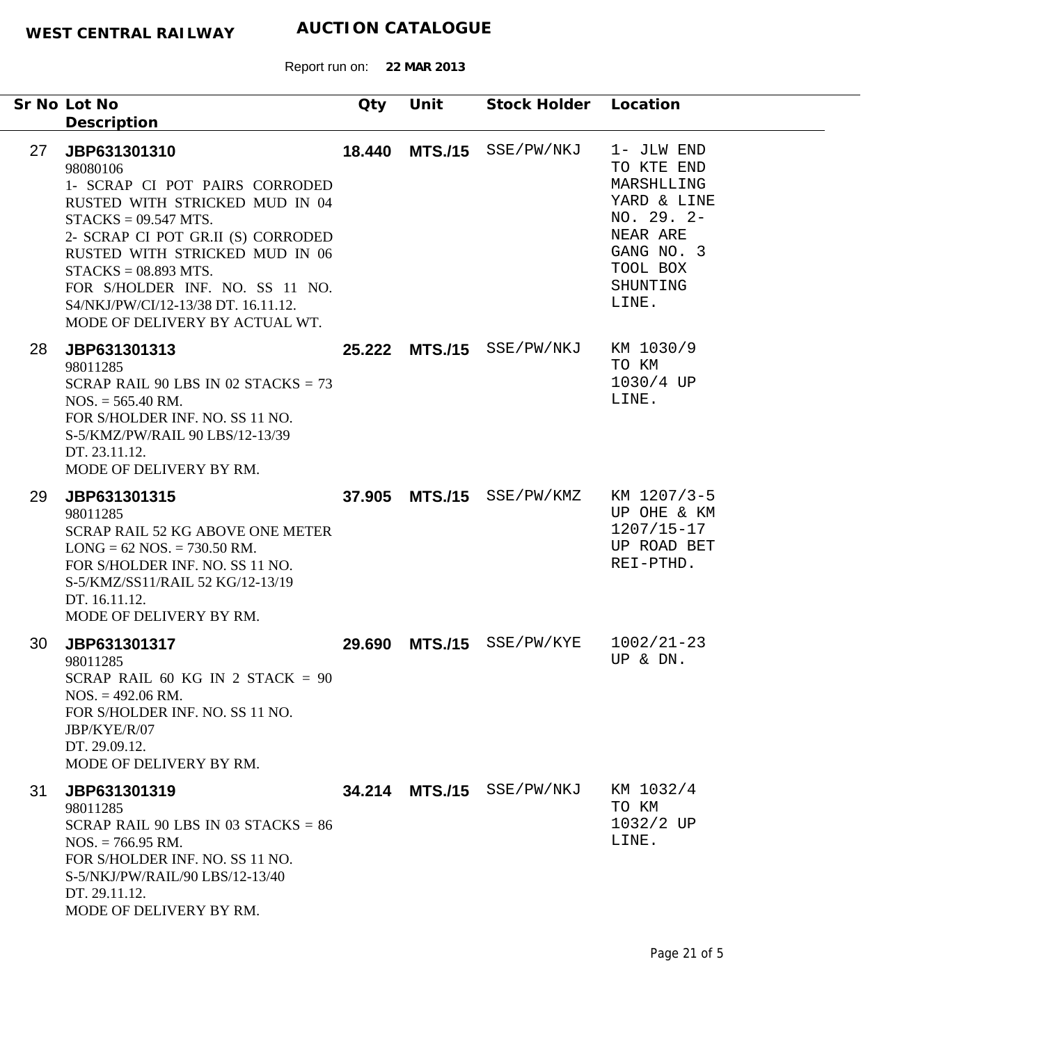**WEST CENTRAL RAILWAY** **AUCTION CATALOGUE**

Report run on: **22 MAR 2013**

| Sr No | Lot No / Description | Qty | Unit | Stock Holder | Location |
|---|---|---|---|---|---|
| 27 | **JBP631301310**<br>98080106<br>1- SCRAP CI POT PAIRS CORRODED RUSTED WITH STRICKED MUD IN 04 STACKS = 09.547 MTS.<br>2- SCRAP CI POT GR.II (S) CORRODED RUSTED WITH STRICKED MUD IN 06 STACKS = 08.893 MTS.<br>FOR S/HOLDER INF. NO. SS 11 NO. S4/NKJ/PW/CI/12-13/38 DT. 16.11.12.<br>MODE OF DELIVERY BY ACTUAL WT. | **18.440** | **MTS./15** | SSE/PW/NKJ | 1- JLW END TO KTE END MARSHLLING YARD & LINE NO. 29. 2- NEAR ARE GANG NO. 3 TOOL BOX SHUNTING LINE. |
| 28 | **JBP631301313**<br>98011285<br>SCRAP RAIL 90 LBS IN 02 STACKS = 73 NOS. = 565.40 RM.<br>FOR S/HOLDER INF. NO. SS 11 NO. S-5/KMZ/PW/RAIL 90 LBS/12-13/39 DT. 23.11.12.<br>MODE OF DELIVERY BY RM. | **25.222** | **MTS./15** | SSE/PW/NKJ | KM 1030/9 TO KM 1030/4 UP LINE. |
| 29 | **JBP631301315**<br>98011285<br>SCRAP RAIL 52 KG ABOVE ONE METER LONG = 62 NOS. = 730.50 RM.<br>FOR S/HOLDER INF. NO. SS 11 NO. S-5/KMZ/SS11/RAIL 52 KG/12-13/19 DT. 16.11.12.<br>MODE OF DELIVERY BY RM. | **37.905** | **MTS./15** | SSE/PW/KMZ | KM 1207/3-5 UP OHE & KM 1207/15-17 UP ROAD BET REI-PTHD. |
| 30 | **JBP631301317**<br>98011285<br>SCRAP RAIL 60 KG IN 2 STACK = 90 NOS. = 492.06 RM.<br>FOR S/HOLDER INF. NO. SS 11 NO. JBP/KYE/R/07 DT. 29.09.12.<br>MODE OF DELIVERY BY RM. | **29.690** | **MTS./15** | SSE/PW/KYE | 1002/21-23 UP & DN. |
| 31 | **JBP631301319**<br>98011285<br>SCRAP RAIL 90 LBS IN 03 STACKS = 86 NOS. = 766.95 RM.<br>FOR S/HOLDER INF. NO. SS 11 NO. S-5/NKJ/PW/RAIL/90 LBS/12-13/40 DT. 29.11.12.<br>MODE OF DELIVERY BY RM. | **34.214** | **MTS./15** | SSE/PW/NKJ | KM 1032/4 TO KM 1032/2 UP LINE. |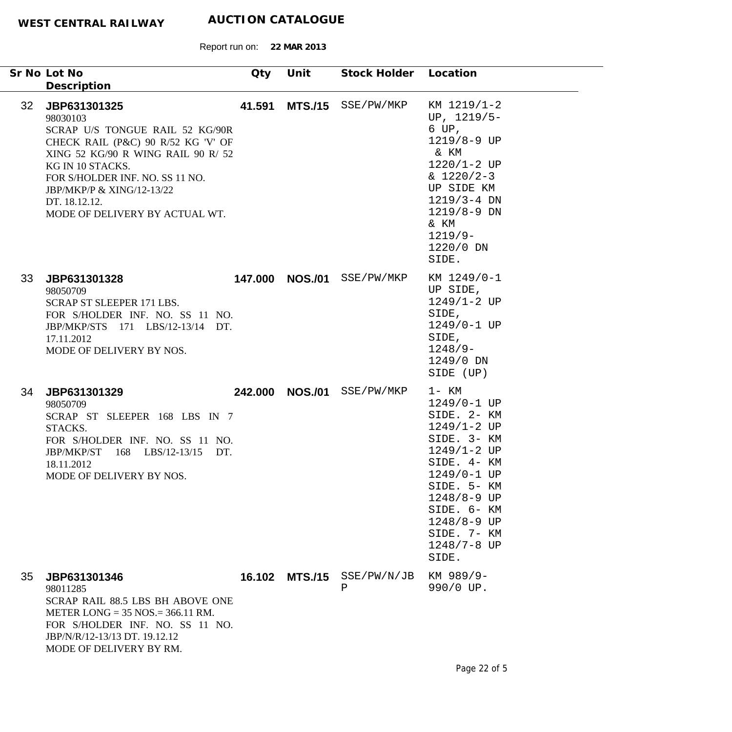**WEST CENTRAL RAILWAY** **AUCTION CATALOGUE**

Report run on: **22 MAR 2013**

| Sr No | Lot No / Description | Qty | Unit | Stock Holder | Location |
|---|---|---|---|---|---|
| 32 | **JBP631301325**<br>98030103<br>SCRAP U/S TONGUE RAIL 52 KG/90R CHECK RAIL (P&C) 90 R/52 KG 'V' OF XING 52 KG/90 R WING RAIL 90 R/ 52 KG IN 10 STACKS.<br>FOR S/HOLDER INF. NO. SS 11 NO. JBP/MKP/P & XING/12-13/22 DT. 18.12.12.<br>MODE OF DELIVERY BY ACTUAL WT. | **41.591** | **MTS./15** | SSE/PW/MKP | KM 1219/1-2 UP, 1219/5-6 UP, 1219/8-9 UP & KM 1220/1-2 UP & 1220/2-3 UP SIDE KM 1219/3-4 DN 1219/8-9 DN & KM 1219/9-1220/0 DN SIDE. |
| 33 | **JBP631301328**<br>98050709<br>SCRAP ST SLEEPER 171 LBS.<br>FOR S/HOLDER INF. NO. SS 11 NO. JBP/MKP/STS 171 LBS/12-13/14 DT. 17.11.2012<br>MODE OF DELIVERY BY NOS. | **147.000** | **NOS./01** | SSE/PW/MKP | KM 1249/0-1 UP SIDE, 1249/1-2 UP SIDE, 1249/0-1 UP SIDE, 1248/9-1249/0 DN SIDE (UP) |
| 34 | **JBP631301329**<br>98050709<br>SCRAP ST SLEEPER 168 LBS IN 7 STACKS.<br>FOR S/HOLDER INF. NO. SS 11 NO. JBP/MKP/ST 168 LBS/12-13/15 DT. 18.11.2012<br>MODE OF DELIVERY BY NOS. | **242.000** | **NOS./01** | SSE/PW/MKP | 1- KM 1249/0-1 UP SIDE. 2- KM 1249/1-2 UP SIDE. 3- KM 1249/1-2 UP SIDE. 4- KM 1249/0-1 UP SIDE. 5- KM 1248/8-9 UP SIDE. 6- KM 1248/8-9 UP SIDE. 7- KM 1248/7-8 UP SIDE. |
| 35 | **JBP631301346**<br>98011285<br>SCRAP RAIL 88.5 LBS BH ABOVE ONE METER LONG = 35 NOS.= 366.11 RM.<br>FOR S/HOLDER INF. NO. SS 11 NO. JBP/N/R/12-13/13 DT. 19.12.12<br>MODE OF DELIVERY BY RM. | **16.102** | **MTS./15** | SSE/PW/N/JBP | KM 989/9-990/0 UP. |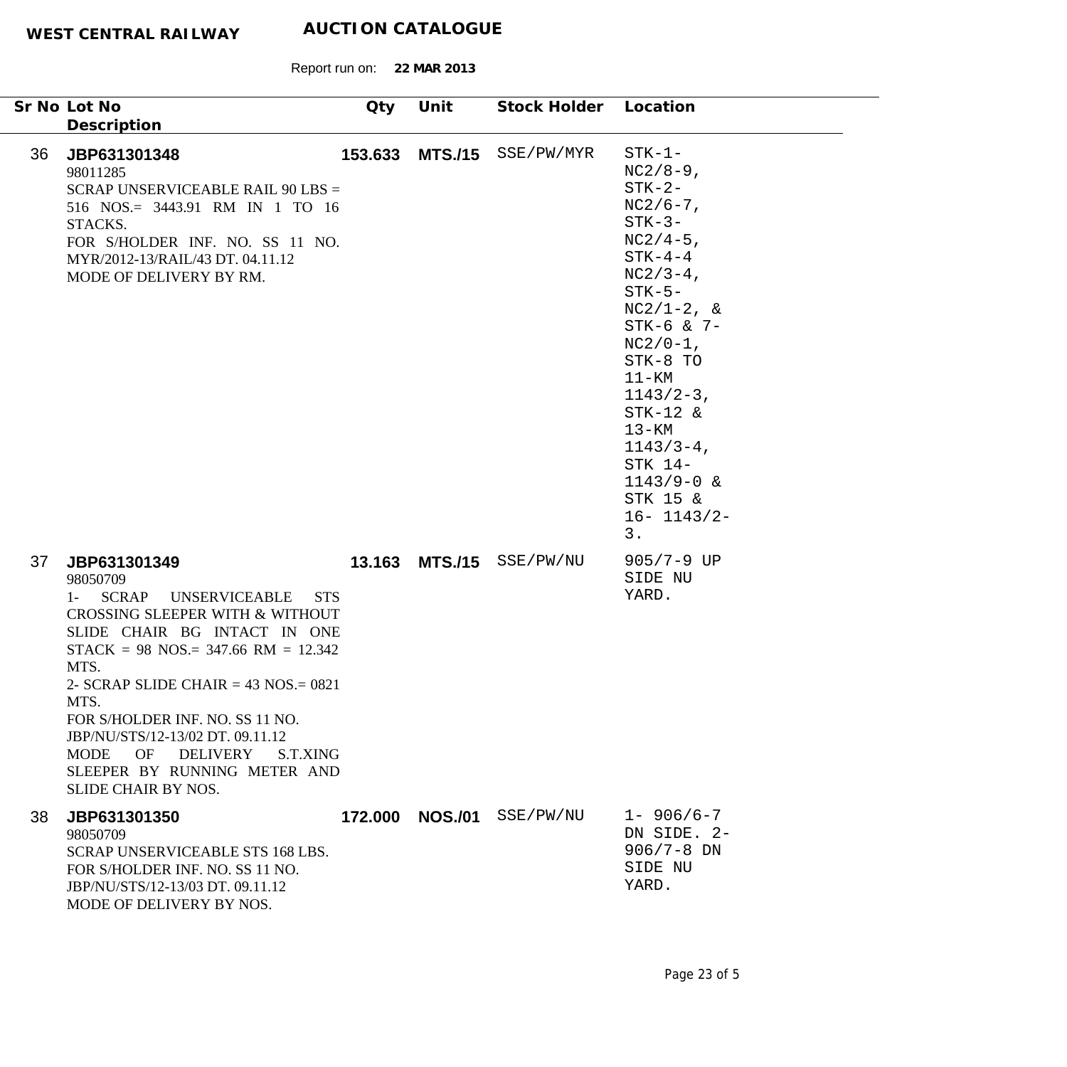| Sr No | Lot No<br>Description | Qty | Unit | Stock Holder | Location |
|---|---|---|---|---|---|
| 36 | **JBP631301348**<br>98011285<br>SCRAP UNSERVICEABLE RAIL 90 LBS = 516 NOS.= 3443.91 RM IN 1 TO 16 STACKS.<br>FOR S/HOLDER INF. NO. SS 11 NO. MYR/2012-13/RAIL/43 DT. 04.11.12<br>MODE OF DELIVERY BY RM. | **153.633** | **MTS./15** | SSE/PW/MYR | STK-1-NC2/8-9, STK-2-NC2/6-7, STK-3-NC2/4-5, STK-4-4 NC2/3-4, STK-5-NC2/1-2, & STK-6 & 7-NC2/0-1, STK-8 TO 11-KM 1143/2-3, STK-12 & 13-KM 1143/3-4, STK 14-1143/9-0 & STK 15 & 16- 1143/2-3. |
| 37 | **JBP631301349**<br>98050709<br>1- SCRAP UNSERVICEABLE STS CROSSING SLEEPER WITH & WITHOUT SLIDE CHAIR BG INTACT IN ONE STACK = 98 NOS.= 347.66 RM = 12.342 MTS.<br>2- SCRAP SLIDE CHAIR = 43 NOS.= 0821 MTS.<br>FOR S/HOLDER INF. NO. SS 11 NO. JBP/NU/STS/12-13/02 DT. 09.11.12<br>MODE OF DELIVERY S.T.XING SLEEPER BY RUNNING METER AND SLIDE CHAIR BY NOS. | **13.163** | **MTS./15** | SSE/PW/NU | 905/7-9 UP SIDE NU YARD. |
| 38 | **JBP631301350**<br>98050709<br>SCRAP UNSERVICEABLE STS 168 LBS.<br>FOR S/HOLDER INF. NO. SS 11 NO. JBP/NU/STS/12-13/03 DT. 09.11.12<br>MODE OF DELIVERY BY NOS. | **172.000** | **NOS./01** | SSE/PW/NU | 1- 906/6-7 DN SIDE. 2- 906/7-8 DN SIDE NU YARD. |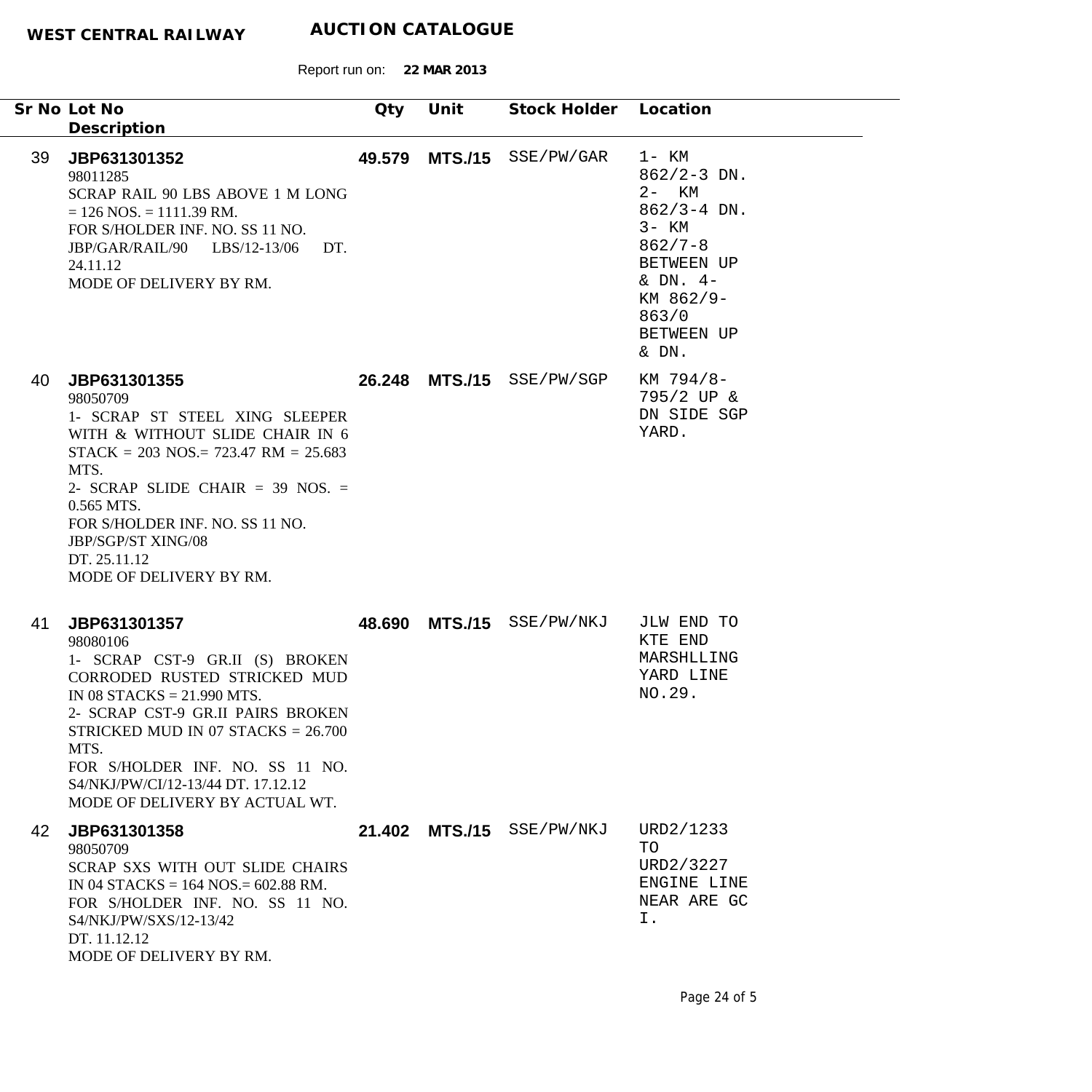**WEST CENTRAL RAILWAY** **AUCTION CATALOGUE**

Report run on: **22 MAR 2013**

| Sr No | Lot No / Description | Qty | Unit | Stock Holder | Location |
|---|---|---|---|---|---|
| 39 | **JBP631301352**<br>98011285<br>SCRAP RAIL 90 LBS ABOVE 1 M LONG = 126 NOS. = 1111.39 RM.<br>FOR S/HOLDER INF. NO. SS 11 NO. JBP/GAR/RAIL/90 LBS/12-13/06 DT. 24.11.12<br>MODE OF DELIVERY BY RM. | **49.579** | **MTS./15** | SSE/PW/GAR | 1- KM 862/2-3 DN. 2- KM 862/3-4 DN. 3- KM 862/7-8 BETWEEN UP & DN. 4- KM 862/9-863/0 BETWEEN UP & DN. |
| 40 | **JBP631301355**<br>98050709<br>1- SCRAP ST STEEL XING SLEEPER WITH & WITHOUT SLIDE CHAIR IN 6 STACK = 203 NOS.= 723.47 RM = 25.683 MTS.<br>2- SCRAP SLIDE CHAIR = 39 NOS. = 0.565 MTS.<br>FOR S/HOLDER INF. NO. SS 11 NO. JBP/SGP/ST XING/08<br>DT. 25.11.12<br>MODE OF DELIVERY BY RM. | **26.248** | **MTS./15** | SSE/PW/SGP | KM 794/8-795/2 UP & DN SIDE SGP YARD. |
| 41 | **JBP631301357**<br>98080106<br>1- SCRAP CST-9 GR.II (S) BROKEN CORRODED RUSTED STRICKED MUD IN 08 STACKS = 21.990 MTS.<br>2- SCRAP CST-9 GR.II PAIRS BROKEN STRICKED MUD IN 07 STACKS = 26.700 MTS.<br>FOR S/HOLDER INF. NO. SS 11 NO. S4/NKJ/PW/CI/12-13/44 DT. 17.12.12<br>MODE OF DELIVERY BY ACTUAL WT. | **48.690** | **MTS./15** | SSE/PW/NKJ | JLW END TO KTE END MARSHLLING YARD LINE NO.29. |
| 42 | **JBP631301358**<br>98050709<br>SCRAP SXS WITH OUT SLIDE CHAIRS IN 04 STACKS = 164 NOS.= 602.88 RM.<br>FOR S/HOLDER INF. NO. SS 11 NO. S4/NKJ/PW/SXS/12-13/42<br>DT. 11.12.12<br>MODE OF DELIVERY BY RM. | **21.402** | **MTS./15** | SSE/PW/NKJ | URD2/1233 TO URD2/3227 ENGINE LINE NEAR ARE GC I. |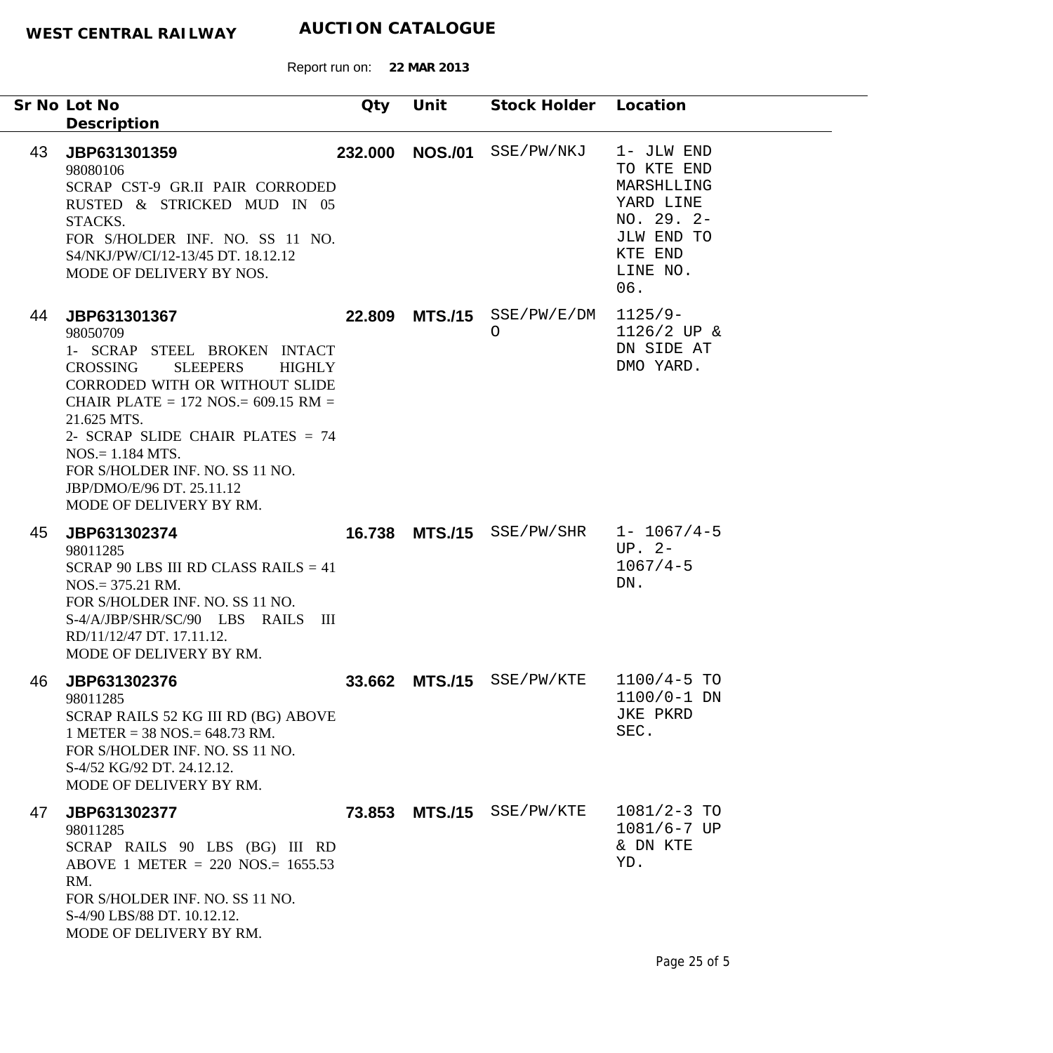**WEST CENTRAL RAILWAY** **AUCTION CATALOGUE**

Report run on: **22 MAR 2013**

| Sr No | Lot No / Description | Qty | Unit | Stock Holder | Location |
|---|---|---|---|---|---|
| 43 | **JBP631301359**<br>98080106<br>SCRAP CST-9 GR.II PAIR CORRODED RUSTED & STRICKED MUD IN 05 STACKS.<br>FOR S/HOLDER INF. NO. SS 11 NO. S4/NKJ/PW/CI/12-13/45 DT. 18.12.12<br>MODE OF DELIVERY BY NOS. | **232.000** | **NOS./01** | SSE/PW/NKJ | 1- JLW END TO KTE END MARSHLLING YARD LINE NO. 29. 2- JLW END TO KTE END LINE NO. 06. |
| 44 | **JBP631301367**<br>98050709<br>1- SCRAP STEEL BROKEN INTACT CROSSING SLEEPERS HIGHLY CORRODED WITH OR WITHOUT SLIDE CHAIR PLATE = 172 NOS.= 609.15 RM = 21.625 MTS.<br>2- SCRAP SLIDE CHAIR PLATES = 74 NOS.= 1.184 MTS.<br>FOR S/HOLDER INF. NO. SS 11 NO. JBP/DMO/E/96 DT. 25.11.12<br>MODE OF DELIVERY BY RM. | **22.809** | **MTS./15** | SSE/PW/E/DMO | 1125/9-1126/2 UP & DN SIDE AT DMO YARD. |
| 45 | **JBP631302374**<br>98011285<br>SCRAP 90 LBS III RD CLASS RAILS = 41 NOS.= 375.21 RM.<br>FOR S/HOLDER INF. NO. SS 11 NO. S-4/A/JBP/SHR/SC/90 LBS RAILS III RD/11/12/47 DT. 17.11.12.<br>MODE OF DELIVERY BY RM. | **16.738** | **MTS./15** | SSE/PW/SHR | 1- 1067/4-5 UP. 2- 1067/4-5 DN. |
| 46 | **JBP631302376**<br>98011285<br>SCRAP RAILS 52 KG III RD (BG) ABOVE 1 METER = 38 NOS.= 648.73 RM.<br>FOR S/HOLDER INF. NO. SS 11 NO. S-4/52 KG/92 DT. 24.12.12.<br>MODE OF DELIVERY BY RM. | **33.662** | **MTS./15** | SSE/PW/KTE | 1100/4-5 TO 1100/0-1 DN JKE PKRD SEC. |
| 47 | **JBP631302377**<br>98011285<br>SCRAP RAILS 90 LBS (BG) III RD ABOVE 1 METER = 220 NOS.= 1655.53 RM.<br>FOR S/HOLDER INF. NO. SS 11 NO. S-4/90 LBS/88 DT. 10.12.12.<br>MODE OF DELIVERY BY RM. | **73.853** | **MTS./15** | SSE/PW/KTE | 1081/2-3 TO 1081/6-7 UP & DN KTE YD. |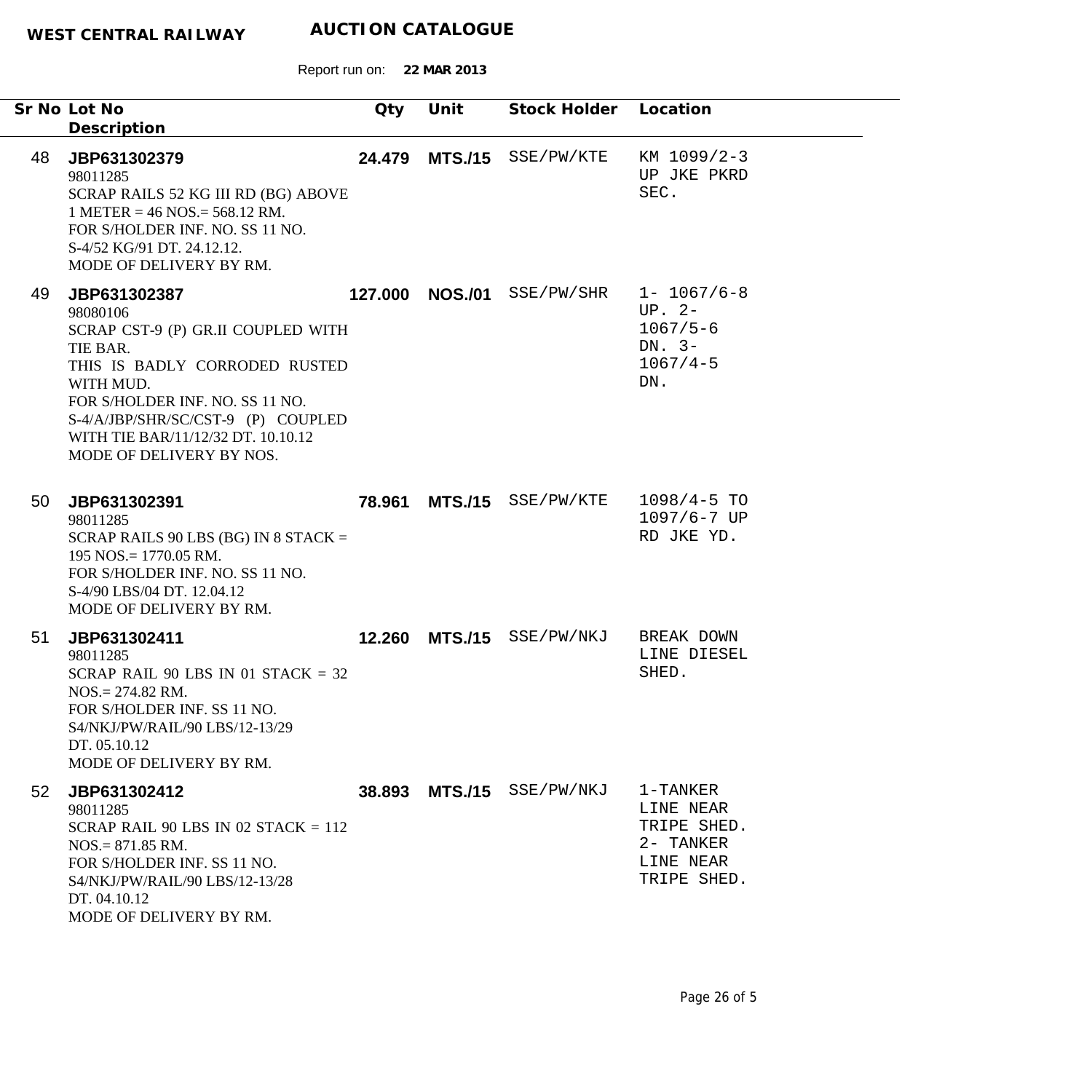**WEST CENTRAL RAILWAY** **AUCTION CATALOGUE**

Report run on: **22 MAR 2013**

| Sr No | Lot No / Description | Qty | Unit | Stock Holder | Location |
|---|---|---|---|---|---|
| 48 | **JBP631302379**<br>98011285<br>SCRAP RAILS 52 KG III RD (BG) ABOVE 1 METER = 46 NOS.= 568.12 RM.<br>FOR S/HOLDER INF. NO. SS 11 NO. S-4/52 KG/91 DT. 24.12.12.<br>MODE OF DELIVERY BY RM. | **24.479** | **MTS./15** | SSE/PW/KTE | KM 1099/2-3 UP JKE PKRD SEC. |
| 49 | **JBP631302387**<br>98080106<br>SCRAP CST-9 (P) GR.II COUPLED WITH TIE BAR.<br>THIS IS BADLY CORRODED RUSTED WITH MUD.<br>FOR S/HOLDER INF. NO. SS 11 NO. S-4/A/JBP/SHR/SC/CST-9 (P) COUPLED WITH TIE BAR/11/12/32 DT. 10.10.12<br>MODE OF DELIVERY BY NOS. | **127.000** | **NOS./01** | SSE/PW/SHR | 1- 1067/6-8 UP. 2- 1067/5-6 DN. 3- 1067/4-5 DN. |
| 50 | **JBP631302391**<br>98011285<br>SCRAP RAILS 90 LBS (BG) IN 8 STACK = 195 NOS.= 1770.05 RM.<br>FOR S/HOLDER INF. NO. SS 11 NO. S-4/90 LBS/04 DT. 12.04.12<br>MODE OF DELIVERY BY RM. | **78.961** | **MTS./15** | SSE/PW/KTE | 1098/4-5 TO 1097/6-7 UP RD JKE YD. |
| 51 | **JBP631302411**<br>98011285<br>SCRAP RAIL 90 LBS IN 01 STACK = 32 NOS.= 274.82 RM.<br>FOR S/HOLDER INF. SS 11 NO. S4/NKJ/PW/RAIL/90 LBS/12-13/29 DT. 05.10.12<br>MODE OF DELIVERY BY RM. | **12.260** | **MTS./15** | SSE/PW/NKJ | BREAK DOWN LINE DIESEL SHED. |
| 52 | **JBP631302412**<br>98011285<br>SCRAP RAIL 90 LBS IN 02 STACK = 112 NOS.= 871.85 RM.<br>FOR S/HOLDER INF. SS 11 NO. S4/NKJ/PW/RAIL/90 LBS/12-13/28 DT. 04.10.12<br>MODE OF DELIVERY BY RM. | **38.893** | **MTS./15** | SSE/PW/NKJ | 1-TANKER LINE NEAR TRIPE SHED. 2- TANKER LINE NEAR TRIPE SHED. |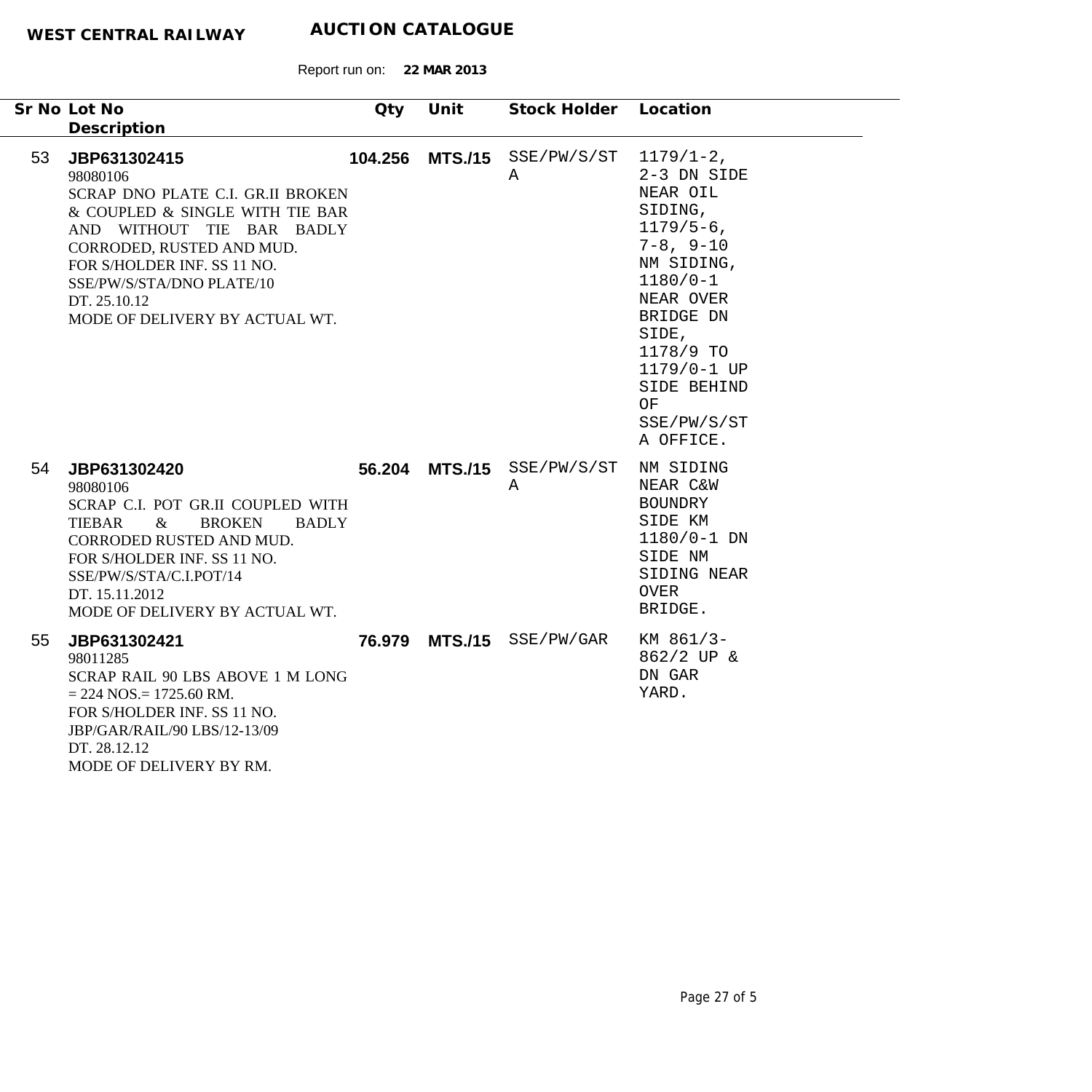**WEST CENTRAL RAILWAY** **AUCTION CATALOGUE**

Report run on: **22 MAR 2013**

| Sr No | Lot No / Description | Qty | Unit | Stock Holder | Location |
|---|---|---|---|---|---|
| 53 | **JBP631302415**<br>98080106<br>SCRAP DNO PLATE C.I. GR.II BROKEN & COUPLED & SINGLE WITH TIE BAR AND WITHOUT TIE BAR BADLY CORRODED, RUSTED AND MUD.<br>FOR S/HOLDER INF. SS 11 NO. SSE/PW/S/STA/DNO PLATE/10<br>DT. 25.10.12<br>MODE OF DELIVERY BY ACTUAL WT. | **104.256** | **MTS./15** | SSE/PW/S/STA | 1179/1-2, 2-3 DN SIDE NEAR OIL SIDING, 1179/5-6, 7-8, 9-10 NM SIDING, 1180/0-1 NEAR OVER BRIDGE DN SIDE, 1178/9 TO 1179/0-1 UP SIDE BEHIND OF SSE/PW/S/STA OFFICE. |
| 54 | **JBP631302420**<br>98080106<br>SCRAP C.I. POT GR.II COUPLED WITH TIEBAR & BROKEN BADLY CORRODED RUSTED AND MUD.<br>FOR S/HOLDER INF. SS 11 NO. SSE/PW/S/STA/C.I.POT/14<br>DT. 15.11.2012<br>MODE OF DELIVERY BY ACTUAL WT. | **56.204** | **MTS./15** | SSE/PW/S/STA | NM SIDING NEAR C&W BOUNDRY SIDE KM 1180/0-1 DN SIDE NM SIDING NEAR OVER BRIDGE. |
| 55 | **JBP631302421**<br>98011285<br>SCRAP RAIL 90 LBS ABOVE 1 M LONG = 224 NOS.= 1725.60 RM.<br>FOR S/HOLDER INF. SS 11 NO. JBP/GAR/RAIL/90 LBS/12-13/09<br>DT. 28.12.12<br>MODE OF DELIVERY BY RM. | **76.979** | **MTS./15** | SSE/PW/GAR | KM 861/3-862/2 UP & DN GAR YARD. |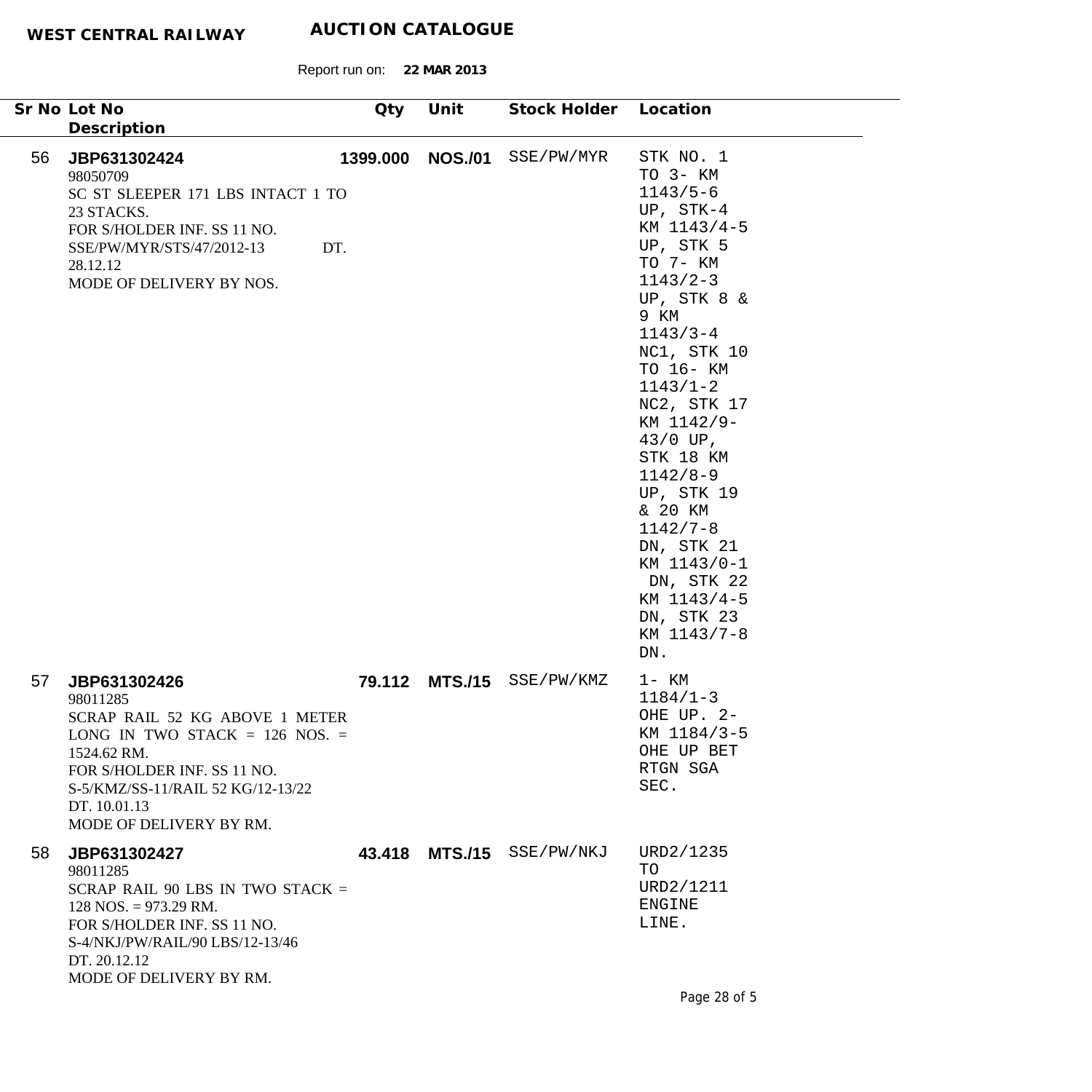**WEST CENTRAL RAILWAY** **AUCTION CATALOGUE**

Report run on: **22 MAR 2013**

| Sr No | Lot No / Description | Qty | Unit | Stock Holder | Location |
|---|---|---|---|---|---|
| 56 | **JBP631302424**<br>98050709<br>SC ST SLEEPER 171 LBS INTACT 1 TO 23 STACKS.<br>FOR S/HOLDER INF. SS 11 NO. SSE/PW/MYR/STS/47/2012-13 DT. 28.12.12<br>MODE OF DELIVERY BY NOS. | **1399.000** | **NOS./01** | SSE/PW/MYR | STK NO. 1 TO 3- KM 1143/5-6 UP, STK-4 KM 1143/4-5 UP, STK 5 TO 7- KM 1143/2-3 UP, STK 8 & 9 KM 1143/3-4 NC1, STK 10 TO 16- KM 1143/1-2 NC2, STK 17 KM 1142/9-43/0 UP, STK 18 KM 1142/8-9 UP, STK 19 & 20 KM 1142/7-8 DN, STK 21 KM 1143/0-1 DN, STK 22 KM 1143/4-5 DN, STK 23 KM 1143/7-8 DN. |
| 57 | **JBP631302426**<br>98011285<br>SCRAP RAIL 52 KG ABOVE 1 METER LONG IN TWO STACK = 126 NOS. = 1524.62 RM.<br>FOR S/HOLDER INF. SS 11 NO. S-5/KMZ/SS-11/RAIL 52 KG/12-13/22 DT. 10.01.13<br>MODE OF DELIVERY BY RM. | **79.112** | **MTS./15** | SSE/PW/KMZ | 1- KM 1184/1-3 OHE UP. 2- KM 1184/3-5 OHE UP BET RTGN SGA SEC. |
| 58 | **JBP631302427**<br>98011285<br>SCRAP RAIL 90 LBS IN TWO STACK = 128 NOS. = 973.29 RM.<br>FOR S/HOLDER INF. SS 11 NO. S-4/NKJ/PW/RAIL/90 LBS/12-13/46 DT. 20.12.12<br>MODE OF DELIVERY BY RM. | **43.418** | **MTS./15** | SSE/PW/NKJ | URD2/1235 TO URD2/1211 ENGINE LINE. |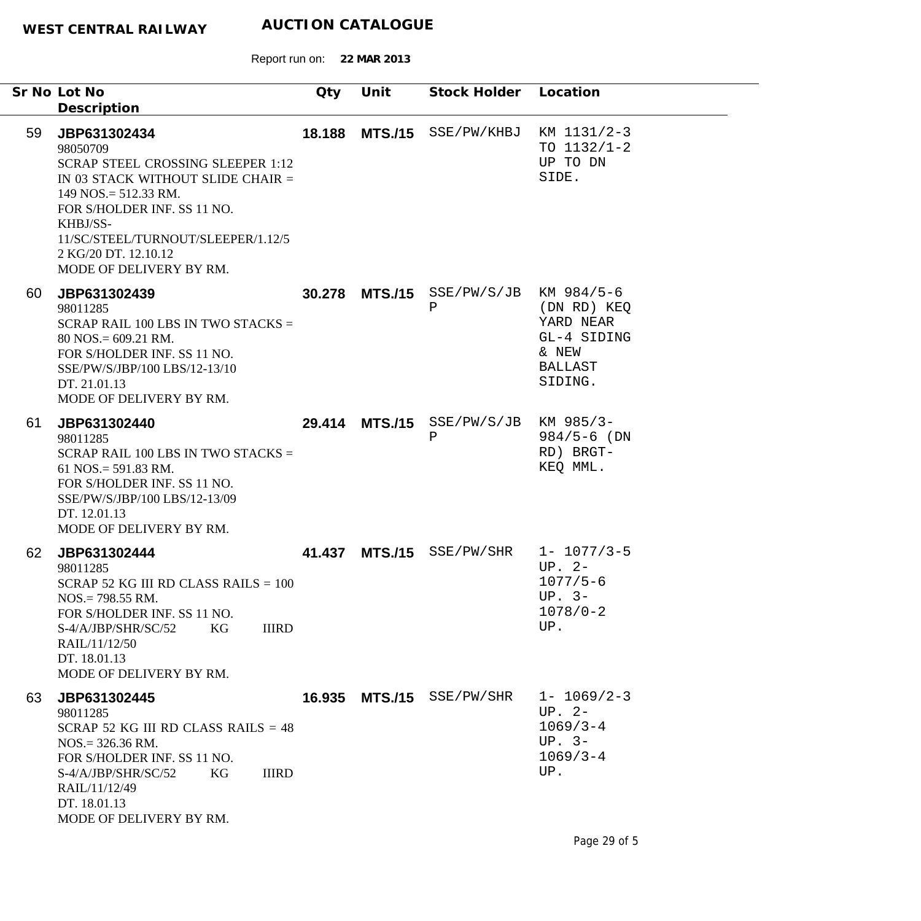**WEST CENTRAL RAILWAY** **AUCTION CATALOGUE**

Report run on: **22 MAR 2013**

| Sr No | Lot No / Description | Qty | Unit | Stock Holder | Location |
|---|---|---|---|---|---|
| 59 | **JBP631302434**<br>98050709<br>SCRAP STEEL CROSSING SLEEPER 1:12 IN 03 STACK WITHOUT SLIDE CHAIR = 149 NOS.= 512.33 RM.<br>FOR S/HOLDER INF. SS 11 NO. KHBJ/SS-11/SC/STEEL/TURNOUT/SLEEPER/1.12/52 KG/20 DT. 12.10.12<br>MODE OF DELIVERY BY RM. | **18.188** | **MTS./15** | SSE/PW/KHBJ | KM 1131/2-3 TO 1132/1-2 UP TO DN SIDE. |
| 60 | **JBP631302439**<br>98011285<br>SCRAP RAIL 100 LBS IN TWO STACKS = 80 NOS.= 609.21 RM.<br>FOR S/HOLDER INF. SS 11 NO. SSE/PW/S/JBP/100 LBS/12-13/10 DT. 21.01.13<br>MODE OF DELIVERY BY RM. | **30.278** | **MTS./15** | SSE/PW/S/JBP | KM 984/5-6 (DN RD) KEQ YARD NEAR GL-4 SIDING & NEW BALLAST SIDING. |
| 61 | **JBP631302440**<br>98011285<br>SCRAP RAIL 100 LBS IN TWO STACKS = 61 NOS.= 591.83 RM.<br>FOR S/HOLDER INF. SS 11 NO. SSE/PW/S/JBP/100 LBS/12-13/09 DT. 12.01.13<br>MODE OF DELIVERY BY RM. | **29.414** | **MTS./15** | SSE/PW/S/JBP | KM 985/3-984/5-6 (DN RD) BRGT-KEQ MML. |
| 62 | **JBP631302444**<br>98011285<br>SCRAP 52 KG III RD CLASS RAILS = 100 NOS.= 798.55 RM.<br>FOR S/HOLDER INF. SS 11 NO. S-4/A/JBP/SHR/SC/52 KG IIIRD RAIL/11/12/50 DT. 18.01.13<br>MODE OF DELIVERY BY RM. | **41.437** | **MTS./15** | SSE/PW/SHR | 1- 1077/3-5 UP. 2- 1077/5-6 UP. 3- 1078/0-2 UP. |
| 63 | **JBP631302445**<br>98011285<br>SCRAP 52 KG III RD CLASS RAILS = 48 NOS.= 326.36 RM.<br>FOR S/HOLDER INF. SS 11 NO. S-4/A/JBP/SHR/SC/52 KG IIIRD RAIL/11/12/49 DT. 18.01.13<br>MODE OF DELIVERY BY RM. | **16.935** | **MTS./15** | SSE/PW/SHR | 1- 1069/2-3 UP. 2- 1069/3-4 UP. 3- 1069/3-4 UP. |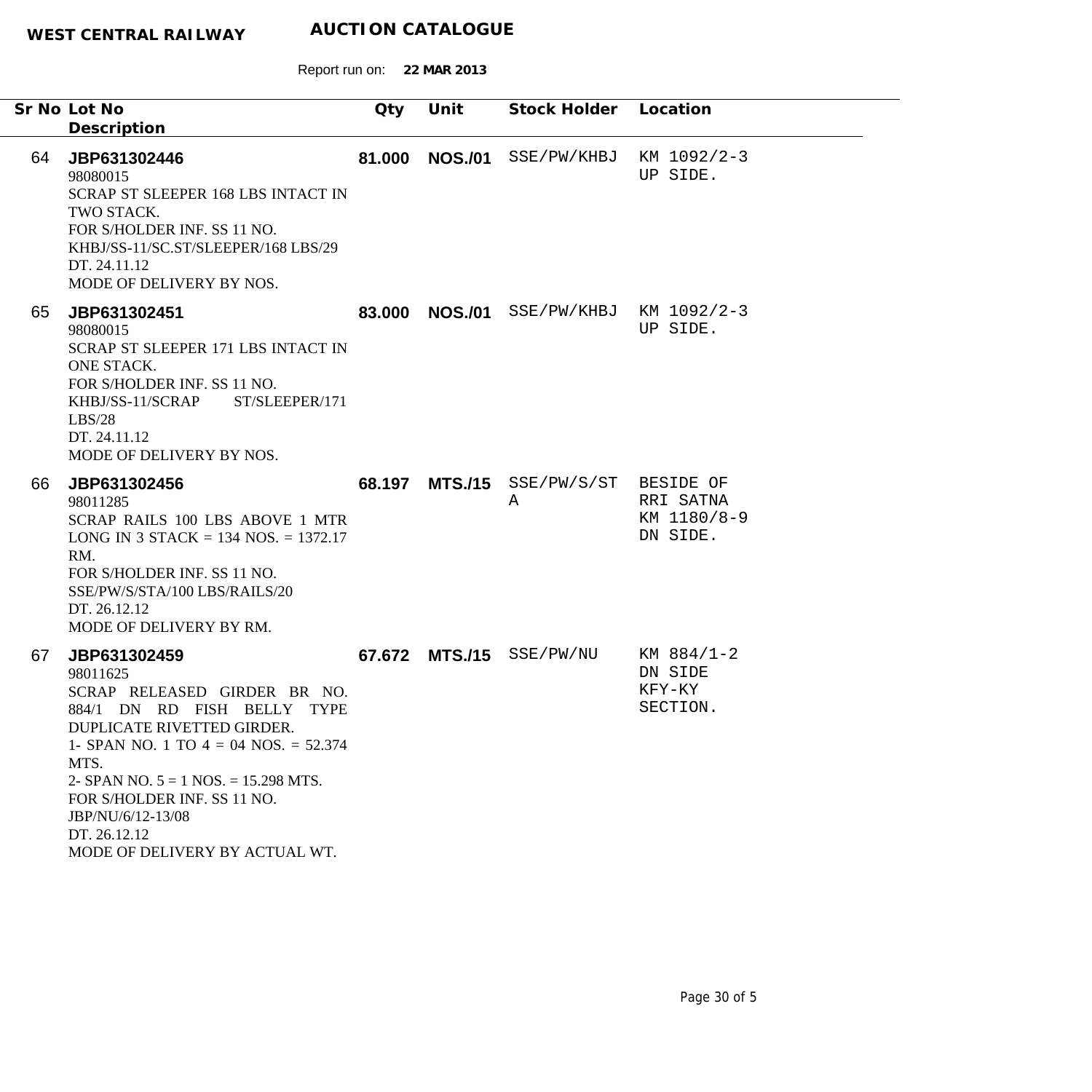**WEST CENTRAL RAILWAY** **AUCTION CATALOGUE**

Report run on: **22 MAR 2013**

| Sr No | Lot No / Description | Qty | Unit | Stock Holder | Location |
|---|---|---|---|---|---|
| 64 | **JBP631302446**<br>98080015<br>SCRAP ST SLEEPER 168 LBS INTACT IN TWO STACK.<br>FOR S/HOLDER INF. SS 11 NO. KHBJ/SS-11/SC.ST/SLEEPER/168 LBS/29 DT. 24.11.12<br>MODE OF DELIVERY BY NOS. | **81.000** | **NOS./01** | SSE/PW/KHBJ | KM 1092/2-3 UP SIDE. |
| 65 | **JBP631302451**<br>98080015<br>SCRAP ST SLEEPER 171 LBS INTACT IN ONE STACK.<br>FOR S/HOLDER INF. SS 11 NO. KHBJ/SS-11/SCRAP ST/SLEEPER/171 LBS/28<br>DT. 24.11.12<br>MODE OF DELIVERY BY NOS. | **83.000** | **NOS./01** | SSE/PW/KHBJ | KM 1092/2-3 UP SIDE. |
| 66 | **JBP631302456**<br>98011285<br>SCRAP RAILS 100 LBS ABOVE 1 MTR LONG IN 3 STACK = 134 NOS. = 1372.17 RM.<br>FOR S/HOLDER INF. SS 11 NO. SSE/PW/S/STA/100 LBS/RAILS/20<br>DT. 26.12.12<br>MODE OF DELIVERY BY RM. | **68.197** | **MTS./15** | SSE/PW/S/STA | BESIDE OF RRI SATNA KM 1180/8-9 DN SIDE. |
| 67 | **JBP631302459**<br>98011625<br>SCRAP RELEASED GIRDER BR NO. 884/1 DN RD FISH BELLY TYPE DUPLICATE RIVETTED GIRDER.<br>1- SPAN NO. 1 TO 4 = 04 NOS. = 52.374 MTS.<br>2- SPAN NO. 5 = 1 NOS. = 15.298 MTS.<br>FOR S/HOLDER INF. SS 11 NO. JBP/NU/6/12-13/08<br>DT. 26.12.12<br>MODE OF DELIVERY BY ACTUAL WT. | **67.672** | **MTS./15** | SSE/PW/NU | KM 884/1-2 DN SIDE KFY-KY SECTION. |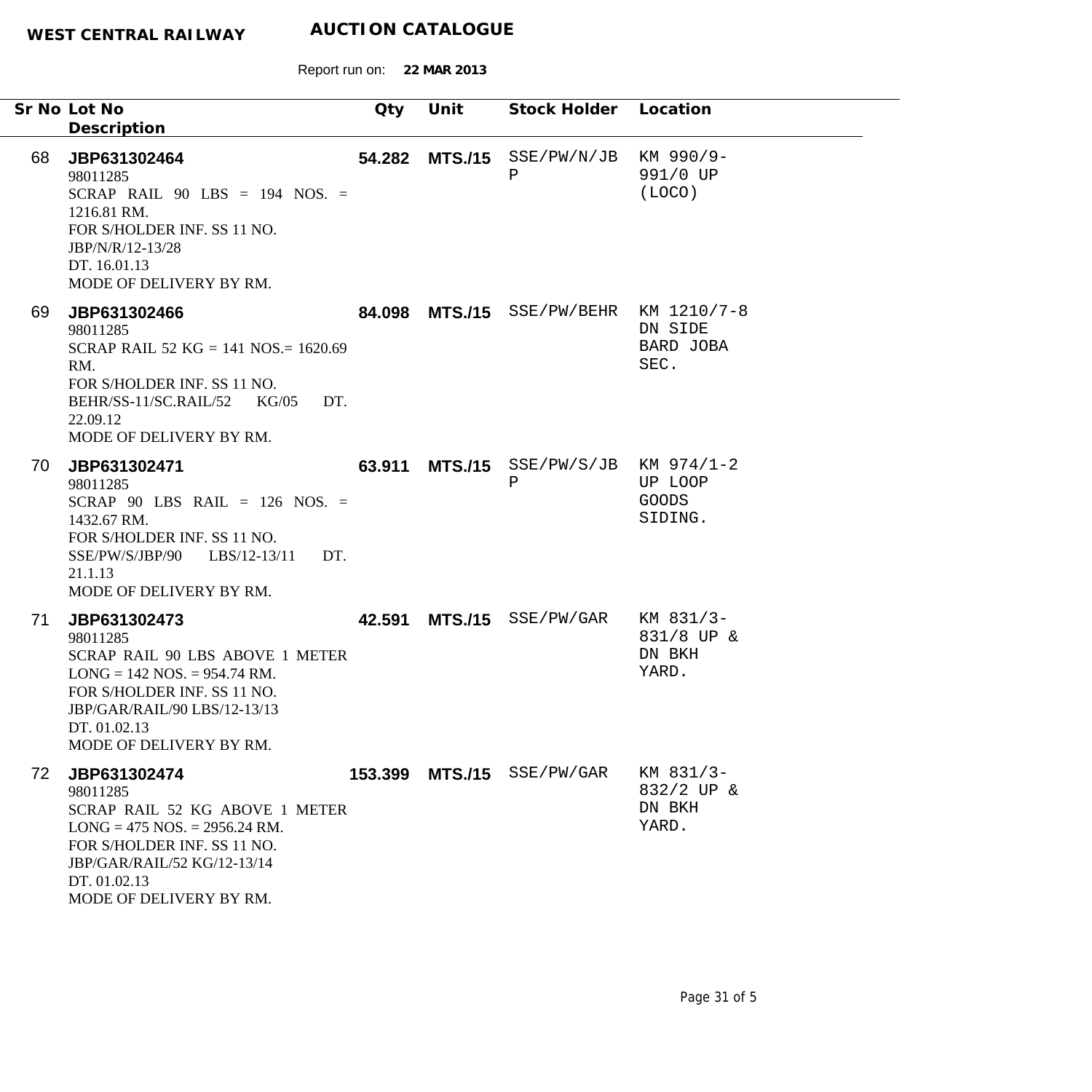**WEST CENTRAL RAILWAY** **AUCTION CATALOGUE**

Report run on: **22 MAR 2013**

| Sr No | Lot No / Description | Qty | Unit | Stock Holder | Location |
|---|---|---|---|---|---|
| 68 | **JBP631302464**<br>98011285<br>SCRAP RAIL 90 LBS = 194 NOS. = 1216.81 RM.<br>FOR S/HOLDER INF. SS 11 NO. JBP/N/R/12-13/28<br>DT. 16.01.13<br>MODE OF DELIVERY BY RM. | **54.282** | **MTS./15** | SSE/PW/N/JBP | KM 990/9-991/0 UP (LOCO) |
| 69 | **JBP631302466**<br>98011285<br>SCRAP RAIL 52 KG = 141 NOS.= 1620.69 RM.<br>FOR S/HOLDER INF. SS 11 NO. BEHR/SS-11/SC.RAIL/52 KG/05 DT. 22.09.12<br>MODE OF DELIVERY BY RM. | **84.098** | **MTS./15** | SSE/PW/BEHR | KM 1210/7-8 DN SIDE BARD JOBA SEC. |
| 70 | **JBP631302471**<br>98011285<br>SCRAP 90 LBS RAIL = 126 NOS. = 1432.67 RM.<br>FOR S/HOLDER INF. SS 11 NO. SSE/PW/S/JBP/90 LBS/12-13/11 DT. 21.1.13<br>MODE OF DELIVERY BY RM. | **63.911** | **MTS./15** | SSE/PW/S/JBP | KM 974/1-2 UP LOOP GOODS SIDING. |
| 71 | **JBP631302473**<br>98011285<br>SCRAP RAIL 90 LBS ABOVE 1 METER LONG = 142 NOS. = 954.74 RM.<br>FOR S/HOLDER INF. SS 11 NO. JBP/GAR/RAIL/90 LBS/12-13/13<br>DT. 01.02.13<br>MODE OF DELIVERY BY RM. | **42.591** | **MTS./15** | SSE/PW/GAR | KM 831/3-831/8 UP & DN BKH YARD. |
| 72 | **JBP631302474**<br>98011285<br>SCRAP RAIL 52 KG ABOVE 1 METER LONG = 475 NOS. = 2956.24 RM.<br>FOR S/HOLDER INF. SS 11 NO. JBP/GAR/RAIL/52 KG/12-13/14<br>DT. 01.02.13<br>MODE OF DELIVERY BY RM. | **153.399** | **MTS./15** | SSE/PW/GAR | KM 831/3-832/2 UP & DN BKH YARD. |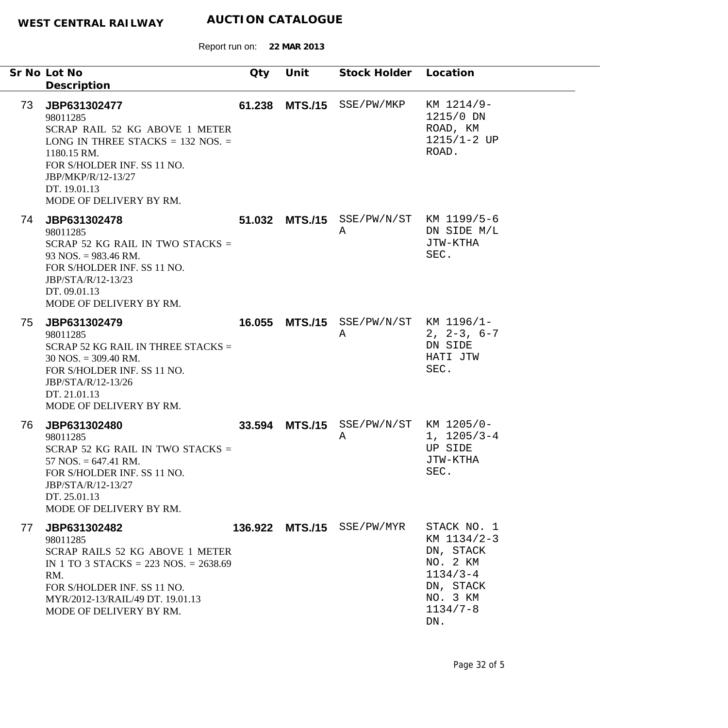**WEST CENTRAL RAILWAY** **AUCTION CATALOGUE**

Report run on: **22 MAR 2013**

| Sr No | Lot No / Description | Qty | Unit | Stock Holder | Location |
|---|---|---|---|---|---|
| 73 | **JBP631302477**<br>98011285<br>SCRAP RAIL 52 KG ABOVE 1 METER LONG IN THREE STACKS = 132 NOS. = 1180.15 RM.<br>FOR S/HOLDER INF. SS 11 NO. JBP/MKP/R/12-13/27<br>DT. 19.01.13<br>MODE OF DELIVERY BY RM. | **61.238** | **MTS./15** | SSE/PW/MKP | KM 1214/9-1215/0 DN ROAD, KM 1215/1-2 UP ROAD. |
| 74 | **JBP631302478**<br>98011285<br>SCRAP 52 KG RAIL IN TWO STACKS = 93 NOS. = 983.46 RM.<br>FOR S/HOLDER INF. SS 11 NO. JBP/STA/R/12-13/23<br>DT. 09.01.13<br>MODE OF DELIVERY BY RM. | **51.032** | **MTS./15** | SSE/PW/N/STA | KM 1199/5-6 DN SIDE M/L JTW-KTHA SEC. |
| 75 | **JBP631302479**<br>98011285<br>SCRAP 52 KG RAIL IN THREE STACKS = 30 NOS. = 309.40 RM.<br>FOR S/HOLDER INF. SS 11 NO. JBP/STA/R/12-13/26<br>DT. 21.01.13<br>MODE OF DELIVERY BY RM. | **16.055** | **MTS./15** | SSE/PW/N/STA | KM 1196/1-2, 2-3, 6-7 DN SIDE HATI JTW SEC. |
| 76 | **JBP631302480**<br>98011285<br>SCRAP 52 KG RAIL IN TWO STACKS = 57 NOS. = 647.41 RM.<br>FOR S/HOLDER INF. SS 11 NO. JBP/STA/R/12-13/27<br>DT. 25.01.13<br>MODE OF DELIVERY BY RM. | **33.594** | **MTS./15** | SSE/PW/N/STA | KM 1205/0-1, 1205/3-4 UP SIDE JTW-KTHA SEC. |
| 77 | **JBP631302482**<br>98011285<br>SCRAP RAILS 52 KG ABOVE 1 METER IN 1 TO 3 STACKS = 223 NOS. = 2638.69 RM.<br>FOR S/HOLDER INF. SS 11 NO. MYR/2012-13/RAIL/49 DT. 19.01.13<br>MODE OF DELIVERY BY RM. | **136.922** | **MTS./15** | SSE/PW/MYR | STACK NO. 1 KM 1134/2-3 DN, STACK NO. 2 KM 1134/3-4 DN, STACK NO. 3 KM 1134/7-8 DN. |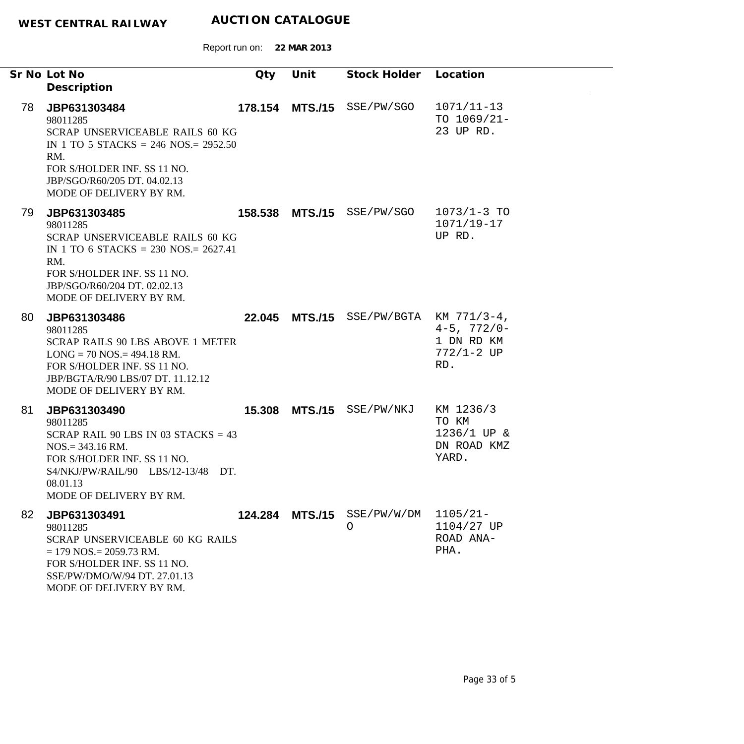**WEST CENTRAL RAILWAY** **AUCTION CATALOGUE**

Report run on: **22 MAR 2013**

| Sr No | Lot No / Description | Qty | Unit | Stock Holder | Location |
|---|---|---|---|---|---|
| 78 | **JBP631303484**<br>98011285<br>SCRAP UNSERVICEABLE RAILS 60 KG IN 1 TO 5 STACKS = 246 NOS.= 2952.50 RM.<br>FOR S/HOLDER INF. SS 11 NO. JBP/SGO/R60/205 DT. 04.02.13<br>MODE OF DELIVERY BY RM. | **178.154** | **MTS./15** | SSE/PW/SGO | 1071/11-13 TO 1069/21-23 UP RD. |
| 79 | **JBP631303485**<br>98011285<br>SCRAP UNSERVICEABLE RAILS 60 KG IN 1 TO 6 STACKS = 230 NOS.= 2627.41 RM.<br>FOR S/HOLDER INF. SS 11 NO. JBP/SGO/R60/204 DT. 02.02.13<br>MODE OF DELIVERY BY RM. | **158.538** | **MTS./15** | SSE/PW/SGO | 1073/1-3 TO 1071/19-17 UP RD. |
| 80 | **JBP631303486**<br>98011285<br>SCRAP RAILS 90 LBS ABOVE 1 METER LONG = 70 NOS.= 494.18 RM.<br>FOR S/HOLDER INF. SS 11 NO. JBP/BGTA/R/90 LBS/07 DT. 11.12.12<br>MODE OF DELIVERY BY RM. | **22.045** | **MTS./15** | SSE/PW/BGTA | KM 771/3-4, 4-5, 772/0-1 DN RD KM 772/1-2 UP RD. |
| 81 | **JBP631303490**<br>98011285<br>SCRAP RAIL 90 LBS IN 03 STACKS = 43 NOS.= 343.16 RM.<br>FOR S/HOLDER INF. SS 11 NO. S4/NKJ/PW/RAIL/90 LBS/12-13/48 DT. 08.01.13<br>MODE OF DELIVERY BY RM. | **15.308** | **MTS./15** | SSE/PW/NKJ | KM 1236/3 TO KM 1236/1 UP & DN ROAD KMZ YARD. |
| 82 | **JBP631303491**<br>98011285<br>SCRAP UNSERVICEABLE 60 KG RAILS = 179 NOS.= 2059.73 RM.<br>FOR S/HOLDER INF. SS 11 NO. SSE/PW/DMO/W/94 DT. 27.01.13<br>MODE OF DELIVERY BY RM. | **124.284** | **MTS./15** | SSE/PW/W/DMO | 1105/21-1104/27 UP ROAD ANA-PHA. |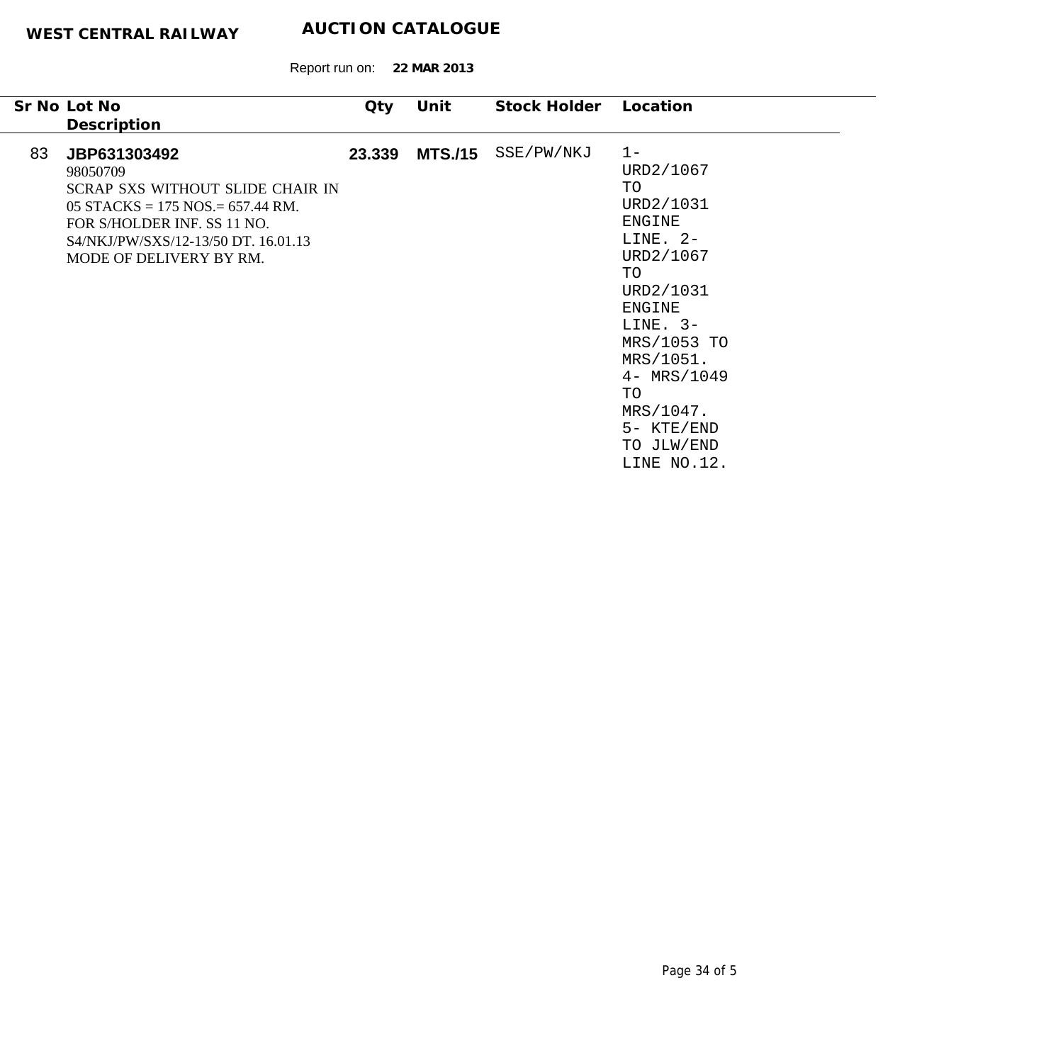**WEST CENTRAL RAILWAY** **AUCTION CATALOGUE**

Report run on: **22 MAR 2013**

| Sr No | Lot No / Description | Qty | Unit | Stock Holder | Location |
|---|---|---|---|---|---|
| 83 | **JBP631303492**<br>98050709<br>SCRAP SXS WITHOUT SLIDE CHAIR IN 05 STACKS = 175 NOS.= 657.44 RM. FOR S/HOLDER INF. SS 11 NO. S4/NKJ/PW/SXS/12-13/50 DT. 16.01.13 MODE OF DELIVERY BY RM. | **23.339** | **MTS./15** | SSE/PW/NKJ | 1- URD2/1067 TO URD2/1031 ENGINE LINE. 2- URD2/1067 TO URD2/1031 ENGINE LINE. 3- MRS/1053 TO MRS/1051. 4- MRS/1049 TO MRS/1047. 5- KTE/END TO JLW/END LINE NO.12. |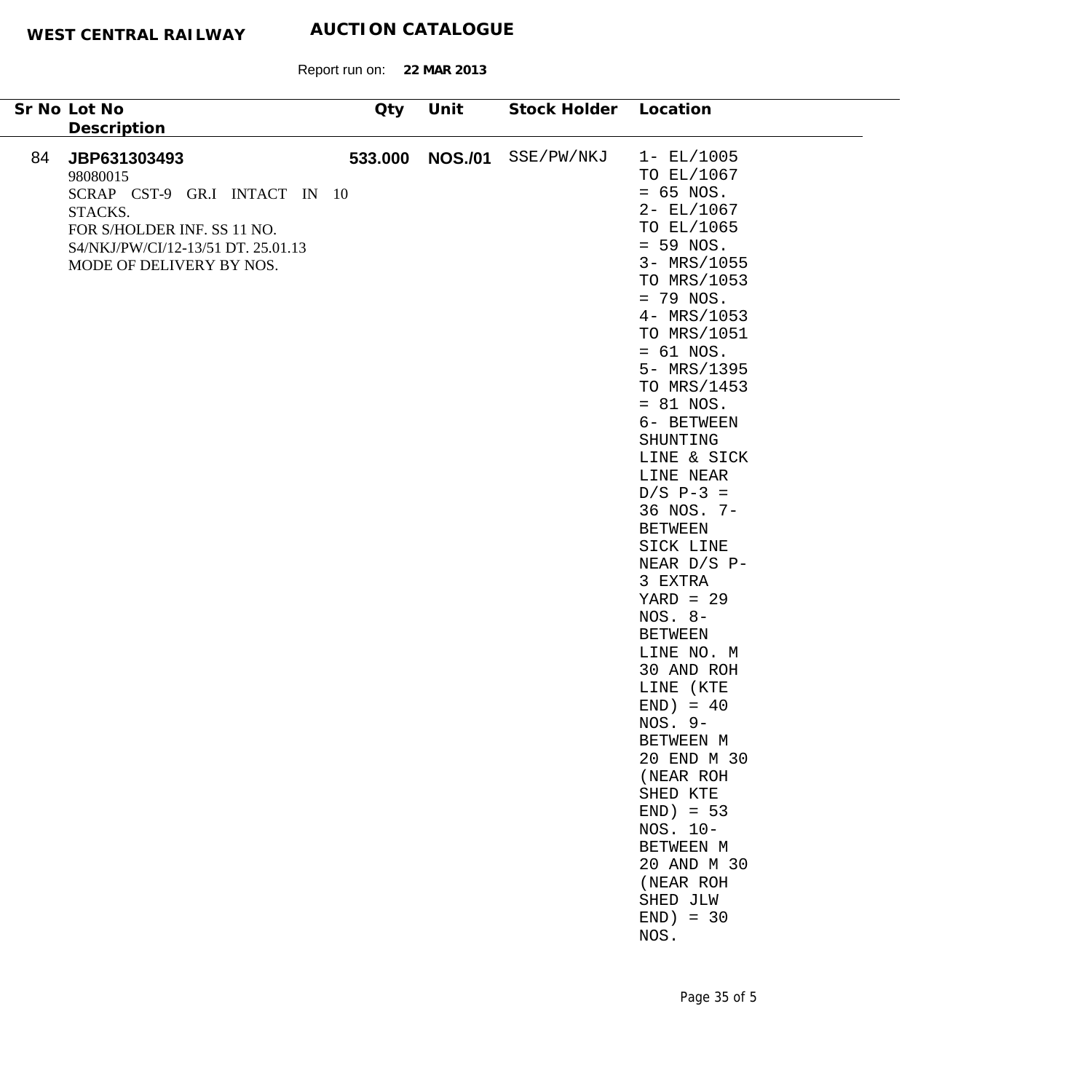**WEST CENTRAL RAILWAY** **AUCTION CATALOGUE**

Report run on: **22 MAR 2013**

| Sr No | Lot No / Description | Qty | Unit | Stock Holder | Location |
|---|---|---|---|---|---|
| 84 | **JBP631303493**<br>98080015<br>SCRAP CST-9 GR.I INTACT IN 10 STACKS.<br>FOR S/HOLDER INF. SS 11 NO. S4/NKJ/PW/CI/12-13/51 DT. 25.01.13<br>MODE OF DELIVERY BY NOS. | **533.000** | **NOS./01** | SSE/PW/NKJ | 1- EL/1005 TO EL/1067 = 65 NOS. 2- EL/1067 TO EL/1065 = 59 NOS. 3- MRS/1055 TO MRS/1053 = 79 NOS. 4- MRS/1053 TO MRS/1051 = 61 NOS. 5- MRS/1395 TO MRS/1453 = 81 NOS. 6- BETWEEN SHUNTING LINE & SICK LINE NEAR D/S P-3 = 36 NOS. 7- BETWEEN SICK LINE NEAR D/S P-3 EXTRA YARD = 29 NOS. 8- BETWEEN LINE NO. M 30 AND ROH LINE (KTE END) = 40 NOS. 9- BETWEEN M 20 END M 30 (NEAR ROH SHED KTE END) = 53 NOS. 10- BETWEEN M 20 AND M 30 (NEAR ROH SHED JLW END) = 30 NOS. |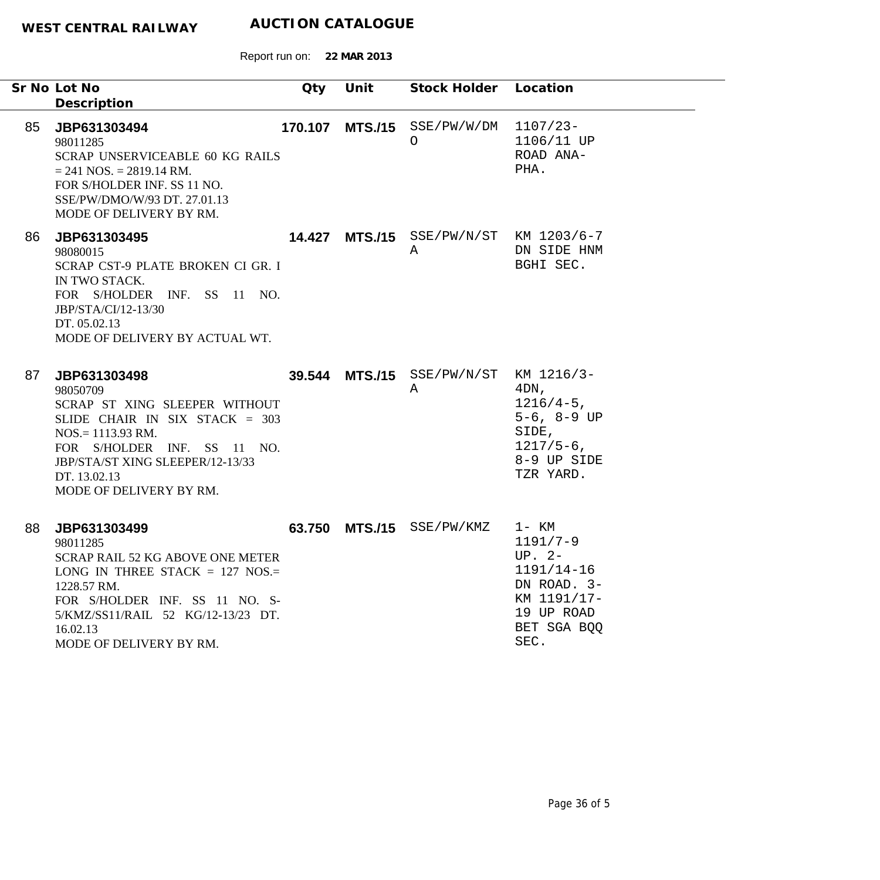**WEST CENTRAL RAILWAY** **AUCTION CATALOGUE**

Report run on: **22 MAR 2013**

| Sr No | Lot No<br>Description | Qty | Unit | Stock Holder | Location |
|---|---|---|---|---|---|
| 85 | **JBP631303494**<br>98011285<br>SCRAP UNSERVICEABLE 60 KG RAILS = 241 NOS. = 2819.14 RM.<br>FOR S/HOLDER INF. SS 11 NO. SSE/PW/DMO/W/93 DT. 27.01.13<br>MODE OF DELIVERY BY RM. | **170.107** | **MTS./15** | SSE/PW/W/DMO | 1107/23-1106/11 UP ROAD ANA-PHA. |
| 86 | **JBP631303495**<br>98080015<br>SCRAP CST-9 PLATE BROKEN CI GR. I IN TWO STACK.<br>FOR S/HOLDER INF. SS 11 NO. JBP/STA/CI/12-13/30 DT. 05.02.13<br>MODE OF DELIVERY BY ACTUAL WT. | **14.427** | **MTS./15** | SSE/PW/N/STA | KM 1203/6-7 DN SIDE HNM BGHI SEC. |
| 87 | **JBP631303498**<br>98050709<br>SCRAP ST XING SLEEPER WITHOUT SLIDE CHAIR IN SIX STACK = 303 NOS.= 1113.93 RM.<br>FOR S/HOLDER INF. SS 11 NO. JBP/STA/ST XING SLEEPER/12-13/33 DT. 13.02.13<br>MODE OF DELIVERY BY RM. | **39.544** | **MTS./15** | SSE/PW/N/STA | KM 1216/3-4DN, 1216/4-5, 5-6, 8-9 UP SIDE, 1217/5-6, 8-9 UP SIDE TZR YARD. |
| 88 | **JBP631303499**<br>98011285<br>SCRAP RAIL 52 KG ABOVE ONE METER LONG IN THREE STACK = 127 NOS.= 1228.57 RM.<br>FOR S/HOLDER INF. SS 11 NO. S-5/KMZ/SS11/RAIL 52 KG/12-13/23 DT. 16.02.13<br>MODE OF DELIVERY BY RM. | **63.750** | **MTS./15** | SSE/PW/KMZ | 1- KM 1191/7-9 UP. 2- 1191/14-16 DN ROAD. 3- KM 1191/17-19 UP ROAD BET SGA BQQ SEC. |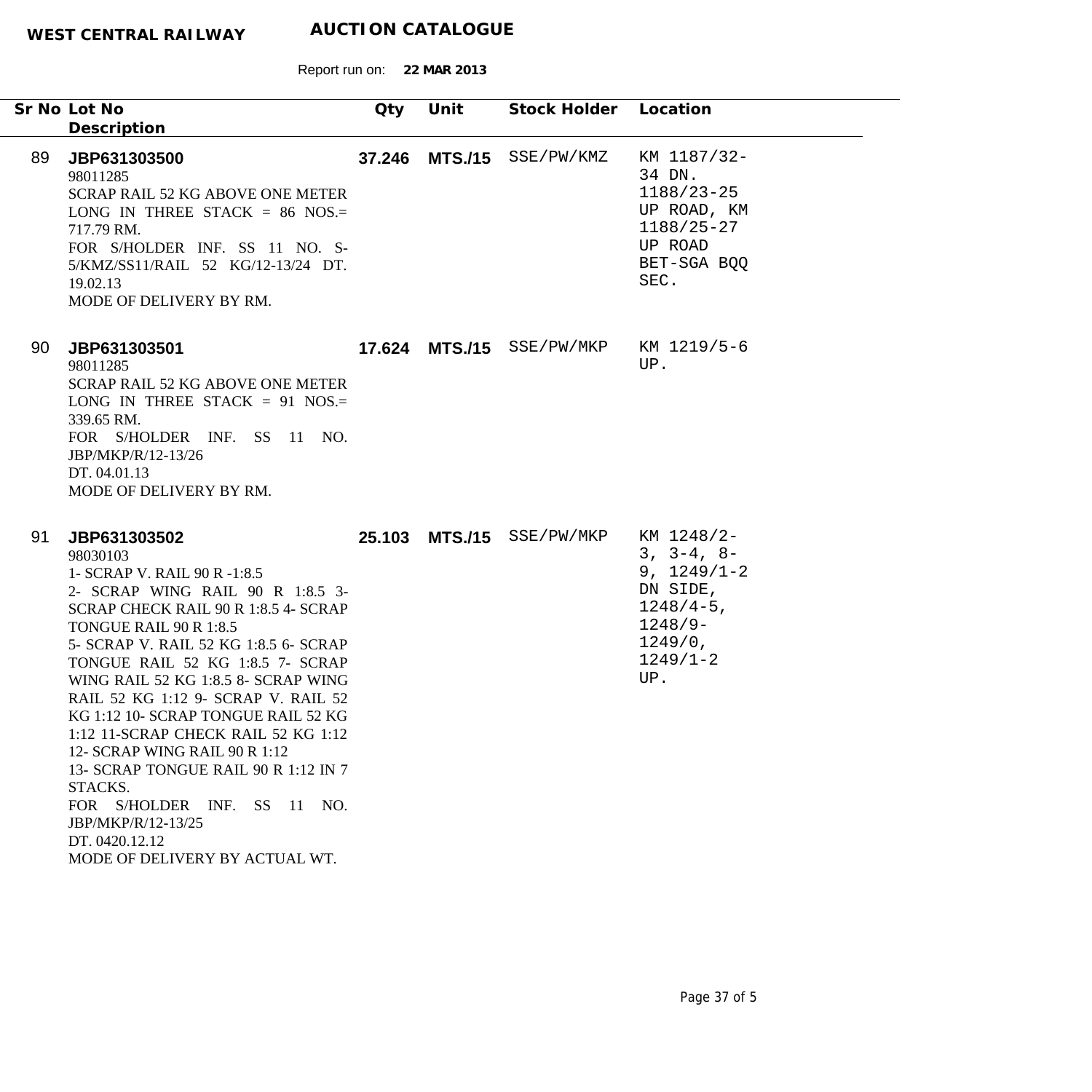**WEST CENTRAL RAILWAY** **AUCTION CATALOGUE**

Report run on: **22 MAR 2013**

| Sr No | Lot No<br>Description | Qty | Unit | Stock Holder | Location |
|---|---|---|---|---|---|
| 89 | **JBP631303500**<br>98011285<br>SCRAP RAIL 52 KG ABOVE ONE METER LONG IN THREE STACK = 86 NOS.= 717.79 RM.<br>FOR S/HOLDER INF. SS 11 NO. S-5/KMZ/SS11/RAIL 52 KG/12-13/24 DT. 19.02.13<br>MODE OF DELIVERY BY RM. | **37.246** | **MTS./15** | SSE/PW/KMZ | KM 1187/32-34 DN. 1188/23-25 UP ROAD, KM 1188/25-27 UP ROAD BET-SGA BQQ SEC. |
| 90 | **JBP631303501**<br>98011285<br>SCRAP RAIL 52 KG ABOVE ONE METER LONG IN THREE STACK = 91 NOS.= 339.65 RM.<br>FOR S/HOLDER INF. SS 11 NO. JBP/MKP/R/12-13/26<br>DT. 04.01.13<br>MODE OF DELIVERY BY RM. | **17.624** | **MTS./15** | SSE/PW/MKP | KM 1219/5-6 UP. |
| 91 | **JBP631303502**<br>98030103<br>1- SCRAP V. RAIL 90 R -1:8.5<br>2- SCRAP WING RAIL 90 R 1:8.5 3- SCRAP CHECK RAIL 90 R 1:8.5 4- SCRAP TONGUE RAIL 90 R 1:8.5<br>5- SCRAP V. RAIL 52 KG 1:8.5 6- SCRAP TONGUE RAIL 52 KG 1:8.5 7- SCRAP WING RAIL 52 KG 1:8.5 8- SCRAP WING RAIL 52 KG 1:12 9- SCRAP V. RAIL 52 KG 1:12 10- SCRAP TONGUE RAIL 52 KG 1:12 11-SCRAP CHECK RAIL 52 KG 1:12<br>12- SCRAP WING RAIL 90 R 1:12<br>13- SCRAP TONGUE RAIL 90 R 1:12 IN 7 STACKS.<br>FOR S/HOLDER INF. SS 11 NO. JBP/MKP/R/12-13/25<br>DT. 0420.12.12<br>MODE OF DELIVERY BY ACTUAL WT. | **25.103** | **MTS./15** | SSE/PW/MKP | KM 1248/2-3, 3-4, 8-9, 1249/1-2 DN SIDE, 1248/4-5, 1248/9-1249/0, 1249/1-2 UP. |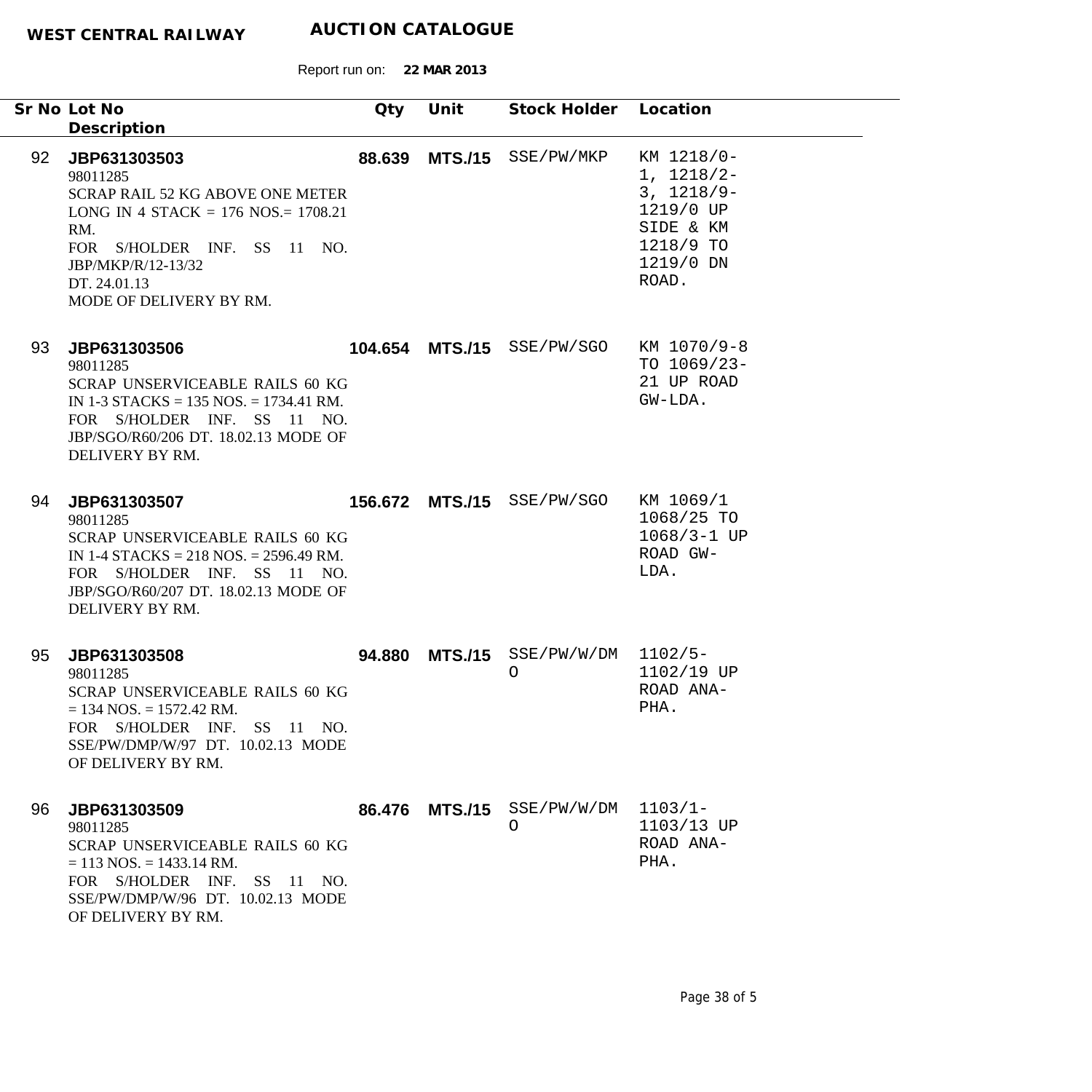**WEST CENTRAL RAILWAY** **AUCTION CATALOGUE**

Report run on: **22 MAR 2013**

| Sr No | Lot No / Description | Qty | Unit | Stock Holder | Location |
|---|---|---|---|---|---|
| 92 | **JBP631303503**<br>98011285<br>SCRAP RAIL 52 KG ABOVE ONE METER LONG IN 4 STACK = 176 NOS.= 1708.21 RM.<br>FOR S/HOLDER INF. SS 11 NO. JBP/MKP/R/12-13/32<br>DT. 24.01.13<br>MODE OF DELIVERY BY RM. | **88.639** | **MTS./15** | SSE/PW/MKP | KM 1218/0-1, 1218/2-3, 1218/9-1219/0 UP SIDE & KM 1218/9 TO 1219/0 DN ROAD. |
| 93 | **JBP631303506**<br>98011285<br>SCRAP UNSERVICEABLE RAILS 60 KG IN 1-3 STACKS = 135 NOS. = 1734.41 RM.<br>FOR S/HOLDER INF. SS 11 NO. JBP/SGO/R60/206 DT. 18.02.13 MODE OF DELIVERY BY RM. | **104.654** | **MTS./15** | SSE/PW/SGO | KM 1070/9-8 TO 1069/23-21 UP ROAD GW-LDA. |
| 94 | **JBP631303507**<br>98011285<br>SCRAP UNSERVICEABLE RAILS 60 KG IN 1-4 STACKS = 218 NOS. = 2596.49 RM.<br>FOR S/HOLDER INF. SS 11 NO. JBP/SGO/R60/207 DT. 18.02.13 MODE OF DELIVERY BY RM. | **156.672** | **MTS./15** | SSE/PW/SGO | KM 1069/1 1068/25 TO 1068/3-1 UP ROAD GW-LDA. |
| 95 | **JBP631303508**<br>98011285<br>SCRAP UNSERVICEABLE RAILS 60 KG = 134 NOS. = 1572.42 RM.<br>FOR S/HOLDER INF. SS 11 NO. SSE/PW/DMP/W/97 DT. 10.02.13 MODE OF DELIVERY BY RM. | **94.880** | **MTS./15** | SSE/PW/W/DMO | 1102/5-1102/19 UP ROAD ANA-PHA. |
| 96 | **JBP631303509**<br>98011285<br>SCRAP UNSERVICEABLE RAILS 60 KG = 113 NOS. = 1433.14 RM.<br>FOR S/HOLDER INF. SS 11 NO. SSE/PW/DMP/W/96 DT. 10.02.13 MODE OF DELIVERY BY RM. | **86.476** | **MTS./15** | SSE/PW/W/DMO | 1103/1-1103/13 UP ROAD ANA-PHA. |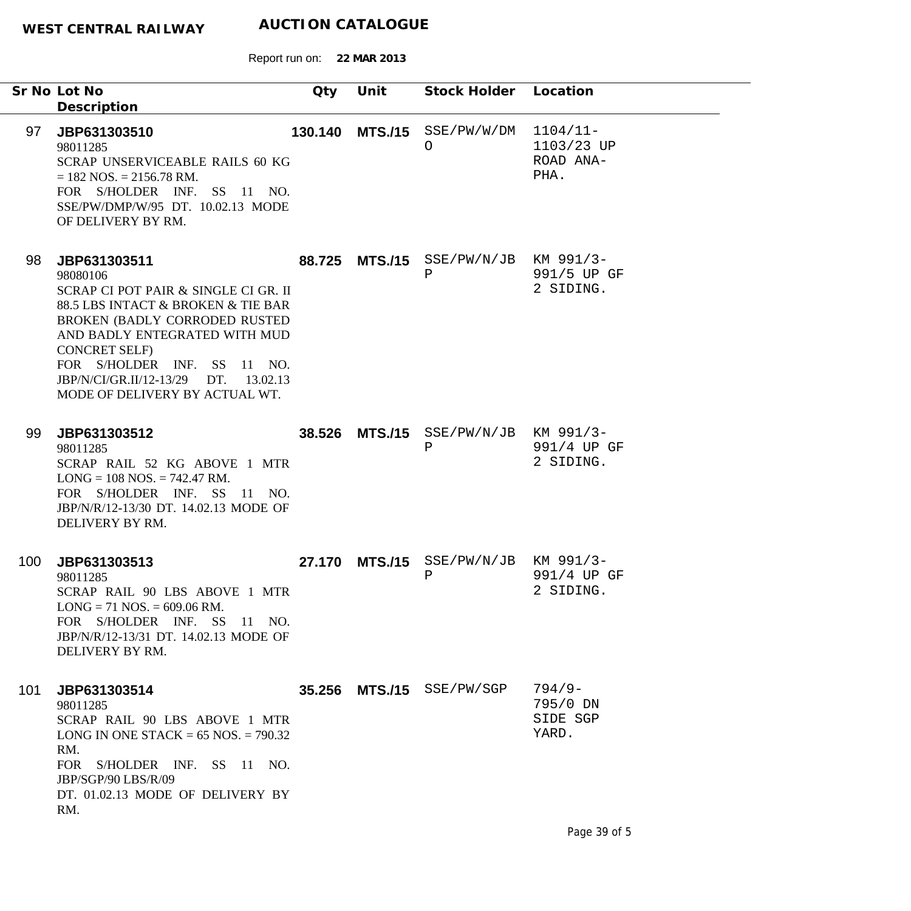**WEST CENTRAL RAILWAY** **AUCTION CATALOGUE**

Report run on: **22 MAR 2013**

| Sr No | Lot No<br>Description | Qty | Unit | Stock Holder | Location |
|---|---|---|---|---|---|
| 97 | **JBP631303510**<br>98011285<br>SCRAP UNSERVICEABLE RAILS 60 KG = 182 NOS. = 2156.78 RM.<br>FOR S/HOLDER INF. SS 11 NO. SSE/PW/DMP/W/95 DT. 10.02.13 MODE OF DELIVERY BY RM. | **130.140** | **MTS./15** | SSE/PW/W/DMO | 1104/11-1103/23 UP ROAD ANA-PHA. |
| 98 | **JBP631303511**<br>98080106<br>SCRAP CI POT PAIR & SINGLE CI GR. II 88.5 LBS INTACT & BROKEN & TIE BAR BROKEN (BADLY CORRODED RUSTED AND BADLY ENTEGRATED WITH MUD CONCRET SELF)<br>FOR S/HOLDER INF. SS 11 NO. JBP/N/CI/GR.II/12-13/29 DT. 13.02.13 MODE OF DELIVERY BY ACTUAL WT. | **88.725** | **MTS./15** | SSE/PW/N/JBP | KM 991/3-991/5 UP GF 2 SIDING. |
| 99 | **JBP631303512**<br>98011285<br>SCRAP RAIL 52 KG ABOVE 1 MTR LONG = 108 NOS. = 742.47 RM.<br>FOR S/HOLDER INF. SS 11 NO. JBP/N/R/12-13/30 DT. 14.02.13 MODE OF DELIVERY BY RM. | **38.526** | **MTS./15** | SSE/PW/N/JBP | KM 991/3-991/4 UP GF 2 SIDING. |
| 100 | **JBP631303513**<br>98011285<br>SCRAP RAIL 90 LBS ABOVE 1 MTR LONG = 71 NOS. = 609.06 RM.<br>FOR S/HOLDER INF. SS 11 NO. JBP/N/R/12-13/31 DT. 14.02.13 MODE OF DELIVERY BY RM. | **27.170** | **MTS./15** | SSE/PW/N/JBP | KM 991/3-991/4 UP GF 2 SIDING. |
| 101 | **JBP631303514**<br>98011285<br>SCRAP RAIL 90 LBS ABOVE 1 MTR LONG IN ONE STACK = 65 NOS. = 790.32 RM.<br>FOR S/HOLDER INF. SS 11 NO. JBP/SGP/90 LBS/R/09<br>DT. 01.02.13 MODE OF DELIVERY BY RM. | **35.256** | **MTS./15** | SSE/PW/SGP | 794/9-795/0 DN SIDE SGP YARD. |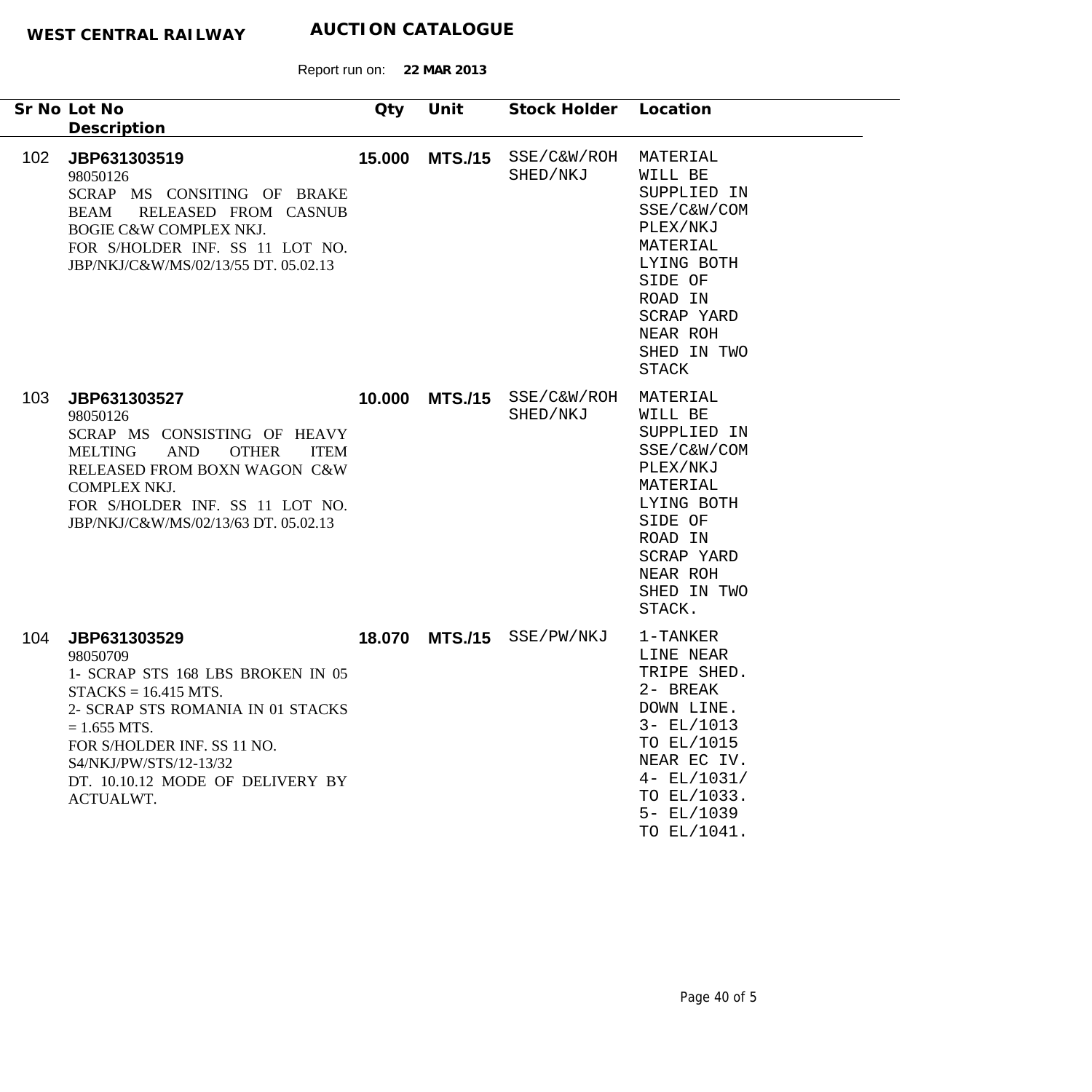**WEST CENTRAL RAILWAY** **AUCTION CATALOGUE**

Report run on: **22 MAR 2013**

| Sr No | Lot No<br>Description | Qty | Unit | Stock Holder | Location |
|---|---|---|---|---|---|
| 102 | **JBP631303519**<br>98050126<br>SCRAP MS CONSITING OF BRAKE BEAM RELEASED FROM CASNUB BOGIE C&W COMPLEX NKJ.<br>FOR S/HOLDER INF. SS 11 LOT NO. JBP/NKJ/C&W/MS/02/13/55 DT. 05.02.13 | **15.000** | **MTS./15** | SSE/C&W/ROH SHED/NKJ | MATERIAL WILL BE SUPPLIED IN SSE/C&W/COMPLEX/NKJ MATERIAL LYING BOTH SIDE OF ROAD IN SCRAP YARD NEAR ROH SHED IN TWO STACK |
| 103 | **JBP631303527**<br>98050126<br>SCRAP MS CONSISTING OF HEAVY MELTING AND OTHER ITEM RELEASED FROM BOXN WAGON C&W COMPLEX NKJ.<br>FOR S/HOLDER INF. SS 11 LOT NO. JBP/NKJ/C&W/MS/02/13/63 DT. 05.02.13 | **10.000** | **MTS./15** | SSE/C&W/ROH SHED/NKJ | MATERIAL WILL BE SUPPLIED IN SSE/C&W/COMPLEX/NKJ MATERIAL LYING BOTH SIDE OF ROAD IN SCRAP YARD NEAR ROH SHED IN TWO STACK. |
| 104 | **JBP631303529**<br>98050709<br>1- SCRAP STS 168 LBS BROKEN IN 05 STACKS = 16.415 MTS.<br>2- SCRAP STS ROMANIA IN 01 STACKS = 1.655 MTS.<br>FOR S/HOLDER INF. SS 11 NO. S4/NKJ/PW/STS/12-13/32<br>DT. 10.10.12 MODE OF DELIVERY BY ACTUALWT. | **18.070** | **MTS./15** | SSE/PW/NKJ | 1-TANKER LINE NEAR TRIPE SHED. 2- BREAK DOWN LINE. 3- EL/1013 TO EL/1015 NEAR EC IV. 4- EL/1031/ TO EL/1033. 5- EL/1039 TO EL/1041. |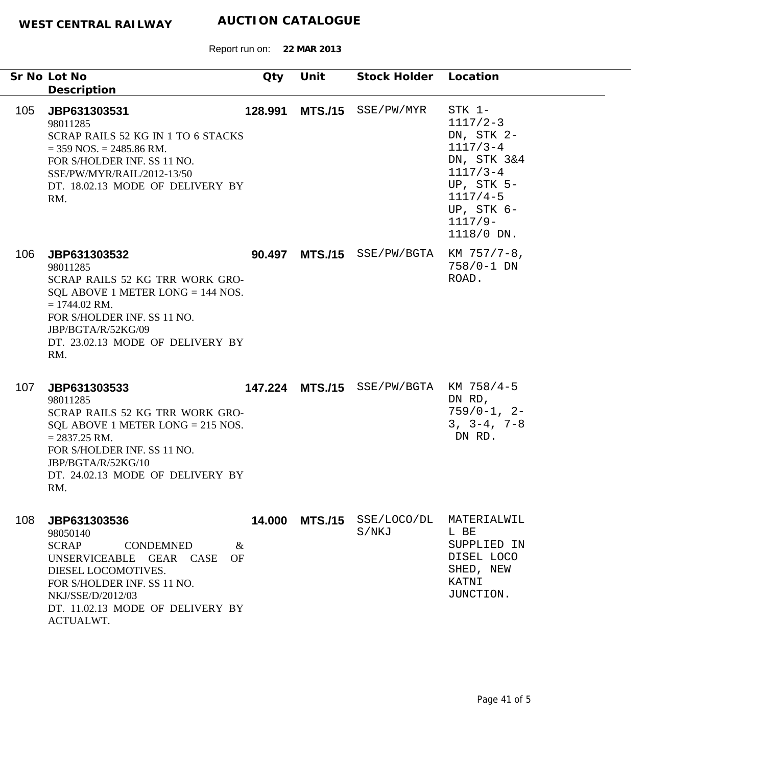WEST CENTRAL RAILWAY **AUCTION CATALOGUE**

Report run on: **22 MAR 2013**

| Sr No | Lot No / Description | Qty | Unit | Stock Holder | Location |
|---|---|---|---|---|---|
| 105 | **JBP631303531**<br>98011285<br>SCRAP RAILS 52 KG IN 1 TO 6 STACKS = 359 NOS. = 2485.86 RM.<br>FOR S/HOLDER INF. SS 11 NO. SSE/PW/MYR/RAIL/2012-13/50<br>DT. 18.02.13 MODE OF DELIVERY BY RM. | **128.991** | **MTS./15** | SSE/PW/MYR | STK 1- 1117/2-3 DN, STK 2- 1117/3-4 DN, STK 3&4 1117/3-4 UP, STK 5- 1117/4-5 UP, STK 6- 1117/9- 1118/0 DN. |
| 106 | **JBP631303532**<br>98011285<br>SCRAP RAILS 52 KG TRR WORK GRO-SQL ABOVE 1 METER LONG = 144 NOS. = 1744.02 RM.<br>FOR S/HOLDER INF. SS 11 NO. JBP/BGTA/R/52KG/09<br>DT. 23.02.13 MODE OF DELIVERY BY RM. | **90.497** | **MTS./15** | SSE/PW/BGTA | KM 757/7-8, 758/0-1 DN ROAD. |
| 107 | **JBP631303533**<br>98011285<br>SCRAP RAILS 52 KG TRR WORK GRO-SQL ABOVE 1 METER LONG = 215 NOS. = 2837.25 RM.<br>FOR S/HOLDER INF. SS 11 NO. JBP/BGTA/R/52KG/10<br>DT. 24.02.13 MODE OF DELIVERY BY RM. | **147.224** | **MTS./15** | SSE/PW/BGTA | KM 758/4-5 DN RD, 759/0-1, 2-3, 3-4, 7-8 DN RD. |
| 108 | **JBP631303536**<br>98050140<br>SCRAP CONDEMNED & UNSERVICEABLE GEAR CASE OF DIESEL LOCOMOTIVES.<br>FOR S/HOLDER INF. SS 11 NO. NKJ/SSE/D/2012/03<br>DT. 11.02.13 MODE OF DELIVERY BY ACTUALWT. | **14.000** | **MTS./15** | SSE/LOCO/DLS/NKJ | MATERIALWILL BE SUPPLIED IN DISEL LOCO SHED, NEW KATNI JUNCTION. |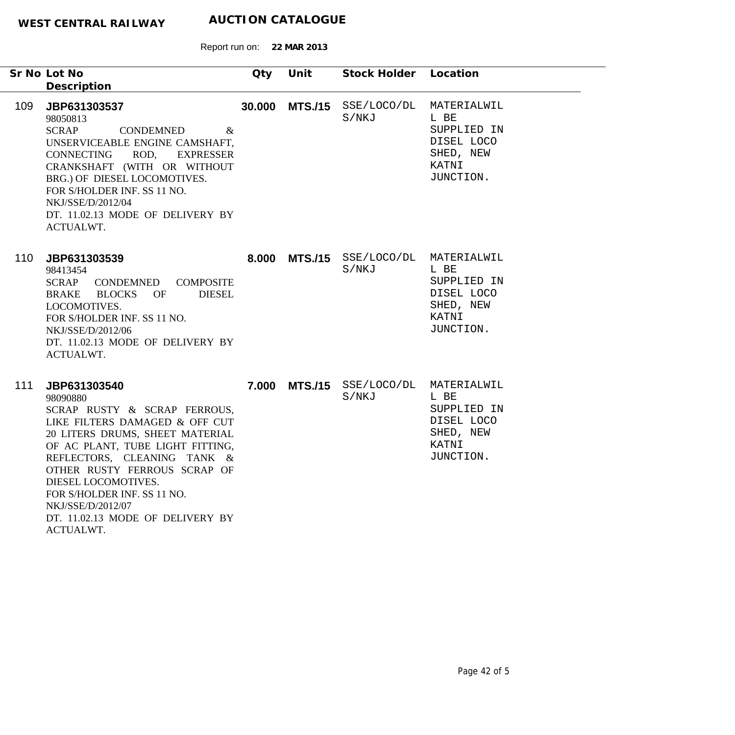**WEST CENTRAL RAILWAY** **AUCTION CATALOGUE**

Report run on: **22 MAR 2013**

| Sr No | Lot No / Description | Qty | Unit | Stock Holder | Location |
|---|---|---|---|---|---|
| 109 | **JBP631303537**<br>98050813<br>SCRAP CONDEMNED & UNSERVICEABLE ENGINE CAMSHAFT, CONNECTING ROD, EXPRESSER CRANKSHAFT (WITH OR WITHOUT BRG.) OF DIESEL LOCOMOTIVES.<br>FOR S/HOLDER INF. SS 11 NO. NKJ/SSE/D/2012/04<br>DT. 11.02.13 MODE OF DELIVERY BY ACTUALWT. | **30.000** | **MTS./15** | SSE/LOCO/DLS/NKJ | MATERIALWILL BE SUPPLIED IN DISEL LOCO SHED, NEW KATNI JUNCTION. |
| 110 | **JBP631303539**<br>98413454<br>SCRAP CONDEMNED COMPOSITE BRAKE BLOCKS OF DIESEL LOCOMOTIVES.<br>FOR S/HOLDER INF. SS 11 NO. NKJ/SSE/D/2012/06<br>DT. 11.02.13 MODE OF DELIVERY BY ACTUALWT. | **8.000** | **MTS./15** | SSE/LOCO/DLS/NKJ | MATERIALWILL BE SUPPLIED IN DISEL LOCO SHED, NEW KATNI JUNCTION. |
| 111 | **JBP631303540**<br>98090880<br>SCRAP RUSTY & SCRAP FERROUS, LIKE FILTERS DAMAGED & OFF CUT 20 LITERS DRUMS, SHEET MATERIAL OF AC PLANT, TUBE LIGHT FITTING, REFLECTORS, CLEANING TANK & OTHER RUSTY FERROUS SCRAP OF DIESEL LOCOMOTIVES.<br>FOR S/HOLDER INF. SS 11 NO. NKJ/SSE/D/2012/07<br>DT. 11.02.13 MODE OF DELIVERY BY ACTUALWT. | **7.000** | **MTS./15** | SSE/LOCO/DLS/NKJ | MATERIALWILL BE SUPPLIED IN DISEL LOCO SHED, NEW KATNI JUNCTION. |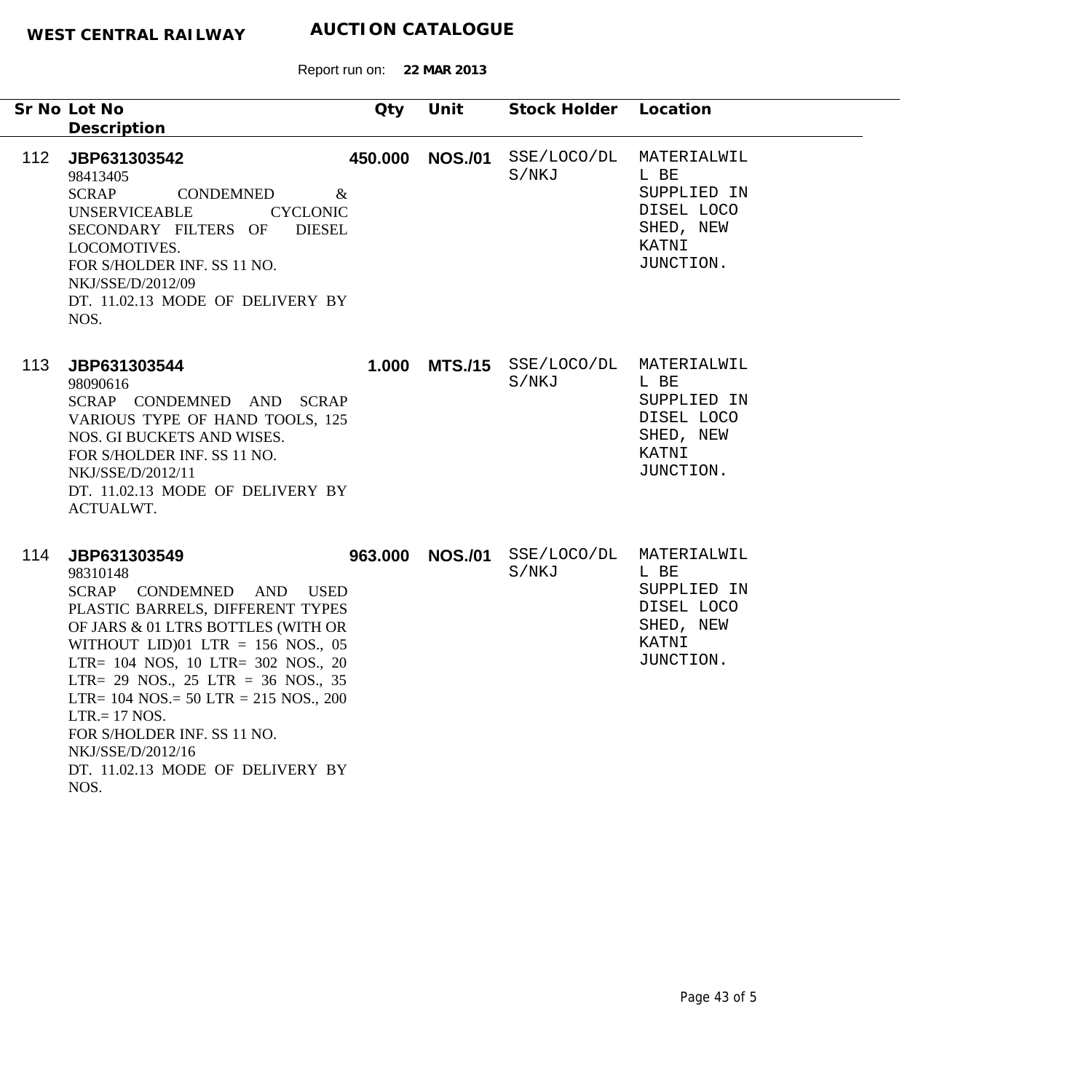**WEST CENTRAL RAILWAY** **AUCTION CATALOGUE**

Report run on: **22 MAR 2013**

| Sr No | Lot No / Description | Qty | Unit | Stock Holder | Location |
|---|---|---|---|---|---|
| 112 | **JBP631303542**<br>98413405<br>SCRAP CONDEMNED & UNSERVICEABLE CYCLONIC SECONDARY FILTERS OF DIESEL LOCOMOTIVES.<br>FOR S/HOLDER INF. SS 11 NO. NKJ/SSE/D/2012/09<br>DT. 11.02.13 MODE OF DELIVERY BY NOS. | **450.000** | **NOS./01** | SSE/LOCO/DLS/NKJ | MATERIALWILL BE SUPPLIED IN DISEL LOCO SHED, NEW KATNI JUNCTION. |
| 113 | **JBP631303544**<br>98090616<br>SCRAP CONDEMNED AND SCRAP VARIOUS TYPE OF HAND TOOLS, 125 NOS. GI BUCKETS AND WISES.<br>FOR S/HOLDER INF. SS 11 NO. NKJ/SSE/D/2012/11<br>DT. 11.02.13 MODE OF DELIVERY BY ACTUALWT. | **1.000** | **MTS./15** | SSE/LOCO/DLS/NKJ | MATERIALWILL BE SUPPLIED IN DISEL LOCO SHED, NEW KATNI JUNCTION. |
| 114 | **JBP631303549**<br>98310148<br>SCRAP CONDEMNED AND USED PLASTIC BARRELS, DIFFERENT TYPES OF JARS & 01 LTRS BOTTLES (WITH OR WITHOUT LID)01 LTR = 156 NOS., 05 LTR= 104 NOS, 10 LTR= 302 NOS., 20 LTR= 29 NOS., 25 LTR = 36 NOS., 35 LTR= 104 NOS.= 50 LTR = 215 NOS., 200 LTR.= 17 NOS.<br>FOR S/HOLDER INF. SS 11 NO. NKJ/SSE/D/2012/16<br>DT. 11.02.13 MODE OF DELIVERY BY NOS. | **963.000** | **NOS./01** | SSE/LOCO/DLS/NKJ | MATERIALWILL BE SUPPLIED IN DISEL LOCO SHED, NEW KATNI JUNCTION. |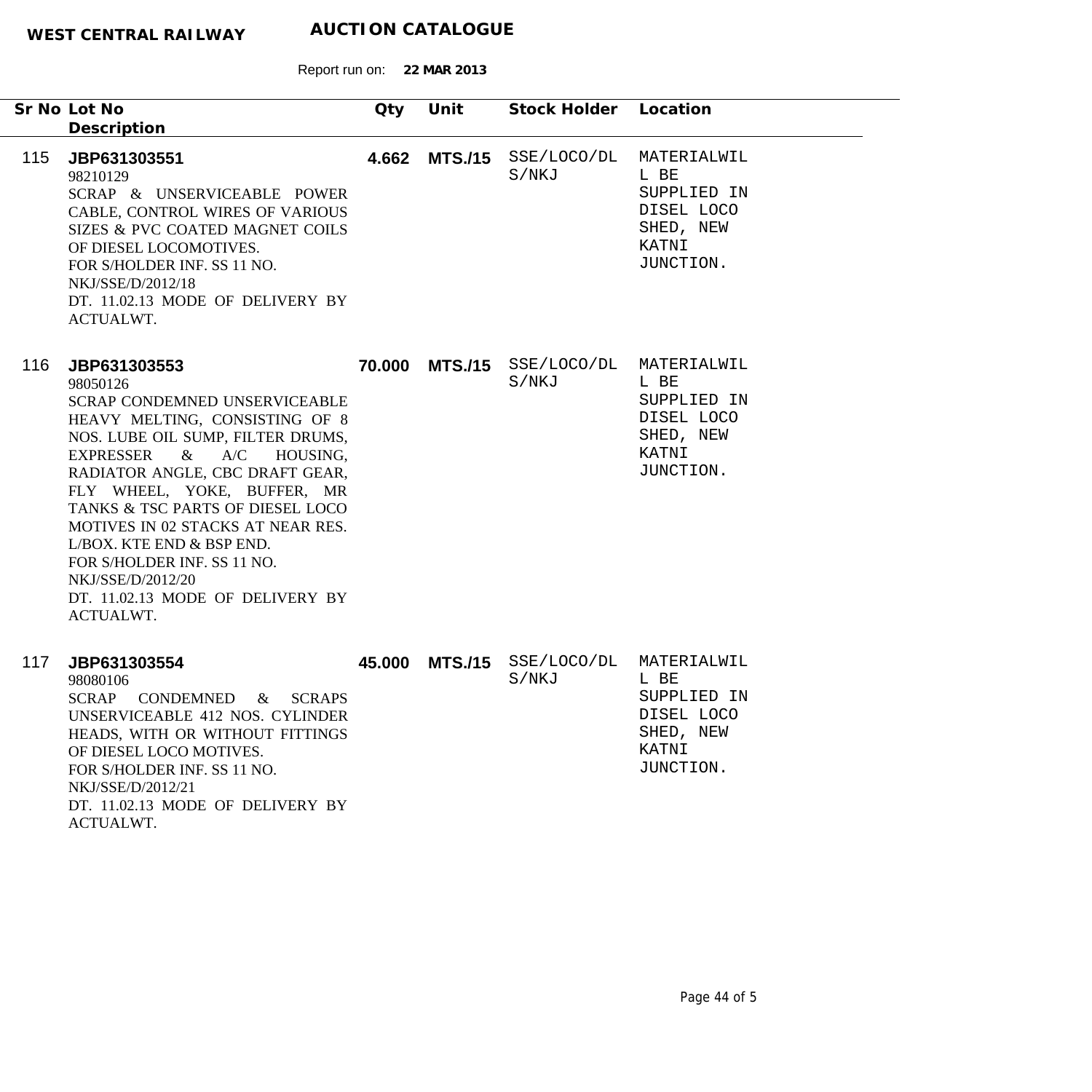**WEST CENTRAL RAILWAY** **AUCTION CATALOGUE**

Report run on: **22 MAR 2013**

| Sr No | Lot No / Description | Qty | Unit | Stock Holder | Location |
|---|---|---|---|---|---|
| 115 | **JBP631303551**<br>98210129<br>SCRAP & UNSERVICEABLE POWER CABLE, CONTROL WIRES OF VARIOUS SIZES & PVC COATED MAGNET COILS OF DIESEL LOCOMOTIVES.<br>FOR S/HOLDER INF. SS 11 NO. NKJ/SSE/D/2012/18<br>DT. 11.02.13 MODE OF DELIVERY BY ACTUALWT. | **4.662** | **MTS./15** | SSE/LOCO/DLS/NKJ | MATERIALWILL BE SUPPLIED IN DISEL LOCO SHED, NEW KATNI JUNCTION. |
| 116 | **JBP631303553**<br>98050126<br>SCRAP CONDEMNED UNSERVICEABLE HEAVY MELTING, CONSISTING OF 8 NOS. LUBE OIL SUMP, FILTER DRUMS, EXPRESSER & A/C HOUSING, RADIATOR ANGLE, CBC DRAFT GEAR, FLY WHEEL, YOKE, BUFFER, MR TANKS & TSC PARTS OF DIESEL LOCO MOTIVES IN 02 STACKS AT NEAR RES. L/BOX. KTE END & BSP END.<br>FOR S/HOLDER INF. SS 11 NO. NKJ/SSE/D/2012/20<br>DT. 11.02.13 MODE OF DELIVERY BY ACTUALWT. | **70.000** | **MTS./15** | SSE/LOCO/DLS/NKJ | MATERIALWILL BE SUPPLIED IN DISEL LOCO SHED, NEW KATNI JUNCTION. |
| 117 | **JBP631303554**<br>98080106<br>SCRAP CONDEMNED & SCRAPS UNSERVICEABLE 412 NOS. CYLINDER HEADS, WITH OR WITHOUT FITTINGS OF DIESEL LOCO MOTIVES.<br>FOR S/HOLDER INF. SS 11 NO. NKJ/SSE/D/2012/21<br>DT. 11.02.13 MODE OF DELIVERY BY ACTUALWT. | **45.000** | **MTS./15** | SSE/LOCO/DLS/NKJ | MATERIALWILL BE SUPPLIED IN DISEL LOCO SHED, NEW KATNI JUNCTION. |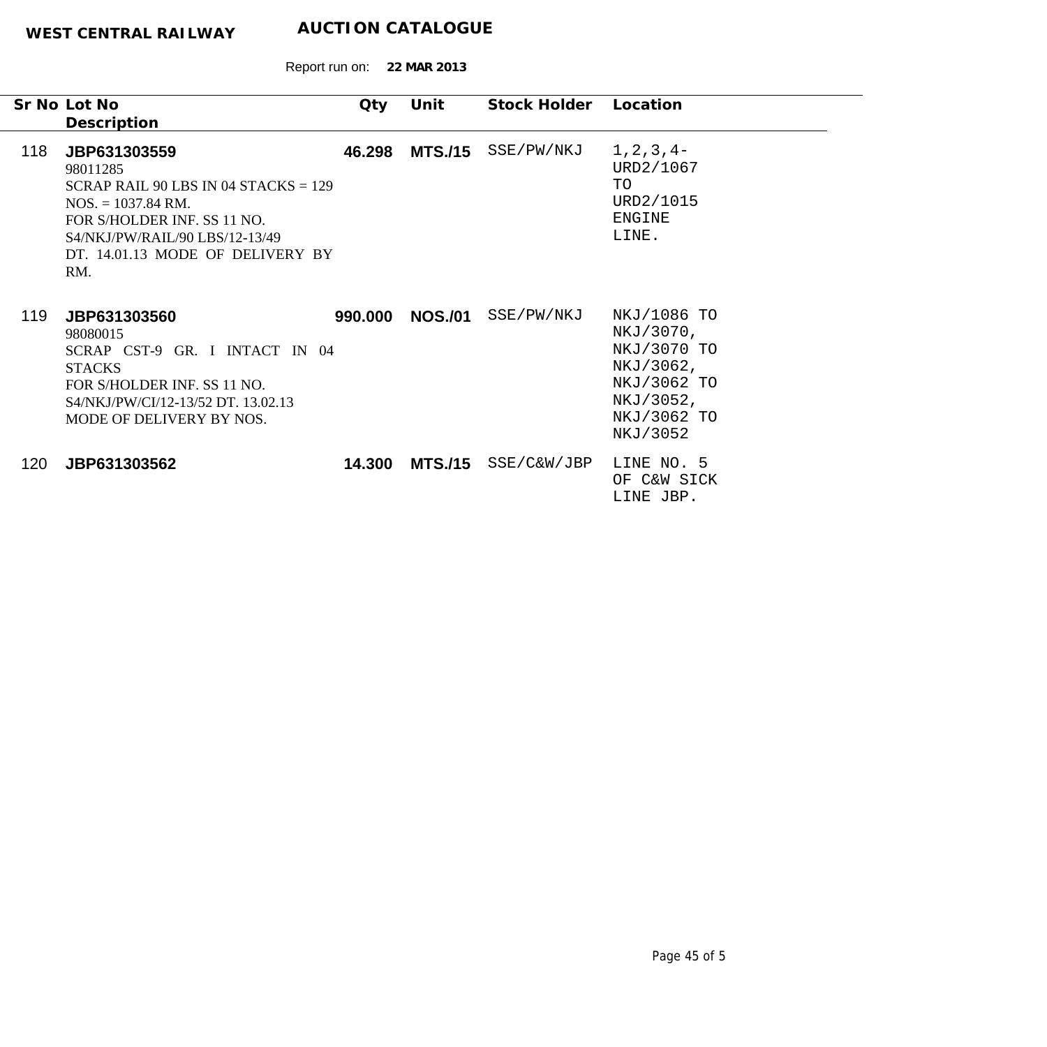**WEST CENTRAL RAILWAY** **AUCTION CATALOGUE**

Report run on: **22 MAR 2013**

| Sr No | Lot No / Description | Qty | Unit | Stock Holder | Location |
|---|---|---|---|---|---|
| 118 | **JBP631303559**<br>98011285<br>SCRAP RAIL 90 LBS IN 04 STACKS = 129 NOS. = 1037.84 RM.<br>FOR S/HOLDER INF. SS 11 NO. S4/NKJ/PW/RAIL/90 LBS/12-13/49 DT. 14.01.13 MODE OF DELIVERY BY RM. | **46.298** | **MTS./15** | SSE/PW/NKJ | 1,2,3,4-URD2/1067 TO URD2/1015 ENGINE LINE. |
| 119 | **JBP631303560**<br>98080015<br>SCRAP CST-9 GR. I INTACT IN 04 STACKS<br>FOR S/HOLDER INF. SS 11 NO. S4/NKJ/PW/CI/12-13/52 DT. 13.02.13 MODE OF DELIVERY BY NOS. | **990.000** | **NOS./01** | SSE/PW/NKJ | NKJ/1086 TO NKJ/3070, NKJ/3070 TO NKJ/3062, NKJ/3062 TO NKJ/3052, NKJ/3062 TO NKJ/3052 |
| 120 | **JBP631303562** | **14.300** | **MTS./15** | SSE/C&W/JBP | LINE NO. 5 OF C&W SICK LINE JBP. |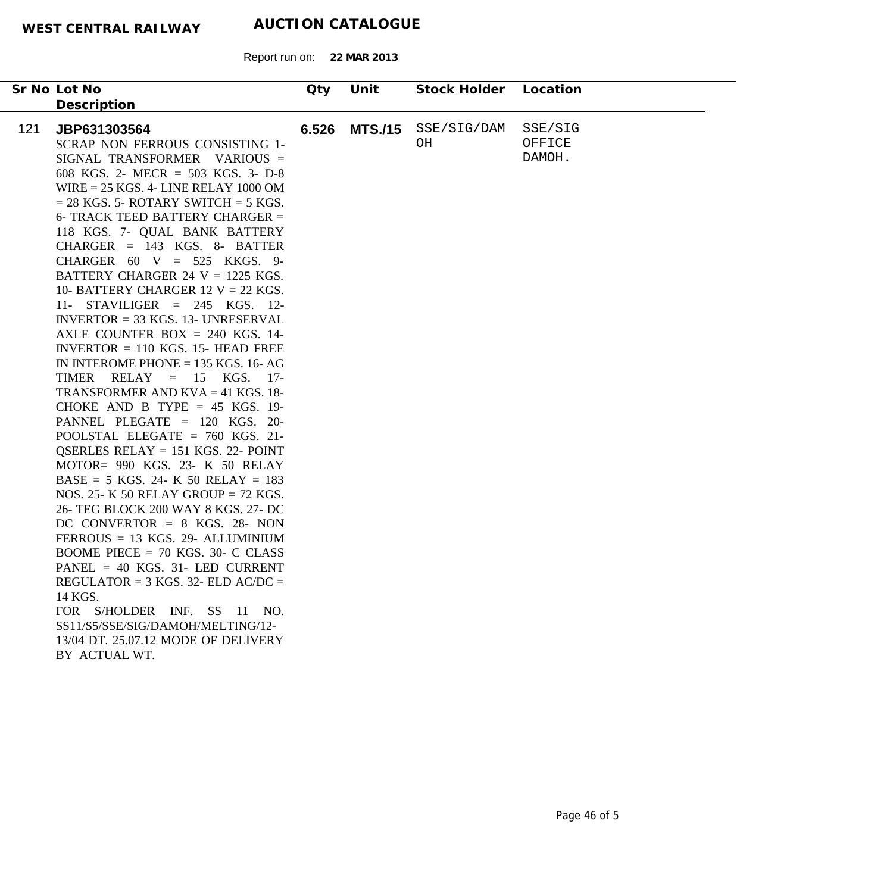**WEST CENTRAL RAILWAY** **AUCTION CATALOGUE**

Report run on: **22 MAR 2013**

| Sr No | Lot No / Description | Qty | Unit | Stock Holder | Location |
|---|---|---|---|---|---|
| 121 | **JBP631303564**<br>SCRAP NON FERROUS CONSISTING 1- SIGNAL TRANSFORMER VARIOUS = 608 KGS. 2- MECR = 503 KGS. 3- D-8 WIRE = 25 KGS. 4- LINE RELAY 1000 OM = 28 KGS. 5- ROTARY SWITCH = 5 KGS. 6- TRACK TEED BATTERY CHARGER = 118 KGS. 7- QUAL BANK BATTERY CHARGER = 143 KGS. 8- BATTER CHARGER 60 V = 525 KKGS. 9- BATTERY CHARGER 24 V = 1225 KGS. 10- BATTERY CHARGER 12 V = 22 KGS. 11- STAVILIGER = 245 KGS. 12- INVERTOR = 33 KGS. 13- UNRESERVAL AXLE COUNTER BOX = 240 KGS. 14- INVERTOR = 110 KGS. 15- HEAD FREE IN INTEROME PHONE = 135 KGS. 16- AG TIMER RELAY = 15 KGS. 17- TRANSFORMER AND KVA = 41 KGS. 18- CHOKE AND B TYPE = 45 KGS. 19- PANNEL PLEGATE = 120 KGS. 20- POOLSTAL ELEGATE = 760 KGS. 21- QSERLES RELAY = 151 KGS. 22- POINT MOTOR= 990 KGS. 23- K 50 RELAY BASE = 5 KGS. 24- K 50 RELAY = 183 NOS. 25- K 50 RELAY GROUP = 72 KGS. 26- TEG BLOCK 200 WAY 8 KGS. 27- DC DC CONVERTOR = 8 KGS. 28- NON FERROUS = 13 KGS. 29- ALLUMINIUM BOOME PIECE = 70 KGS. 30- C CLASS PANEL = 40 KGS. 31- LED CURRENT REGULATOR = 3 KGS. 32- ELD AC/DC = 14 KGS.<br>FOR S/HOLDER INF. SS 11 NO. SS11/S5/SSE/SIG/DAMOH/MELTING/12-13/04 DT. 25.07.12 MODE OF DELIVERY BY ACTUAL WT. | **6.526** | **MTS./15** | SSE/SIG/DAMOH | SSE/SIG OFFICE DAMOH. |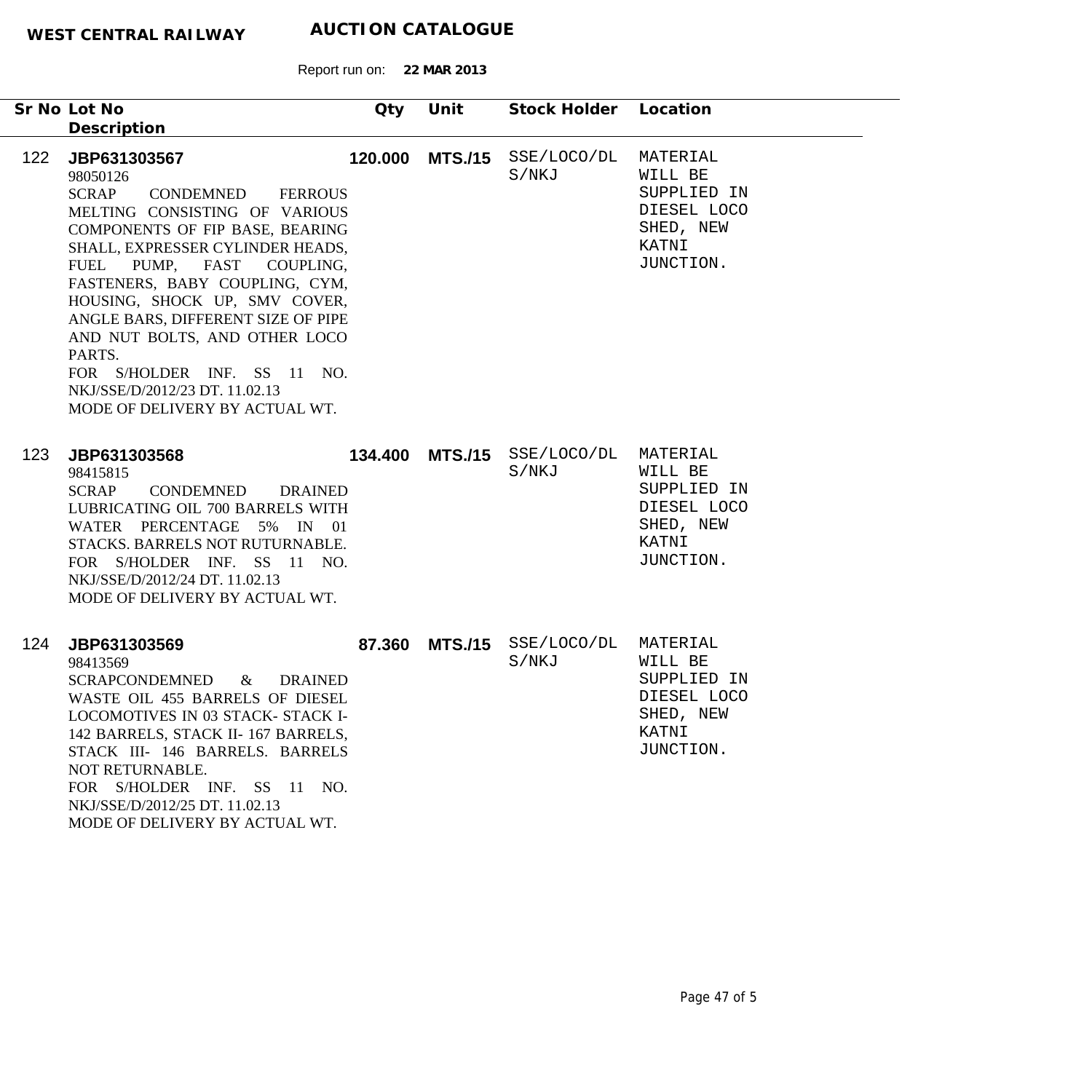**WEST CENTRAL RAILWAY** **AUCTION CATALOGUE**

Report run on: **22 MAR 2013**

| Sr No | Lot No<br>Description | Qty | Unit | Stock Holder | Location |
|---|---|---|---|---|---|
| 122 | **JBP631303567**<br>98050126<br>SCRAP CONDEMNED FERROUS MELTING CONSISTING OF VARIOUS COMPONENTS OF FIP BASE, BEARING SHALL, EXPRESSER CYLINDER HEADS, FUEL PUMP, FAST COUPLING, FASTENERS, BABY COUPLING, CYM, HOUSING, SHOCK UP, SMV COVER, ANGLE BARS, DIFFERENT SIZE OF PIPE AND NUT BOLTS, AND OTHER LOCO PARTS.<br>FOR S/HOLDER INF. SS 11 NO. NKJ/SSE/D/2012/23 DT. 11.02.13<br>MODE OF DELIVERY BY ACTUAL WT. | **120.000** | **MTS./15** | SSE/LOCO/DLS/NKJ | MATERIAL WILL BE SUPPLIED IN DIESEL LOCO SHED, NEW KATNI JUNCTION. |
| 123 | **JBP631303568**<br>98415815<br>SCRAP CONDEMNED DRAINED LUBRICATING OIL 700 BARRELS WITH WATER PERCENTAGE 5% IN 01 STACKS. BARRELS NOT RUTURNABLE.<br>FOR S/HOLDER INF. SS 11 NO. NKJ/SSE/D/2012/24 DT. 11.02.13<br>MODE OF DELIVERY BY ACTUAL WT. | **134.400** | **MTS./15** | SSE/LOCO/DLS/NKJ | MATERIAL WILL BE SUPPLIED IN DIESEL LOCO SHED, NEW KATNI JUNCTION. |
| 124 | **JBP631303569**<br>98413569<br>SCRAPCONDEMNED & DRAINED WASTE OIL 455 BARRELS OF DIESEL LOCOMOTIVES IN 03 STACK- STACK I- 142 BARRELS, STACK II- 167 BARRELS, STACK III- 146 BARRELS. BARRELS NOT RETURNABLE.<br>FOR S/HOLDER INF. SS 11 NO. NKJ/SSE/D/2012/25 DT. 11.02.13<br>MODE OF DELIVERY BY ACTUAL WT. | **87.360** | **MTS./15** | SSE/LOCO/DLS/NKJ | MATERIAL WILL BE SUPPLIED IN DIESEL LOCO SHED, NEW KATNI JUNCTION. |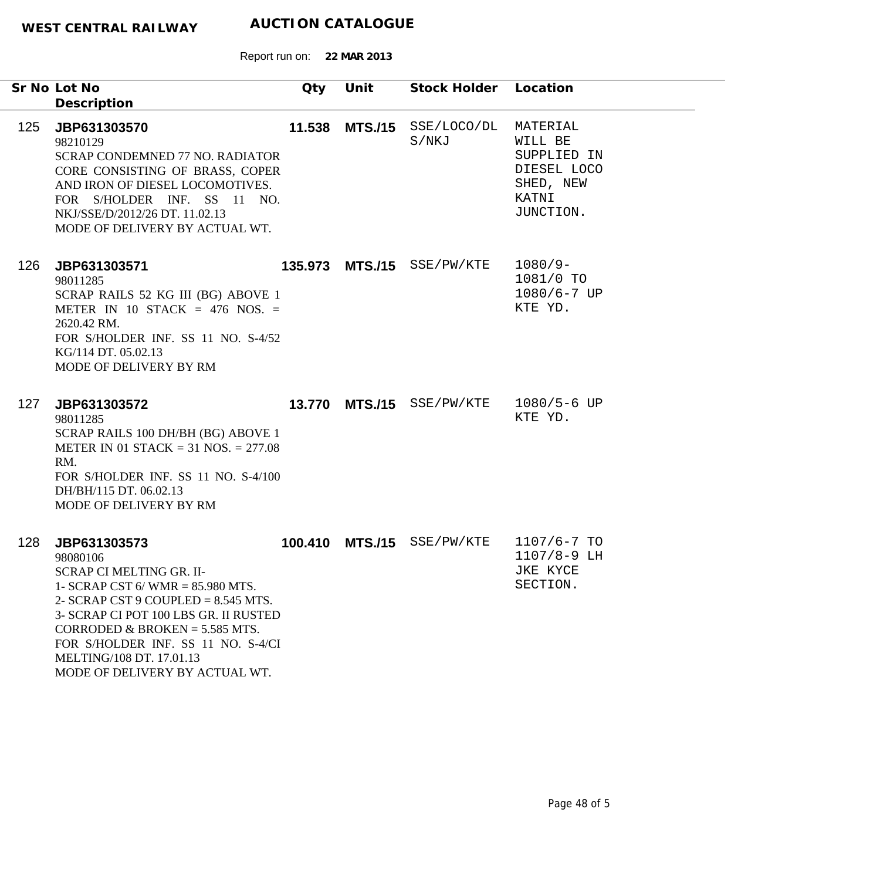**WEST CENTRAL RAILWAY** **AUCTION CATALOGUE**

Report run on: **22 MAR 2013**

| Sr No | Lot No / Description | Qty | Unit | Stock Holder | Location |
|---|---|---|---|---|---|
| 125 | **JBP631303570**<br>98210129<br>SCRAP CONDEMNED 77 NO. RADIATOR CORE CONSISTING OF BRASS, COPER AND IRON OF DIESEL LOCOMOTIVES.<br>FOR S/HOLDER INF. SS 11 NO. NKJ/SSE/D/2012/26 DT. 11.02.13<br>MODE OF DELIVERY BY ACTUAL WT. | **11.538** | **MTS./15** | SSE/LOCO/DLS/NKJ | MATERIAL WILL BE SUPPLIED IN DIESEL LOCO SHED, NEW KATNI JUNCTION. |
| 126 | **JBP631303571**<br>98011285<br>SCRAP RAILS 52 KG III (BG) ABOVE 1 METER IN 10 STACK = 476 NOS. = 2620.42 RM.<br>FOR S/HOLDER INF. SS 11 NO. S-4/52 KG/114 DT. 05.02.13<br>MODE OF DELIVERY BY RM | **135.973** | **MTS./15** | SSE/PW/KTE | 1080/9-1081/0 TO 1080/6-7 UP KTE YD. |
| 127 | **JBP631303572**<br>98011285<br>SCRAP RAILS 100 DH/BH (BG) ABOVE 1 METER IN 01 STACK = 31 NOS. = 277.08 RM.<br>FOR S/HOLDER INF. SS 11 NO. S-4/100 DH/BH/115 DT. 06.02.13<br>MODE OF DELIVERY BY RM | **13.770** | **MTS./15** | SSE/PW/KTE | 1080/5-6 UP KTE YD. |
| 128 | **JBP631303573**<br>98080106<br>SCRAP CI MELTING GR. II-<br>1- SCRAP CST 6/ WMR = 85.980 MTS.<br>2- SCRAP CST 9 COUPLED = 8.545 MTS.<br>3- SCRAP CI POT 100 LBS GR. II RUSTED CORRODED & BROKEN = 5.585 MTS.<br>FOR S/HOLDER INF. SS 11 NO. S-4/CI MELTING/108 DT. 17.01.13<br>MODE OF DELIVERY BY ACTUAL WT. | **100.410** | **MTS./15** | SSE/PW/KTE | 1107/6-7 TO 1107/8-9 LH JKE KYCE SECTION. |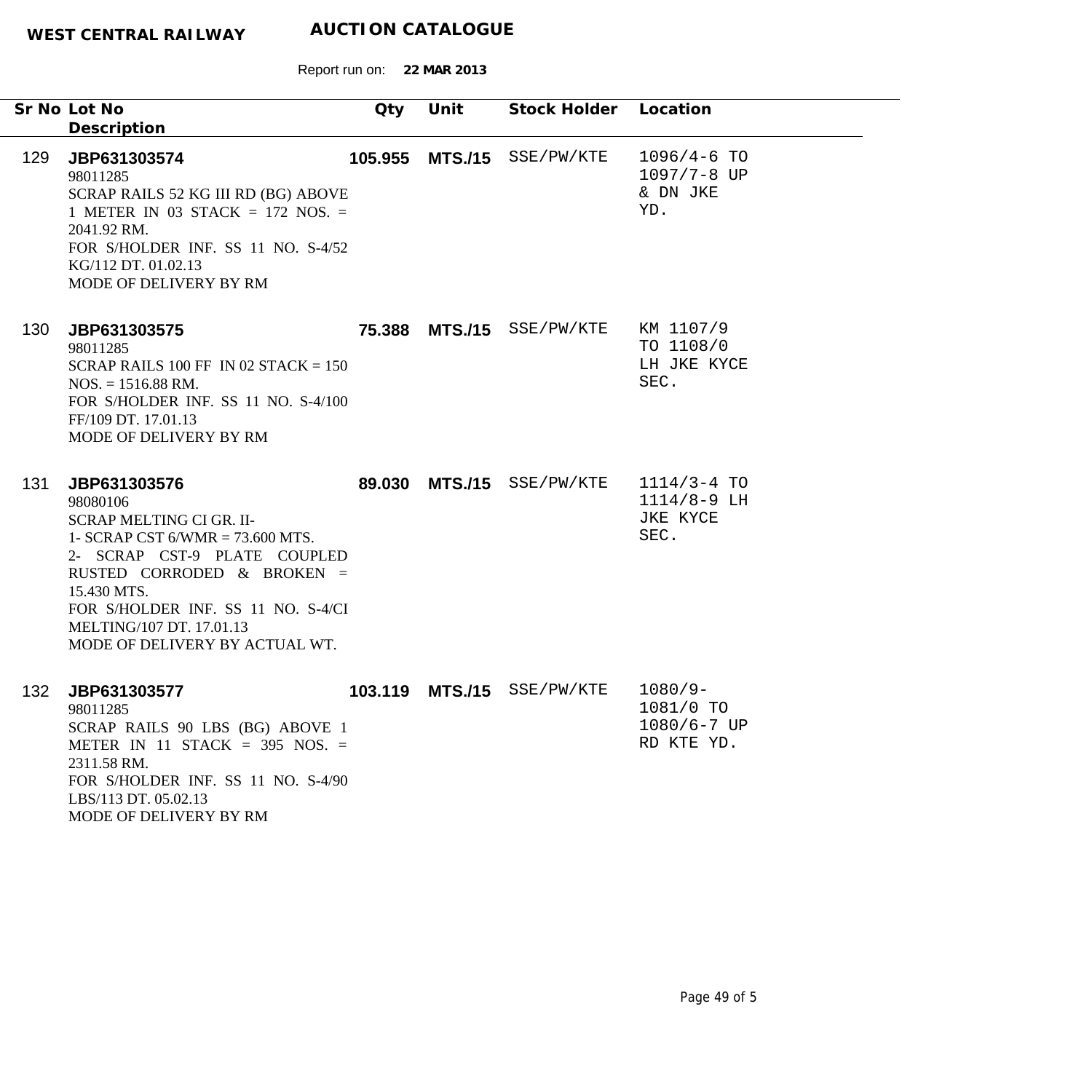**WEST CENTRAL RAILWAY** **AUCTION CATALOGUE**

Report run on: **22 MAR 2013**

| Sr No | Lot No / Description | Qty | Unit | Stock Holder | Location |
|---|---|---|---|---|---|
| 129 | **JBP631303574**<br>98011285<br>SCRAP RAILS 52 KG III RD (BG) ABOVE 1 METER IN 03 STACK = 172 NOS. = 2041.92 RM.<br>FOR S/HOLDER INF. SS 11 NO. S-4/52 KG/112 DT. 01.02.13<br>MODE OF DELIVERY BY RM | **105.955** | **MTS./15** | SSE/PW/KTE | 1096/4-6 TO 1097/7-8 UP & DN JKE YD. |
| 130 | **JBP631303575**<br>98011285<br>SCRAP RAILS 100 FF IN 02 STACK = 150 NOS. = 1516.88 RM.<br>FOR S/HOLDER INF. SS 11 NO. S-4/100 FF/109 DT. 17.01.13<br>MODE OF DELIVERY BY RM | **75.388** | **MTS./15** | SSE/PW/KTE | KM 1107/9 TO 1108/0 LH JKE KYCE SEC. |
| 131 | **JBP631303576**<br>98080106<br>SCRAP MELTING CI GR. II-<br>1- SCRAP CST 6/WMR = 73.600 MTS.<br>2- SCRAP CST-9 PLATE COUPLED RUSTED CORRODED & BROKEN = 15.430 MTS.<br>FOR S/HOLDER INF. SS 11 NO. S-4/CI MELTING/107 DT. 17.01.13<br>MODE OF DELIVERY BY ACTUAL WT. | **89.030** | **MTS./15** | SSE/PW/KTE | 1114/3-4 TO 1114/8-9 LH JKE KYCE SEC. |
| 132 | **JBP631303577**<br>98011285<br>SCRAP RAILS 90 LBS (BG) ABOVE 1 METER IN 11 STACK = 395 NOS. = 2311.58 RM.<br>FOR S/HOLDER INF. SS 11 NO. S-4/90 LBS/113 DT. 05.02.13<br>MODE OF DELIVERY BY RM | **103.119** | **MTS./15** | SSE/PW/KTE | 1080/9-1081/0 TO 1080/6-7 UP RD KTE YD. |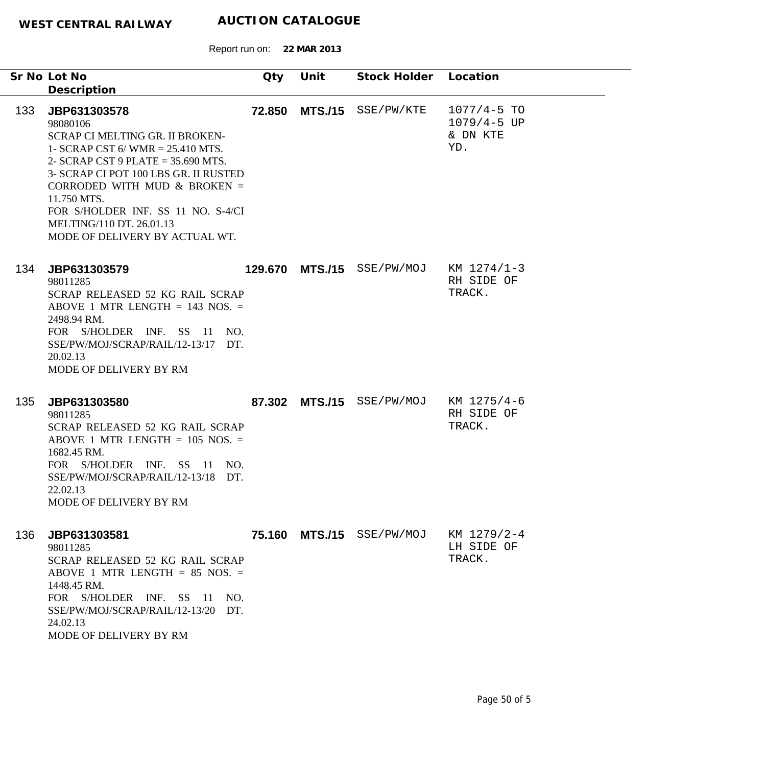| Sr No | Lot No<br>Description | Qty | Unit | Stock Holder | Location |
|---|---|---|---|---|---|
| 133 | **JBP631303578**<br>98080106<br>SCRAP CI MELTING GR. II BROKEN-<br>1- SCRAP CST 6/ WMR = 25.410 MTS.<br>2- SCRAP CST 9 PLATE = 35.690 MTS.<br>3- SCRAP CI POT 100 LBS GR. II RUSTED CORRODED WITH MUD & BROKEN = 11.750 MTS.<br>FOR S/HOLDER INF. SS 11 NO. S-4/CI MELTING/110 DT. 26.01.13<br>MODE OF DELIVERY BY ACTUAL WT. | **72.850** | **MTS./15** | SSE/PW/KTE | 1077/4-5 TO 1079/4-5 UP & DN KTE YD. |
| 134 | **JBP631303579**<br>98011285<br>SCRAP RELEASED 52 KG RAIL SCRAP ABOVE 1 MTR LENGTH = 143 NOS. = 2498.94 RM.<br>FOR S/HOLDER INF. SS 11 NO. SSE/PW/MOJ/SCRAP/RAIL/12-13/17 DT. 20.02.13<br>MODE OF DELIVERY BY RM | **129.670** | **MTS./15** | SSE/PW/MOJ | KM 1274/1-3 RH SIDE OF TRACK. |
| 135 | **JBP631303580**<br>98011285<br>SCRAP RELEASED 52 KG RAIL SCRAP ABOVE 1 MTR LENGTH = 105 NOS. = 1682.45 RM.<br>FOR S/HOLDER INF. SS 11 NO. SSE/PW/MOJ/SCRAP/RAIL/12-13/18 DT. 22.02.13<br>MODE OF DELIVERY BY RM | **87.302** | **MTS./15** | SSE/PW/MOJ | KM 1275/4-6 RH SIDE OF TRACK. |
| 136 | **JBP631303581**<br>98011285<br>SCRAP RELEASED 52 KG RAIL SCRAP ABOVE 1 MTR LENGTH = 85 NOS. = 1448.45 RM.<br>FOR S/HOLDER INF. SS 11 NO. SSE/PW/MOJ/SCRAP/RAIL/12-13/20 DT. 24.02.13<br>MODE OF DELIVERY BY RM | **75.160** | **MTS./15** | SSE/PW/MOJ | KM 1279/2-4 LH SIDE OF TRACK. |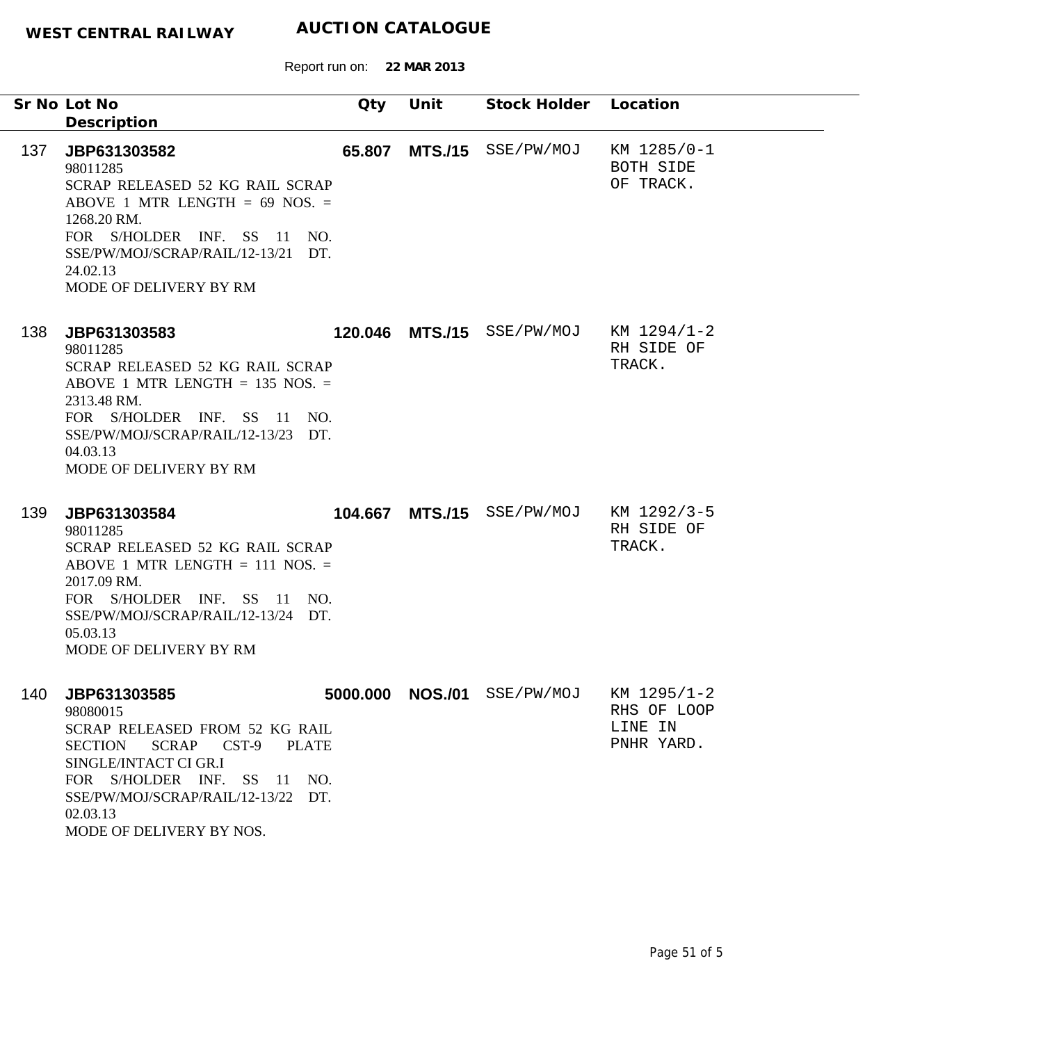**WEST CENTRAL RAILWAY** **AUCTION CATALOGUE**

Report run on: **22 MAR 2013**

| Sr No | Lot No / Description | Qty | Unit | Stock Holder | Location |
|---|---|---|---|---|---|
| 137 | **JBP631303582**<br>98011285<br>SCRAP RELEASED 52 KG RAIL SCRAP ABOVE 1 MTR LENGTH = 69 NOS. = 1268.20 RM.<br>FOR S/HOLDER INF. SS 11 NO. SSE/PW/MOJ/SCRAP/RAIL/12-13/21 DT. 24.02.13<br>MODE OF DELIVERY BY RM | **65.807** | **MTS./15** | SSE/PW/MOJ | KM 1285/0-1 BOTH SIDE OF TRACK. |
| 138 | **JBP631303583**<br>98011285<br>SCRAP RELEASED 52 KG RAIL SCRAP ABOVE 1 MTR LENGTH = 135 NOS. = 2313.48 RM.<br>FOR S/HOLDER INF. SS 11 NO. SSE/PW/MOJ/SCRAP/RAIL/12-13/23 DT. 04.03.13<br>MODE OF DELIVERY BY RM | **120.046** | **MTS./15** | SSE/PW/MOJ | KM 1294/1-2 RH SIDE OF TRACK. |
| 139 | **JBP631303584**<br>98011285<br>SCRAP RELEASED 52 KG RAIL SCRAP ABOVE 1 MTR LENGTH = 111 NOS. = 2017.09 RM.<br>FOR S/HOLDER INF. SS 11 NO. SSE/PW/MOJ/SCRAP/RAIL/12-13/24 DT. 05.03.13<br>MODE OF DELIVERY BY RM | **104.667** | **MTS./15** | SSE/PW/MOJ | KM 1292/3-5 RH SIDE OF TRACK. |
| 140 | **JBP631303585**<br>98080015<br>SCRAP RELEASED FROM 52 KG RAIL SECTION SCRAP CST-9 PLATE SINGLE/INTACT CI GR.I<br>FOR S/HOLDER INF. SS 11 NO. SSE/PW/MOJ/SCRAP/RAIL/12-13/22 DT. 02.03.13<br>MODE OF DELIVERY BY NOS. | **5000.000** | **NOS./01** | SSE/PW/MOJ | KM 1295/1-2 RHS OF LOOP LINE IN PNHR YARD. |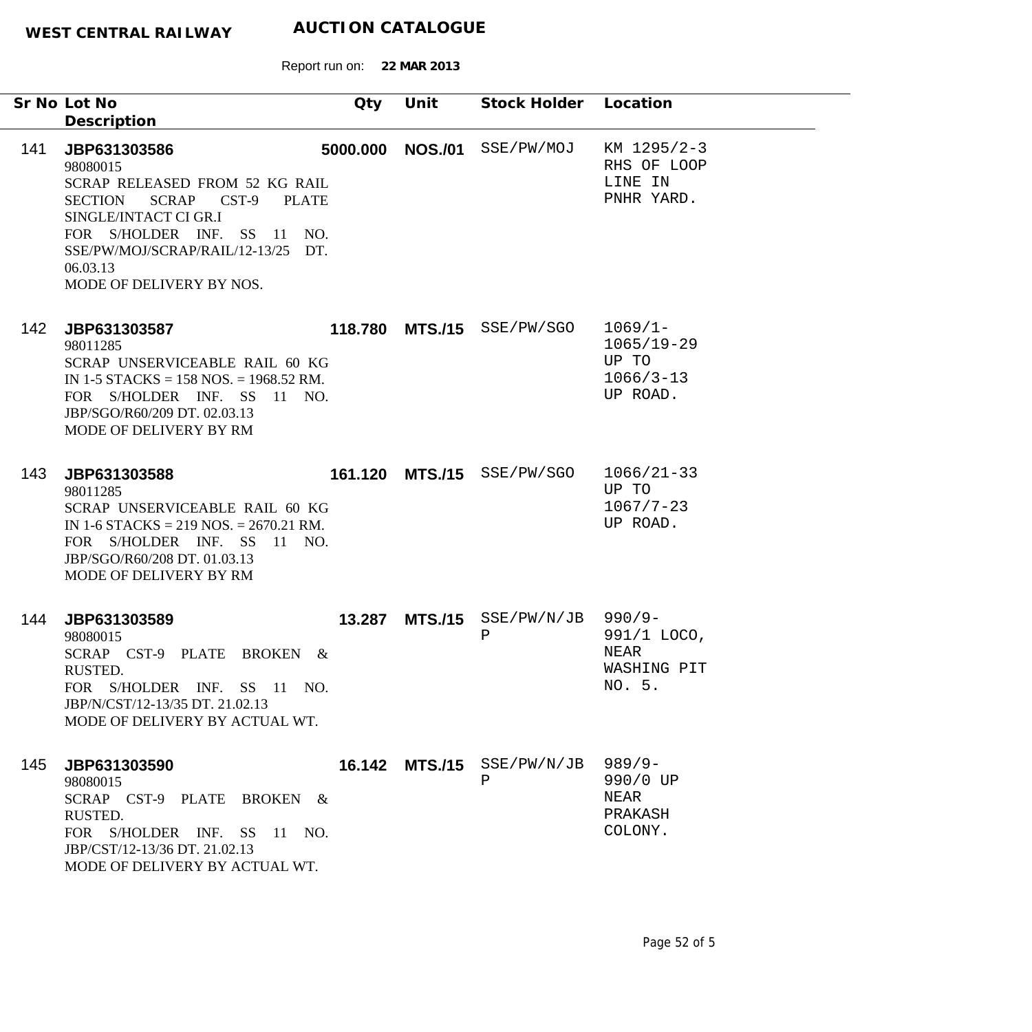**WEST CENTRAL RAILWAY** **AUCTION CATALOGUE**

Report run on: **22 MAR 2013**

| Sr No | Lot No / Description | Qty | Unit | Stock Holder | Location |
|---|---|---|---|---|---|
| 141 | **JBP631303586**<br>98080015<br>SCRAP RELEASED FROM 52 KG RAIL SECTION SCRAP CST-9 PLATE SINGLE/INTACT CI GR.I<br>FOR S/HOLDER INF. SS 11 NO. SSE/PW/MOJ/SCRAP/RAIL/12-13/25 DT. 06.03.13<br>MODE OF DELIVERY BY NOS. | **5000.000** | **NOS./01** | SSE/PW/MOJ | KM 1295/2-3 RHS OF LOOP LINE IN PNHR YARD. |
| 142 | **JBP631303587**<br>98011285<br>SCRAP UNSERVICEABLE RAIL 60 KG IN 1-5 STACKS = 158 NOS. = 1968.52 RM.<br>FOR S/HOLDER INF. SS 11 NO. JBP/SGO/R60/209 DT. 02.03.13<br>MODE OF DELIVERY BY RM | **118.780** | **MTS./15** | SSE/PW/SGO | 1069/1-1065/19-29 UP TO 1066/3-13 UP ROAD. |
| 143 | **JBP631303588**<br>98011285<br>SCRAP UNSERVICEABLE RAIL 60 KG IN 1-6 STACKS = 219 NOS. = 2670.21 RM.<br>FOR S/HOLDER INF. SS 11 NO. JBP/SGO/R60/208 DT. 01.03.13<br>MODE OF DELIVERY BY RM | **161.120** | **MTS./15** | SSE/PW/SGO | 1066/21-33 UP TO 1067/7-23 UP ROAD. |
| 144 | **JBP631303589**<br>98080015<br>SCRAP CST-9 PLATE BROKEN & RUSTED.<br>FOR S/HOLDER INF. SS 11 NO. JBP/N/CST/12-13/35 DT. 21.02.13<br>MODE OF DELIVERY BY ACTUAL WT. | **13.287** | **MTS./15** | SSE/PW/N/JBP | 990/9-991/1 LOCO, NEAR WASHING PIT NO. 5. |
| 145 | **JBP631303590**<br>98080015<br>SCRAP CST-9 PLATE BROKEN & RUSTED.<br>FOR S/HOLDER INF. SS 11 NO. JBP/CST/12-13/36 DT. 21.02.13<br>MODE OF DELIVERY BY ACTUAL WT. | **16.142** | **MTS./15** | SSE/PW/N/JBP | 989/9-990/0 UP NEAR PRAKASH COLONY. |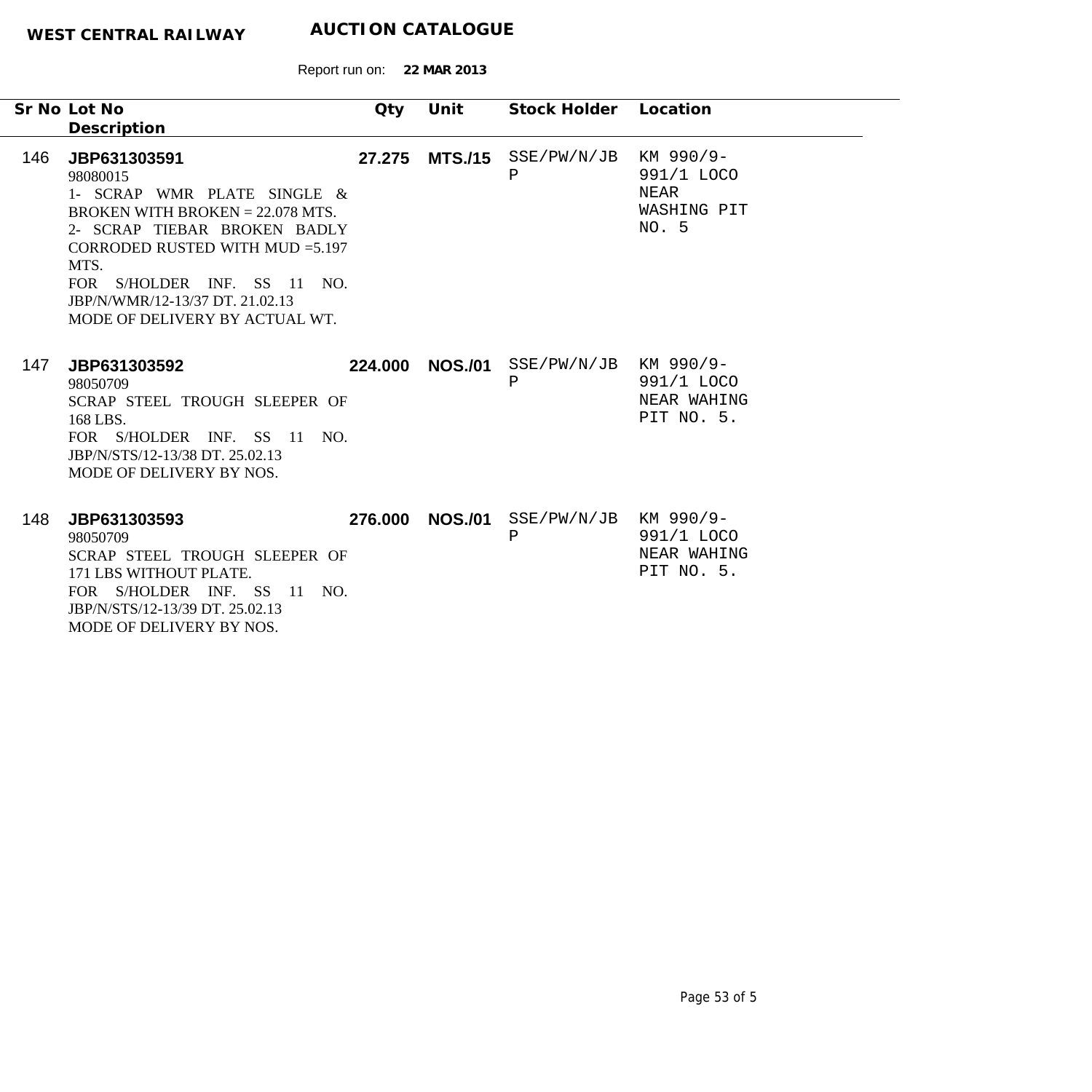**WEST CENTRAL RAILWAY** **AUCTION CATALOGUE**

Report run on: **22 MAR 2013**

| Sr No | Lot No / Description | Qty | Unit | Stock Holder | Location |
|---|---|---|---|---|---|
| 146 | **JBP631303591**<br>98080015<br>1- SCRAP WMR PLATE SINGLE & BROKEN WITH BROKEN = 22.078 MTS.<br>2- SCRAP TIEBAR BROKEN BADLY CORRODED RUSTED WITH MUD =5.197 MTS.<br>FOR S/HOLDER INF. SS 11 NO. JBP/N/WMR/12-13/37 DT. 21.02.13<br>MODE OF DELIVERY BY ACTUAL WT. | **27.275** | **MTS./15** | SSE/PW/N/JBP | KM 990/9-991/1 LOCO NEAR WASHING PIT NO. 5 |
| 147 | **JBP631303592**<br>98050709<br>SCRAP STEEL TROUGH SLEEPER OF 168 LBS.<br>FOR S/HOLDER INF. SS 11 NO. JBP/N/STS/12-13/38 DT. 25.02.13<br>MODE OF DELIVERY BY NOS. | **224.000** | **NOS./01** | SSE/PW/N/JBP | KM 990/9-991/1 LOCO NEAR WAHING PIT NO. 5. |
| 148 | **JBP631303593**<br>98050709<br>SCRAP STEEL TROUGH SLEEPER OF 171 LBS WITHOUT PLATE.<br>FOR S/HOLDER INF. SS 11 NO. JBP/N/STS/12-13/39 DT. 25.02.13<br>MODE OF DELIVERY BY NOS. | **276.000** | **NOS./01** | SSE/PW/N/JBP | KM 990/9-991/1 LOCO NEAR WAHING PIT NO. 5. |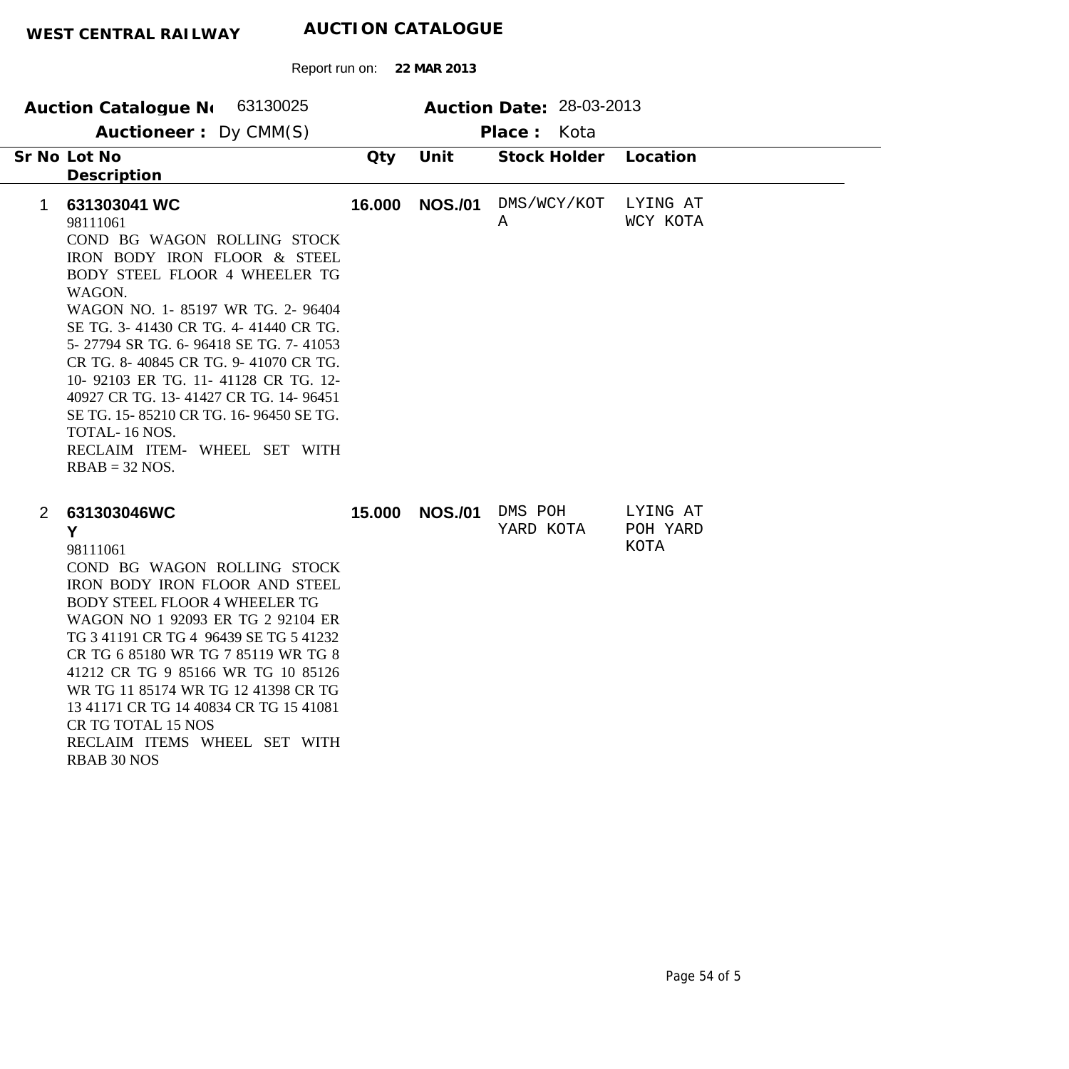**WEST CENTRAL RAILWAY** **AUCTION CATALOGUE**

Report run on: **22 MAR 2013**

**Auction Catalogue No** 63130025 **Auction Date:** 28-03-2013

**Auctioneer :** Dy CMM(S) **Place :** Kota

| Sr No | Lot No / Description | Qty | Unit | Stock Holder | Location |
|---|---|---|---|---|---|
| 1 | **631303041 WC**<br>98111061<br>COND BG WAGON ROLLING STOCK IRON BODY IRON FLOOR & STEEL BODY STEEL FLOOR 4 WHEELER TG WAGON.<br>WAGON NO. 1- 85197 WR TG. 2- 96404 SE TG. 3- 41430 CR TG. 4- 41440 CR TG. 5- 27794 SR TG. 6- 96418 SE TG. 7- 41053 CR TG. 8- 40845 CR TG. 9- 41070 CR TG. 10- 92103 ER TG. 11- 41128 CR TG. 12- 40927 CR TG. 13- 41427 CR TG. 14- 96451 SE TG. 15- 85210 CR TG. 16- 96450 SE TG. TOTAL- 16 NOS.<br>RECLAIM ITEM- WHEEL SET WITH RBAB = 32 NOS. | **16.000** | **NOS./01** | DMS/WCY/KOTA | LYING AT WCY KOTA |
| 2 | **631303046WCY**<br>98111061<br>COND BG WAGON ROLLING STOCK IRON BODY IRON FLOOR AND STEEL BODY STEEL FLOOR 4 WHEELER TG<br>WAGON NO 1 92093 ER TG 2 92104 ER TG 3 41191 CR TG 4 96439 SE TG 5 41232 CR TG 6 85180 WR TG 7 85119 WR TG 8 41212 CR TG 9 85166 WR TG 10 85126 WR TG 11 85174 WR TG 12 41398 CR TG 13 41171 CR TG 14 40834 CR TG 15 41081 CR TG TOTAL 15 NOS<br>RECLAIM ITEMS WHEEL SET WITH RBAB 30 NOS | **15.000** | **NOS./01** | DMS POH YARD KOTA | LYING AT POH YARD KOTA |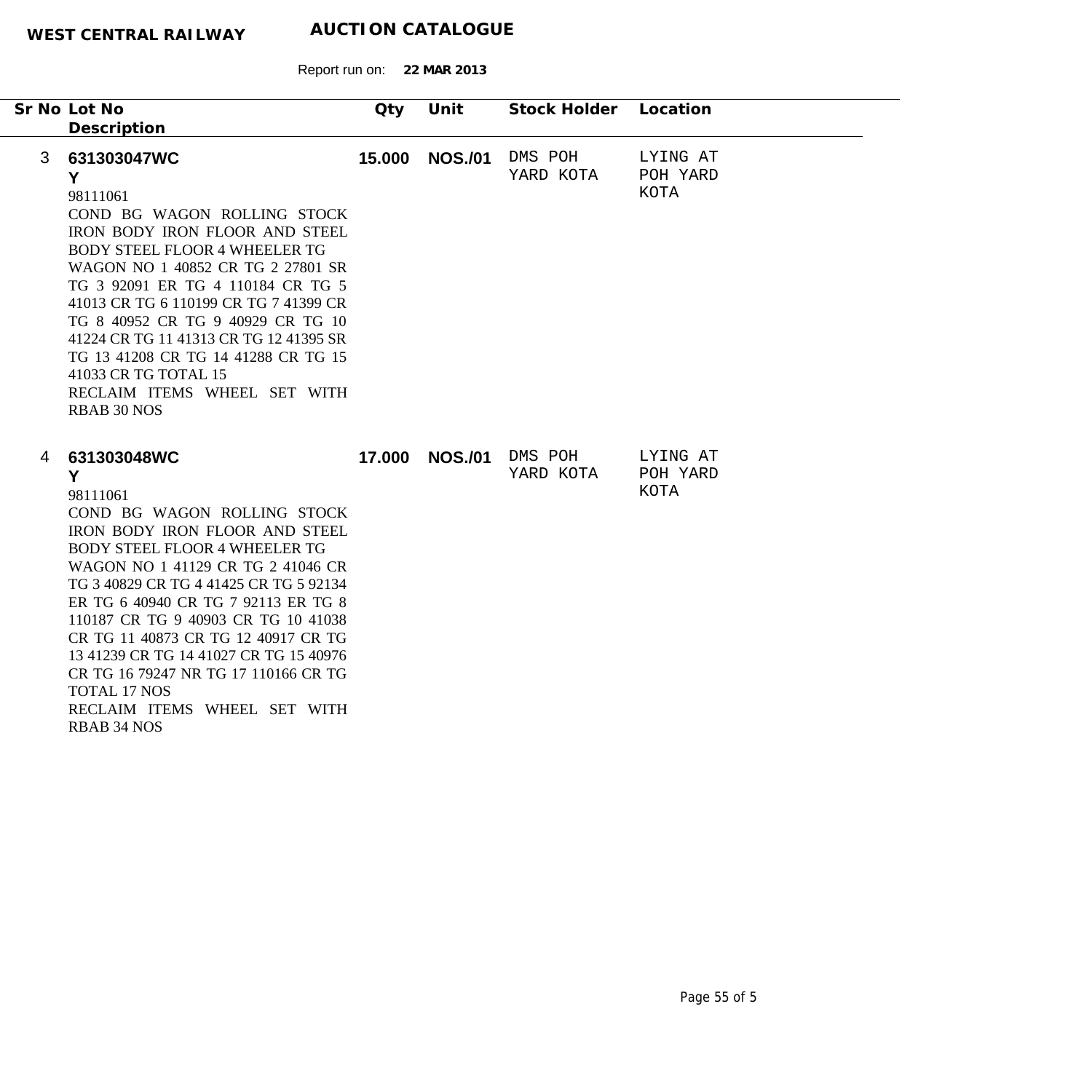**WEST CENTRAL RAILWAY** **AUCTION CATALOGUE**

Report run on: **22 MAR 2013**

| Sr No | Lot No<br>Description | Qty | Unit | Stock Holder | Location |
|---|---|---|---|---|---|
| 3 | **631303047WCY**<br>98111061<br>COND BG WAGON ROLLING STOCK IRON BODY IRON FLOOR AND STEEL BODY STEEL FLOOR 4 WHEELER TG<br>WAGON NO 1 40852 CR TG 2 27801 SR TG 3 92091 ER TG 4 110184 CR TG 5 41013 CR TG 6 110199 CR TG 7 41399 CR TG 8 40952 CR TG 9 40929 CR TG 10 41224 CR TG 11 41313 CR TG 12 41395 SR TG 13 41208 CR TG 14 41288 CR TG 15 41033 CR TG TOTAL 15<br>RECLAIM ITEMS WHEEL SET WITH RBAB 30 NOS | **15.000** | **NOS./01** | DMS POH YARD KOTA | LYING AT POH YARD KOTA |
| 4 | **631303048WCY**<br>98111061<br>COND BG WAGON ROLLING STOCK IRON BODY IRON FLOOR AND STEEL BODY STEEL FLOOR 4 WHEELER TG<br>WAGON NO 1 41129 CR TG 2 41046 CR TG 3 40829 CR TG 4 41425 CR TG 5 92134 ER TG 6 40940 CR TG 7 92113 ER TG 8 110187 CR TG 9 40903 CR TG 10 41038 CR TG 11 40873 CR TG 12 40917 CR TG 13 41239 CR TG 14 41027 CR TG 15 40976 CR TG 16 79247 NR TG 17 110166 CR TG TOTAL 17 NOS<br>RECLAIM ITEMS WHEEL SET WITH RBAB 34 NOS | **17.000** | **NOS./01** | DMS POH YARD KOTA | LYING AT POH YARD KOTA |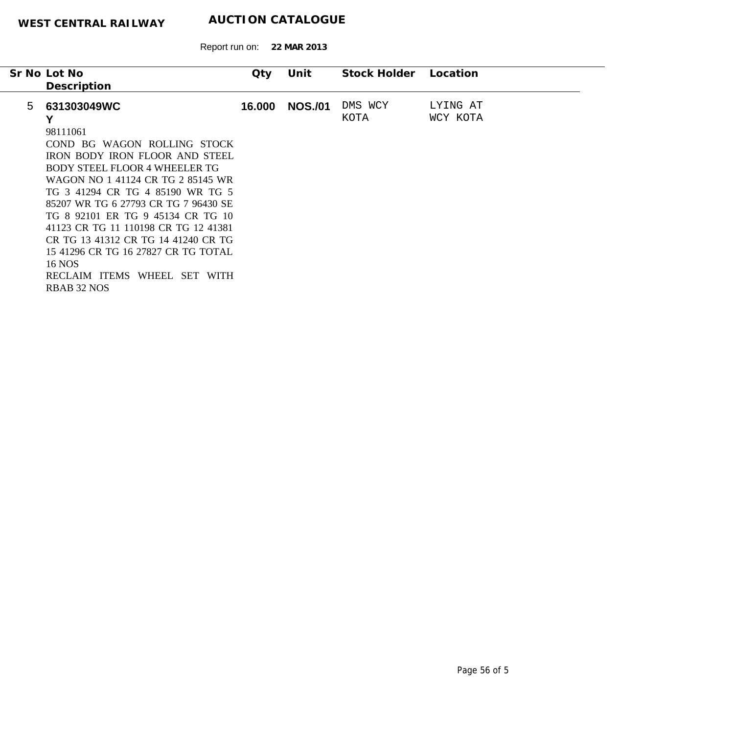**WEST CENTRAL RAILWAY** **AUCTION CATALOGUE**

Report run on: **22 MAR 2013**

| Sr No | Lot No / Description | Qty | Unit | Stock Holder | Location |
|---|---|---|---|---|---|
| 5 | **631303049WCY**<br>98111061<br>COND BG WAGON ROLLING STOCK IRON BODY IRON FLOOR AND STEEL BODY STEEL FLOOR 4 WHEELER TG WAGON NO 1 41124 CR TG 2 85145 WR TG 3 41294 CR TG 4 85190 WR TG 5 85207 WR TG 6 27793 CR TG 7 96430 SE TG 8 92101 ER TG 9 45134 CR TG 10 41123 CR TG 11 110198 CR TG 12 41381 CR TG 13 41312 CR TG 14 41240 CR TG 15 41296 CR TG 16 27827 CR TG TOTAL 16 NOS<br>RECLAIM ITEMS WHEEL SET WITH RBAB 32 NOS | **16.000** | **NOS./01** | DMS WCY KOTA | LYING AT WCY KOTA |